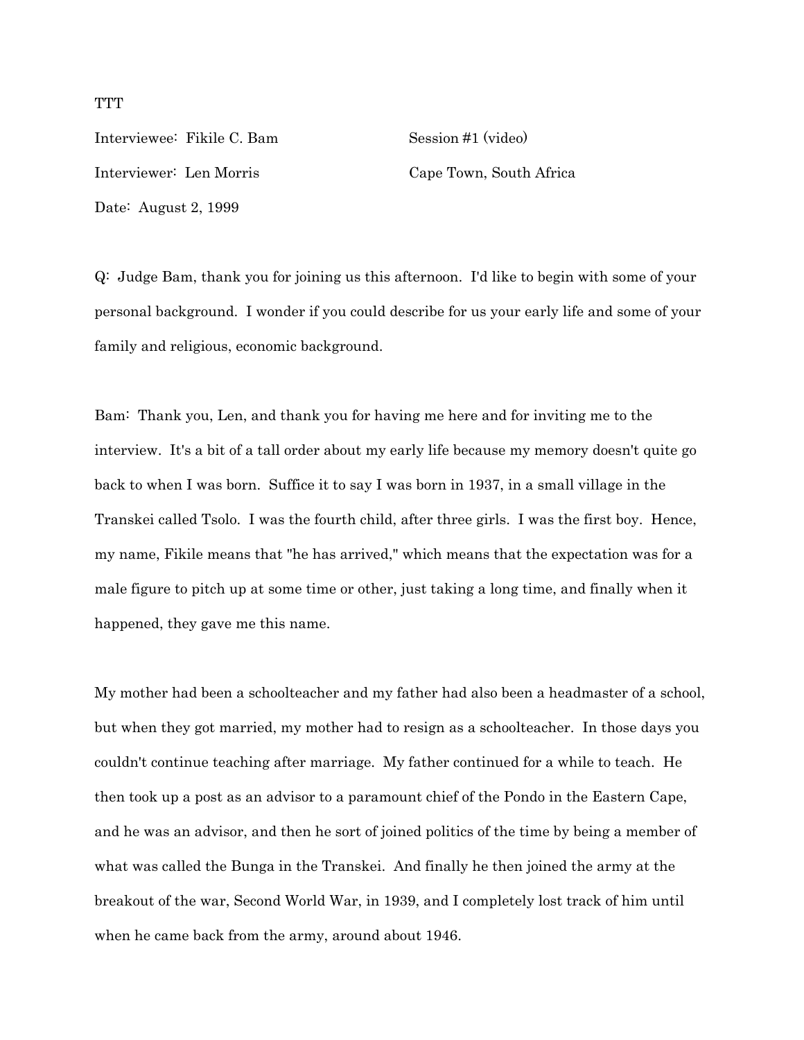TTT

Interviewee: Fikile C. Bam    Session #1 (video)

Interviewer: Len Morris    Cape Town, South Africa

Date: August 2, 1999

Q: Judge Bam, thank you for joining us this afternoon. I'd like to begin with some of your personal background. I wonder if you could describe for us your early life and some of your family and religious, economic background.

Bam: Thank you, Len, and thank you for having me here and for inviting me to the interview. It's a bit of a tall order about my early life because my memory doesn't quite go back to when I was born. Suffice it to say I was born in 1937, in a small village in the Transkei called Tsolo. I was the fourth child, after three girls. I was the first boy. Hence, my name, Fikile means that "he has arrived," which means that the expectation was for a male figure to pitch up at some time or other, just taking a long time, and finally when it happened, they gave me this name.

My mother had been a schoolteacher and my father had also been a headmaster of a school, but when they got married, my mother had to resign as a schoolteacher. In those days you couldn't continue teaching after marriage. My father continued for a while to teach. He then took up a post as an advisor to a paramount chief of the Pondo in the Eastern Cape, and he was an advisor, and then he sort of joined politics of the time by being a member of what was called the Bunga in the Transkei. And finally he then joined the army at the breakout of the war, Second World War, in 1939, and I completely lost track of him until when he came back from the army, around about 1946.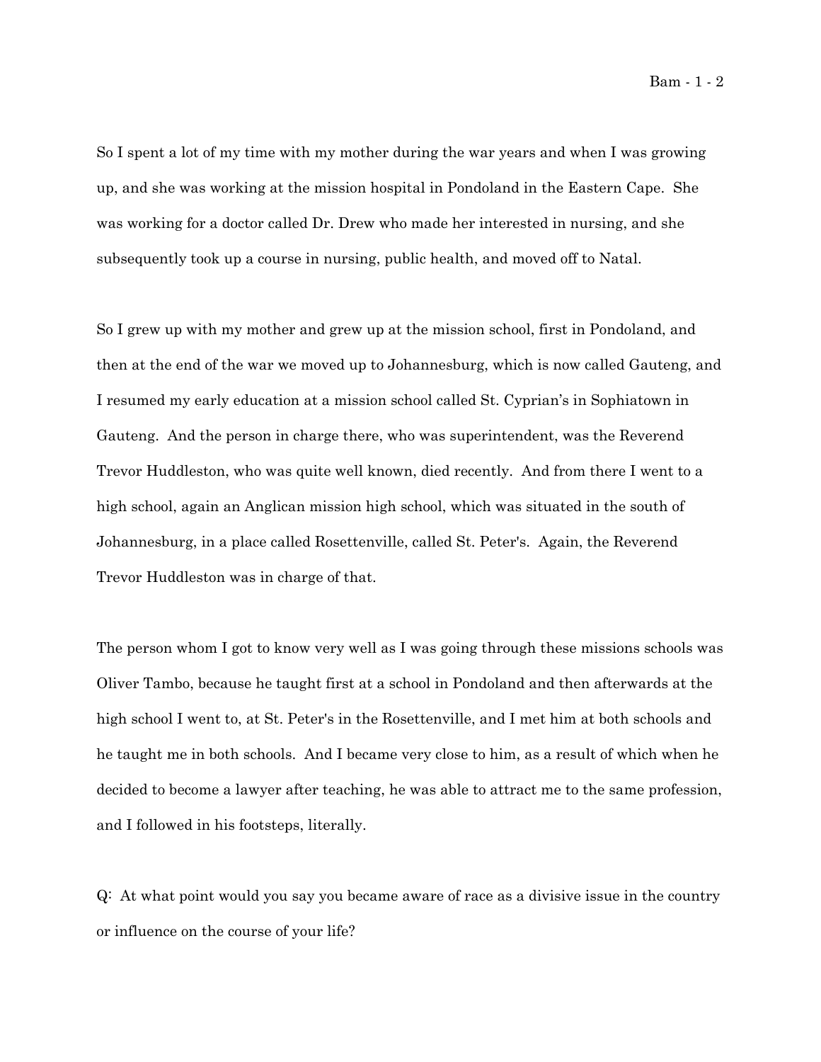So I spent a lot of my time with my mother during the war years and when I was growing up, and she was working at the mission hospital in Pondoland in the Eastern Cape. She was working for a doctor called Dr. Drew who made her interested in nursing, and she subsequently took up a course in nursing, public health, and moved off to Natal.

So I grew up with my mother and grew up at the mission school, first in Pondoland, and then at the end of the war we moved up to Johannesburg, which is now called Gauteng, and I resumed my early education at a mission school called St. Cyprian's in Sophiatown in Gauteng. And the person in charge there, who was superintendent, was the Reverend Trevor Huddleston, who was quite well known, died recently. And from there I went to a high school, again an Anglican mission high school, which was situated in the south of Johannesburg, in a place called Rosettenville, called St. Peter's. Again, the Reverend Trevor Huddleston was in charge of that.

The person whom I got to know very well as I was going through these missions schools was Oliver Tambo, because he taught first at a school in Pondoland and then afterwards at the high school I went to, at St. Peter's in the Rosettenville, and I met him at both schools and he taught me in both schools. And I became very close to him, as a result of which when he decided to become a lawyer after teaching, he was able to attract me to the same profession, and I followed in his footsteps, literally.

Q: At what point would you say you became aware of race as a divisive issue in the country or influence on the course of your life?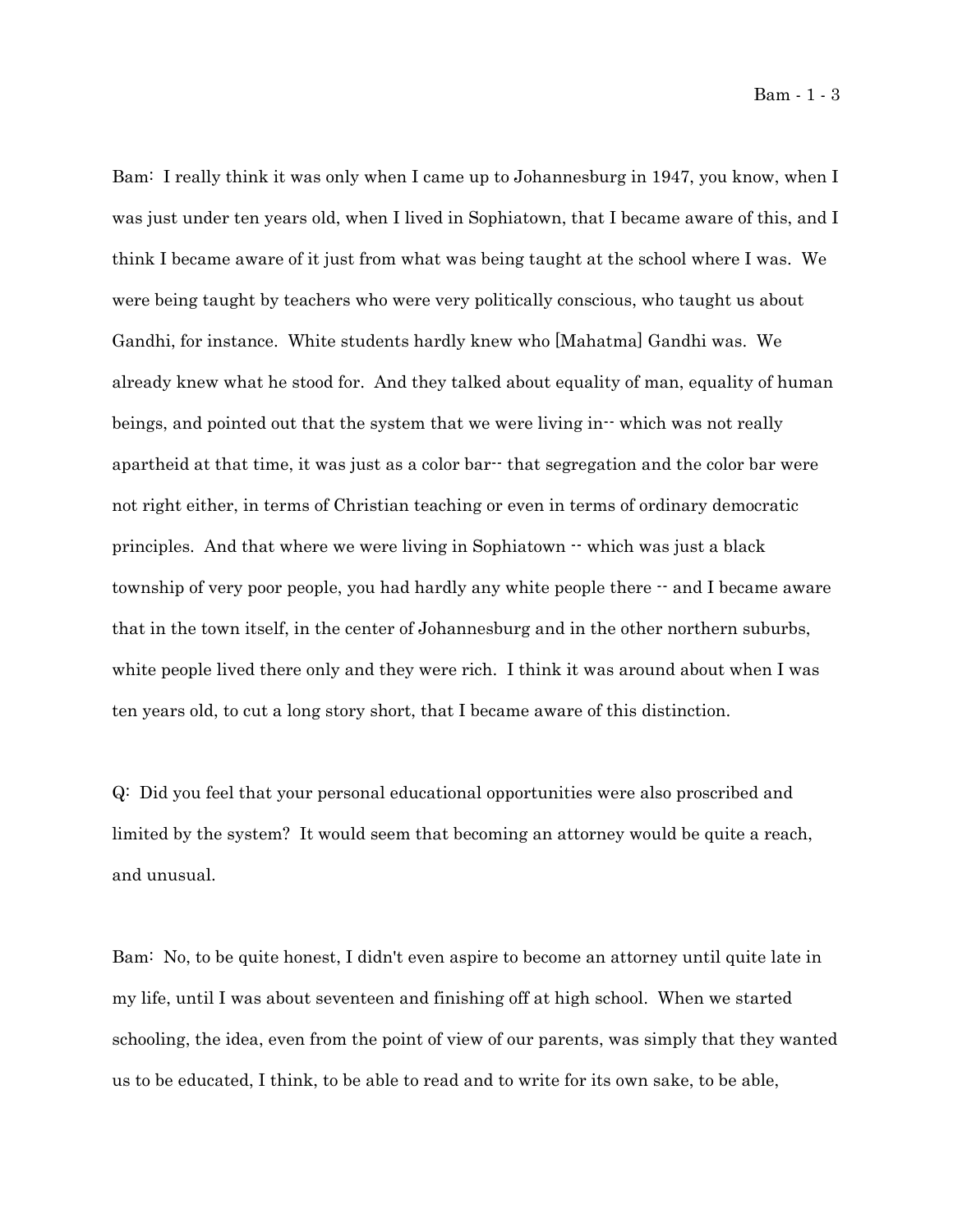Bam: I really think it was only when I came up to Johannesburg in 1947, you know, when I was just under ten years old, when I lived in Sophiatown, that I became aware of this, and I think I became aware of it just from what was being taught at the school where I was. We were being taught by teachers who were very politically conscious, who taught us about Gandhi, for instance. White students hardly knew who [Mahatma] Gandhi was. We already knew what he stood for. And they talked about equality of man, equality of human beings, and pointed out that the system that we were living in-- which was not really apartheid at that time, it was just as a color bar-- that segregation and the color bar were not right either, in terms of Christian teaching or even in terms of ordinary democratic principles. And that where we were living in Sophiatown -- which was just a black township of very poor people, you had hardly any white people there -- and I became aware that in the town itself, in the center of Johannesburg and in the other northern suburbs, white people lived there only and they were rich. I think it was around about when I was ten years old, to cut a long story short, that I became aware of this distinction.

Q: Did you feel that your personal educational opportunities were also proscribed and limited by the system? It would seem that becoming an attorney would be quite a reach, and unusual.

Bam: No, to be quite honest, I didn't even aspire to become an attorney until quite late in my life, until I was about seventeen and finishing off at high school. When we started schooling, the idea, even from the point of view of our parents, was simply that they wanted us to be educated, I think, to be able to read and to write for its own sake, to be able,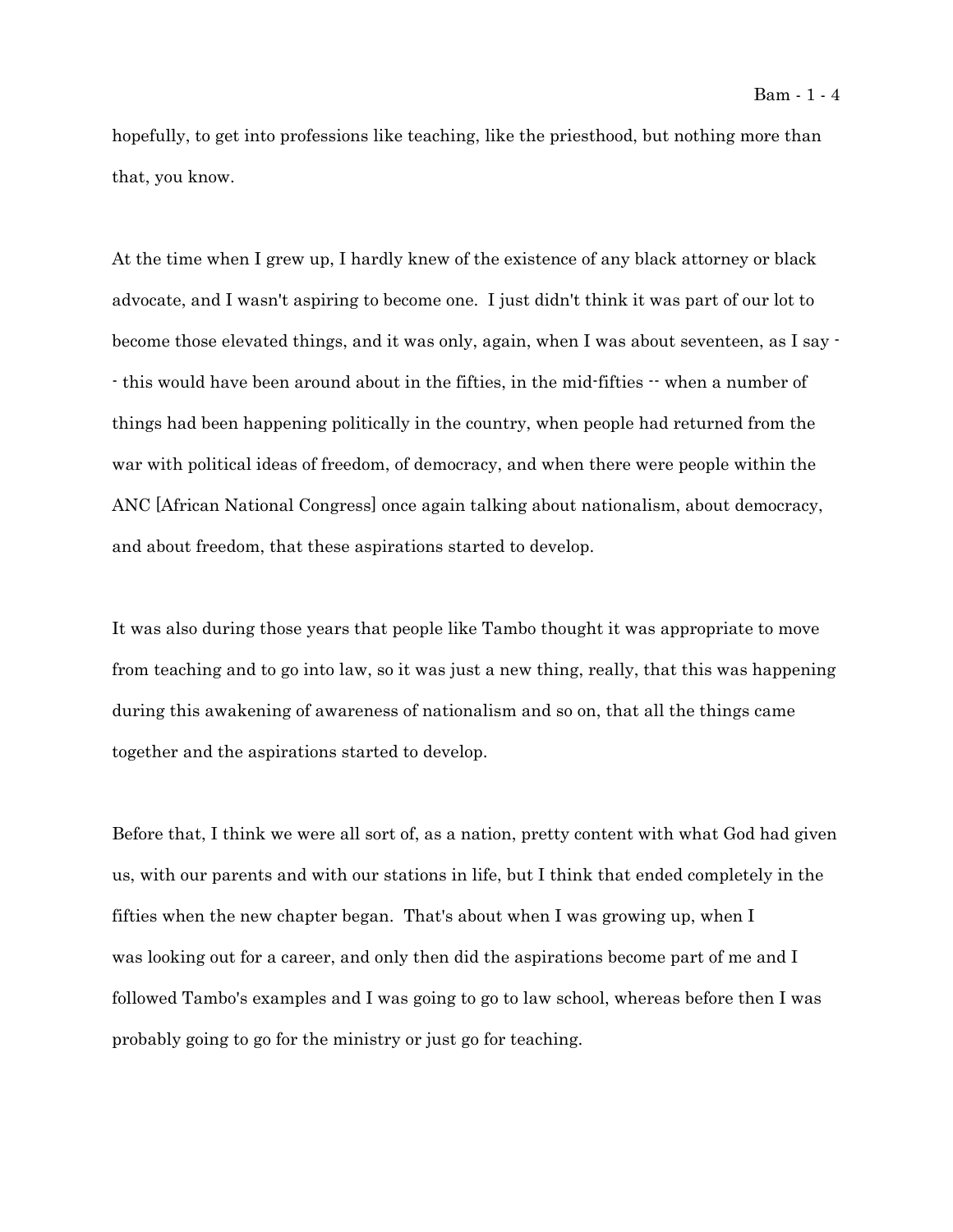hopefully, to get into professions like teaching, like the priesthood, but nothing more than that, you know.

At the time when I grew up, I hardly knew of the existence of any black attorney or black advocate, and I wasn't aspiring to become one. I just didn't think it was part of our lot to become those elevated things, and it was only, again, when I was about seventeen, as I say -- this would have been around about in the fifties, in the mid-fifties -- when a number of things had been happening politically in the country, when people had returned from the war with political ideas of freedom, of democracy, and when there were people within the ANC [African National Congress] once again talking about nationalism, about democracy, and about freedom, that these aspirations started to develop.

It was also during those years that people like Tambo thought it was appropriate to move from teaching and to go into law, so it was just a new thing, really, that this was happening during this awakening of awareness of nationalism and so on, that all the things came together and the aspirations started to develop.

Before that, I think we were all sort of, as a nation, pretty content with what God had given us, with our parents and with our stations in life, but I think that ended completely in the fifties when the new chapter began. That's about when I was growing up, when I was looking out for a career, and only then did the aspirations become part of me and I followed Tambo's examples and I was going to go to law school, whereas before then I was probably going to go for the ministry or just go for teaching.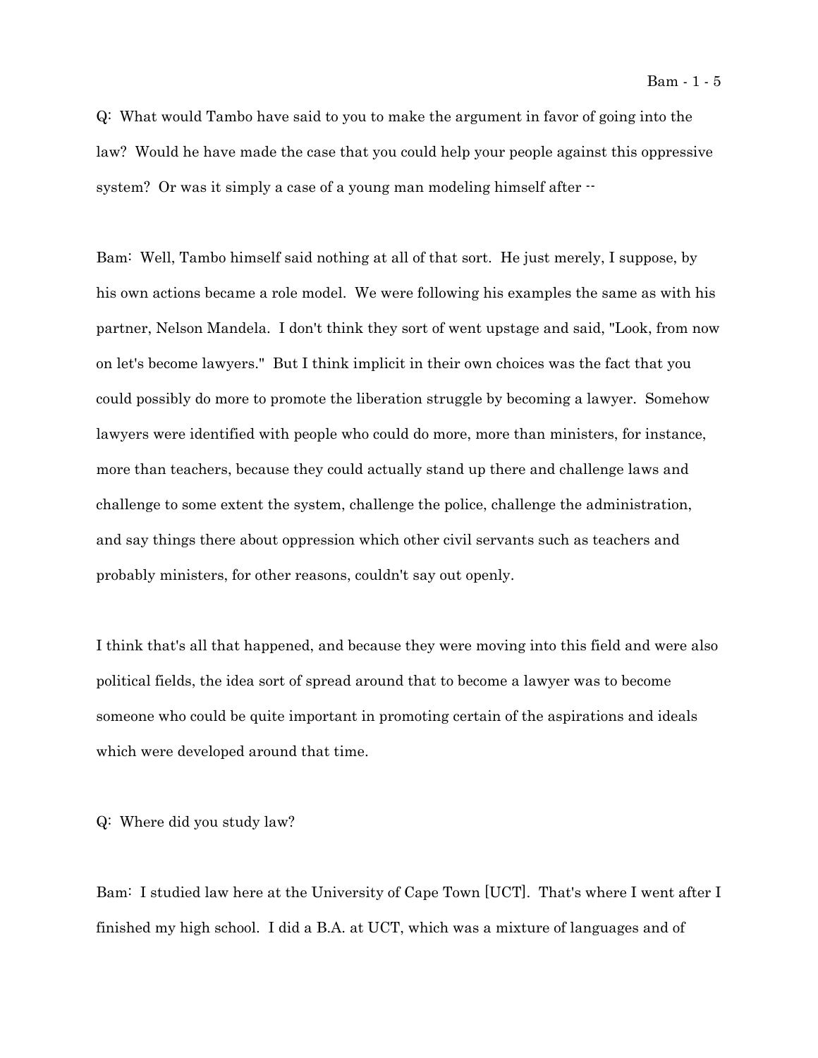Q: What would Tambo have said to you to make the argument in favor of going into the law? Would he have made the case that you could help your people against this oppressive system? Or was it simply a case of a young man modeling himself after --

Bam: Well, Tambo himself said nothing at all of that sort. He just merely, I suppose, by his own actions became a role model. We were following his examples the same as with his partner, Nelson Mandela. I don't think they sort of went upstage and said, "Look, from now on let's become lawyers." But I think implicit in their own choices was the fact that you could possibly do more to promote the liberation struggle by becoming a lawyer. Somehow lawyers were identified with people who could do more, more than ministers, for instance, more than teachers, because they could actually stand up there and challenge laws and challenge to some extent the system, challenge the police, challenge the administration, and say things there about oppression which other civil servants such as teachers and probably ministers, for other reasons, couldn't say out openly.

I think that's all that happened, and because they were moving into this field and were also political fields, the idea sort of spread around that to become a lawyer was to become someone who could be quite important in promoting certain of the aspirations and ideals which were developed around that time.

Q: Where did you study law?

Bam: I studied law here at the University of Cape Town [UCT]. That's where I went after I finished my high school. I did a B.A. at UCT, which was a mixture of languages and of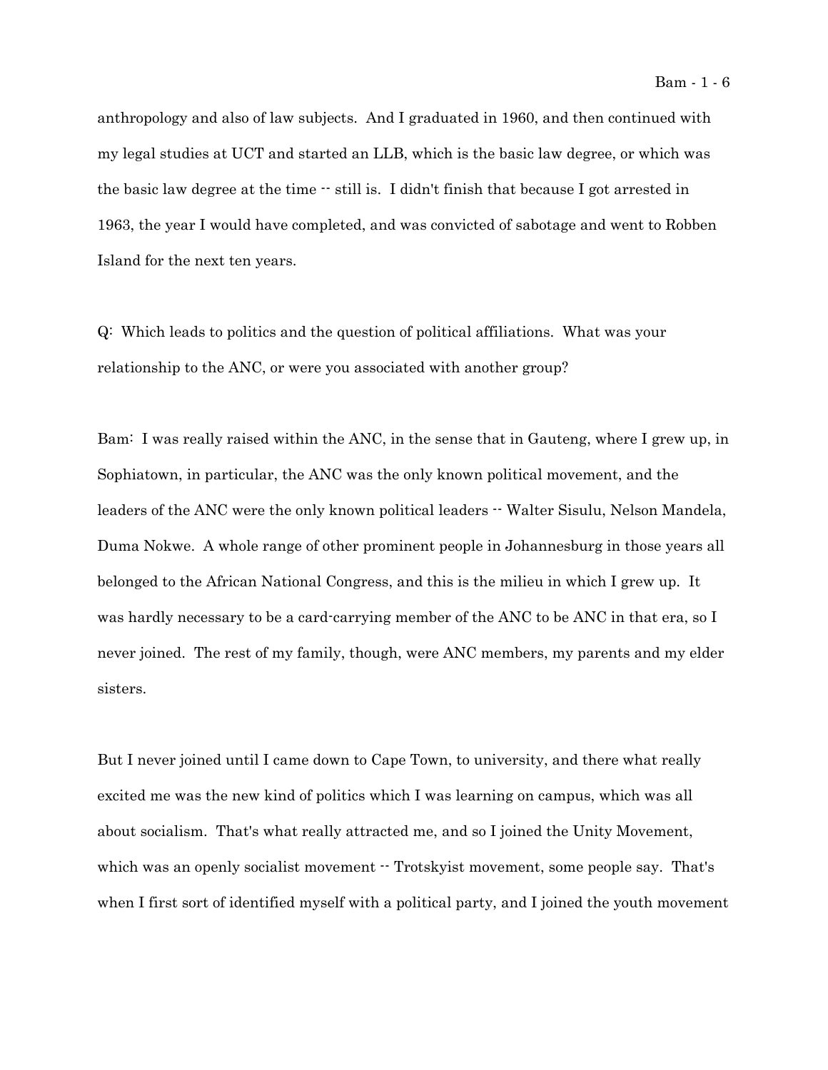anthropology and also of law subjects. And I graduated in 1960, and then continued with my legal studies at UCT and started an LLB, which is the basic law degree, or which was the basic law degree at the time -- still is. I didn't finish that because I got arrested in 1963, the year I would have completed, and was convicted of sabotage and went to Robben Island for the next ten years.

Q: Which leads to politics and the question of political affiliations. What was your relationship to the ANC, or were you associated with another group?

Bam: I was really raised within the ANC, in the sense that in Gauteng, where I grew up, in Sophiatown, in particular, the ANC was the only known political movement, and the leaders of the ANC were the only known political leaders -- Walter Sisulu, Nelson Mandela, Duma Nokwe. A whole range of other prominent people in Johannesburg in those years all belonged to the African National Congress, and this is the milieu in which I grew up. It was hardly necessary to be a card-carrying member of the ANC to be ANC in that era, so I never joined. The rest of my family, though, were ANC members, my parents and my elder sisters.

But I never joined until I came down to Cape Town, to university, and there what really excited me was the new kind of politics which I was learning on campus, which was all about socialism. That's what really attracted me, and so I joined the Unity Movement, which was an openly socialist movement -- Trotskyist movement, some people say. That's when I first sort of identified myself with a political party, and I joined the youth movement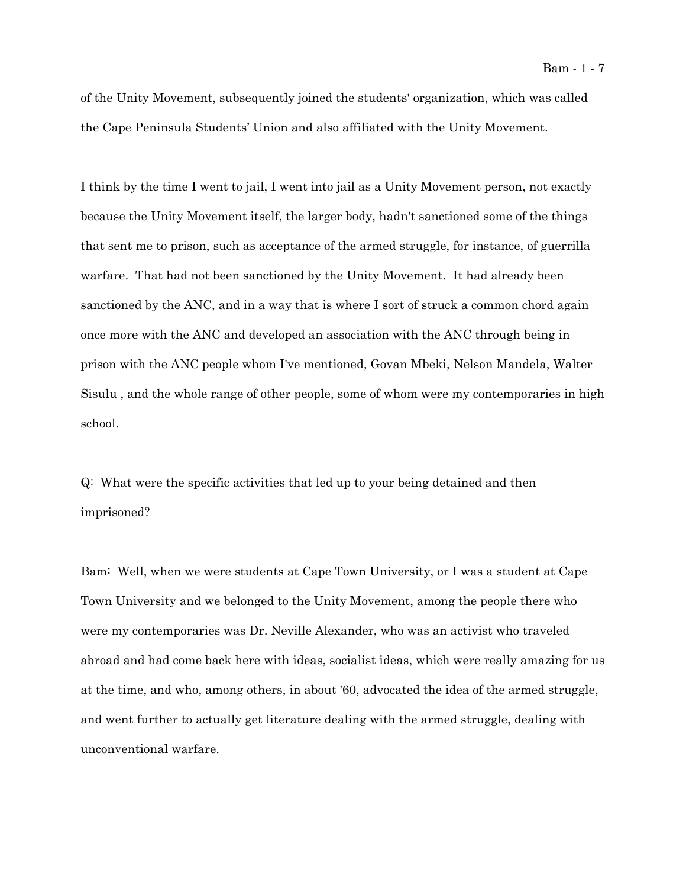of the Unity Movement, subsequently joined the students' organization, which was called the Cape Peninsula Students' Union and also affiliated with the Unity Movement.

I think by the time I went to jail, I went into jail as a Unity Movement person, not exactly because the Unity Movement itself, the larger body, hadn't sanctioned some of the things that sent me to prison, such as acceptance of the armed struggle, for instance, of guerrilla warfare. That had not been sanctioned by the Unity Movement. It had already been sanctioned by the ANC, and in a way that is where I sort of struck a common chord again once more with the ANC and developed an association with the ANC through being in prison with the ANC people whom I've mentioned, Govan Mbeki, Nelson Mandela, Walter Sisulu , and the whole range of other people, some of whom were my contemporaries in high school.

Q: What were the specific activities that led up to your being detained and then imprisoned?

Bam: Well, when we were students at Cape Town University, or I was a student at Cape Town University and we belonged to the Unity Movement, among the people there who were my contemporaries was Dr. Neville Alexander, who was an activist who traveled abroad and had come back here with ideas, socialist ideas, which were really amazing for us at the time, and who, among others, in about '60, advocated the idea of the armed struggle, and went further to actually get literature dealing with the armed struggle, dealing with unconventional warfare.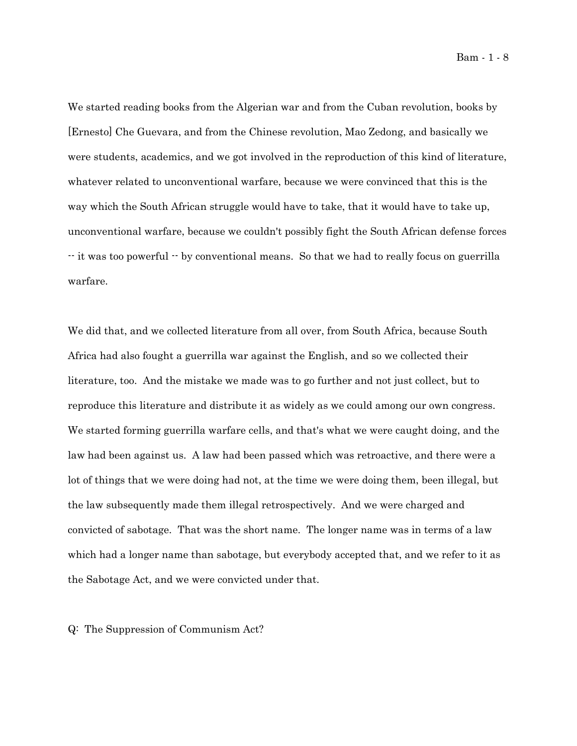We started reading books from the Algerian war and from the Cuban revolution, books by [Ernesto] Che Guevara, and from the Chinese revolution, Mao Zedong, and basically we were students, academics, and we got involved in the reproduction of this kind of literature, whatever related to unconventional warfare, because we were convinced that this is the way which the South African struggle would have to take, that it would have to take up, unconventional warfare, because we couldn't possibly fight the South African defense forces -- it was too powerful -- by conventional means. So that we had to really focus on guerrilla warfare.

We did that, and we collected literature from all over, from South Africa, because South Africa had also fought a guerrilla war against the English, and so we collected their literature, too. And the mistake we made was to go further and not just collect, but to reproduce this literature and distribute it as widely as we could among our own congress. We started forming guerrilla warfare cells, and that's what we were caught doing, and the law had been against us. A law had been passed which was retroactive, and there were a lot of things that we were doing had not, at the time we were doing them, been illegal, but the law subsequently made them illegal retrospectively. And we were charged and convicted of sabotage. That was the short name. The longer name was in terms of a law which had a longer name than sabotage, but everybody accepted that, and we refer to it as the Sabotage Act, and we were convicted under that.

Q: The Suppression of Communism Act?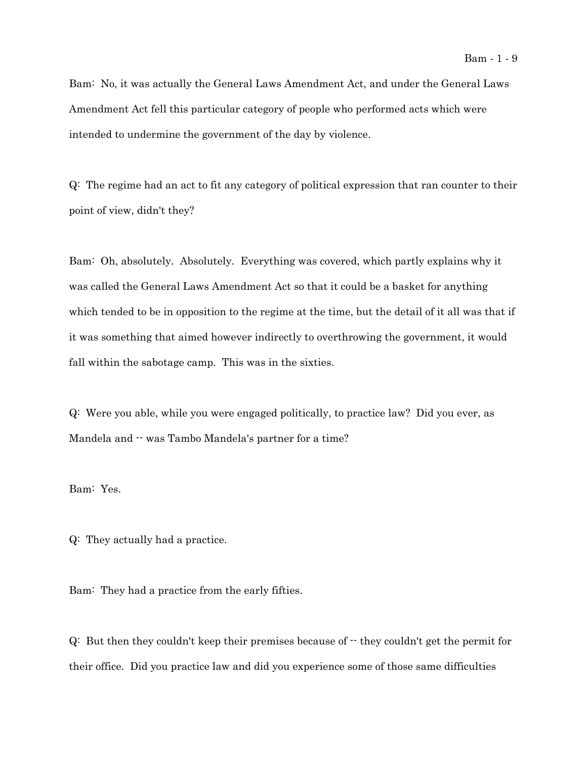Bam: No, it was actually the General Laws Amendment Act, and under the General Laws Amendment Act fell this particular category of people who performed acts which were intended to undermine the government of the day by violence.

Q: The regime had an act to fit any category of political expression that ran counter to their point of view, didn't they?

Bam: Oh, absolutely. Absolutely. Everything was covered, which partly explains why it was called the General Laws Amendment Act so that it could be a basket for anything which tended to be in opposition to the regime at the time, but the detail of it all was that if it was something that aimed however indirectly to overthrowing the government, it would fall within the sabotage camp. This was in the sixties.

Q: Were you able, while you were engaged politically, to practice law? Did you ever, as Mandela and -- was Tambo Mandela's partner for a time?

Bam: Yes.

Q: They actually had a practice.

Bam: They had a practice from the early fifties.

Q: But then they couldn't keep their premises because of -- they couldn't get the permit for their office. Did you practice law and did you experience some of those same difficulties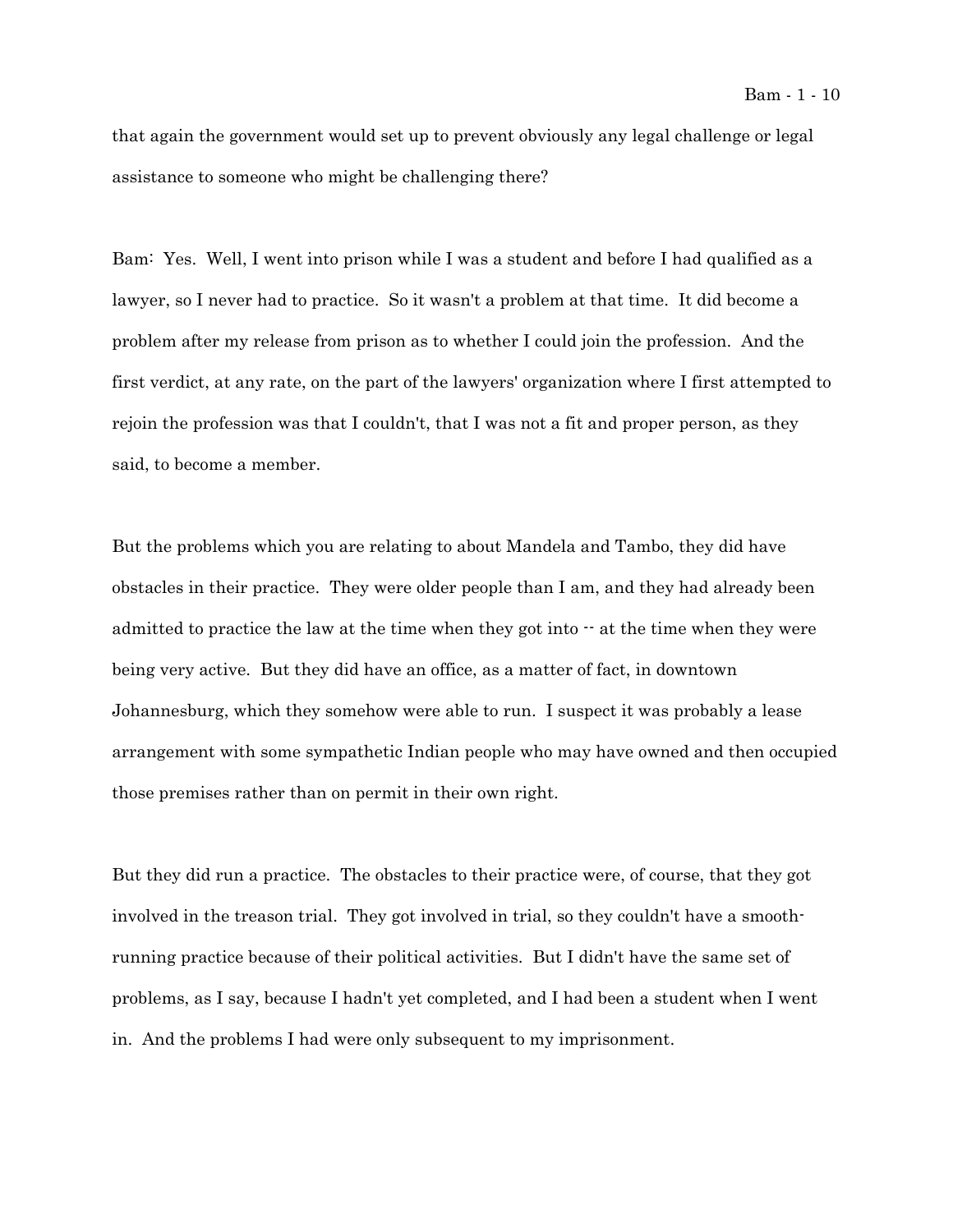that again the government would set up to prevent obviously any legal challenge or legal assistance to someone who might be challenging there?

Bam: Yes. Well, I went into prison while I was a student and before I had qualified as a lawyer, so I never had to practice. So it wasn't a problem at that time. It did become a problem after my release from prison as to whether I could join the profession. And the first verdict, at any rate, on the part of the lawyers' organization where I first attempted to rejoin the profession was that I couldn't, that I was not a fit and proper person, as they said, to become a member.

But the problems which you are relating to about Mandela and Tambo, they did have obstacles in their practice. They were older people than I am, and they had already been admitted to practice the law at the time when they got into -- at the time when they were being very active. But they did have an office, as a matter of fact, in downtown Johannesburg, which they somehow were able to run. I suspect it was probably a lease arrangement with some sympathetic Indian people who may have owned and then occupied those premises rather than on permit in their own right.

But they did run a practice. The obstacles to their practice were, of course, that they got involved in the treason trial. They got involved in trial, so they couldn't have a smooth-running practice because of their political activities. But I didn't have the same set of problems, as I say, because I hadn't yet completed, and I had been a student when I went in. And the problems I had were only subsequent to my imprisonment.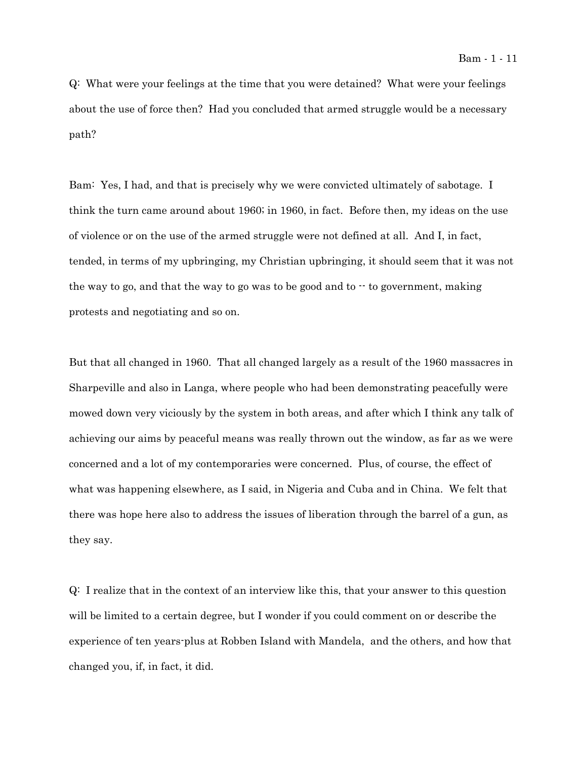Q: What were your feelings at the time that you were detained? What were your feelings about the use of force then? Had you concluded that armed struggle would be a necessary path?

Bam: Yes, I had, and that is precisely why we were convicted ultimately of sabotage. I think the turn came around about 1960; in 1960, in fact. Before then, my ideas on the use of violence or on the use of the armed struggle were not defined at all. And I, in fact, tended, in terms of my upbringing, my Christian upbringing, it should seem that it was not the way to go, and that the way to go was to be good and to -- to government, making protests and negotiating and so on.

But that all changed in 1960. That all changed largely as a result of the 1960 massacres in Sharpeville and also in Langa, where people who had been demonstrating peacefully were mowed down very viciously by the system in both areas, and after which I think any talk of achieving our aims by peaceful means was really thrown out the window, as far as we were concerned and a lot of my contemporaries were concerned. Plus, of course, the effect of what was happening elsewhere, as I said, in Nigeria and Cuba and in China. We felt that there was hope here also to address the issues of liberation through the barrel of a gun, as they say.

Q: I realize that in the context of an interview like this, that your answer to this question will be limited to a certain degree, but I wonder if you could comment on or describe the experience of ten years-plus at Robben Island with Mandela, and the others, and how that changed you, if, in fact, it did.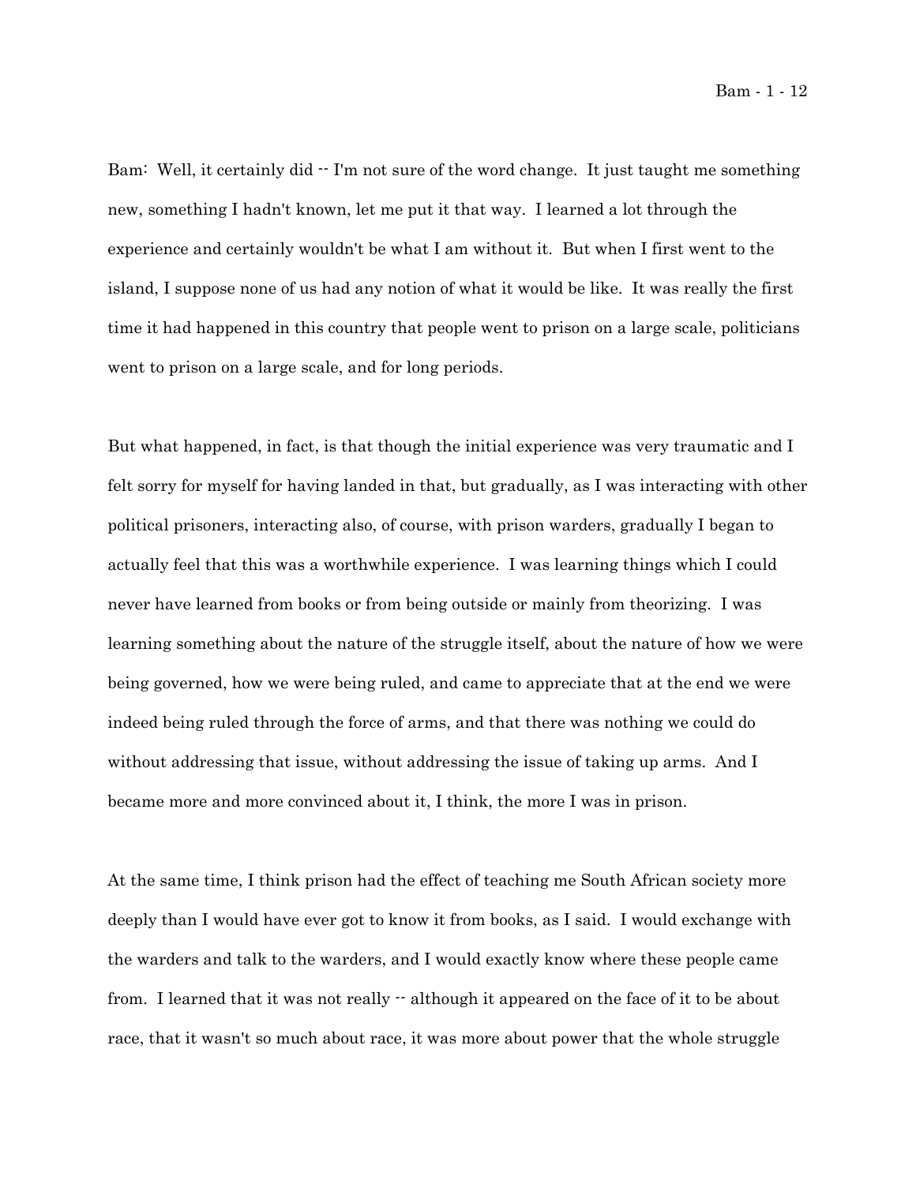Bam: Well, it certainly did -- I'm not sure of the word change. It just taught me something new, something I hadn't known, let me put it that way. I learned a lot through the experience and certainly wouldn't be what I am without it. But when I first went to the island, I suppose none of us had any notion of what it would be like. It was really the first time it had happened in this country that people went to prison on a large scale, politicians went to prison on a large scale, and for long periods.

But what happened, in fact, is that though the initial experience was very traumatic and I felt sorry for myself for having landed in that, but gradually, as I was interacting with other political prisoners, interacting also, of course, with prison warders, gradually I began to actually feel that this was a worthwhile experience. I was learning things which I could never have learned from books or from being outside or mainly from theorizing. I was learning something about the nature of the struggle itself, about the nature of how we were being governed, how we were being ruled, and came to appreciate that at the end we were indeed being ruled through the force of arms, and that there was nothing we could do without addressing that issue, without addressing the issue of taking up arms. And I became more and more convinced about it, I think, the more I was in prison.

At the same time, I think prison had the effect of teaching me South African society more deeply than I would have ever got to know it from books, as I said. I would exchange with the warders and talk to the warders, and I would exactly know where these people came from. I learned that it was not really -- although it appeared on the face of it to be about race, that it wasn't so much about race, it was more about power that the whole struggle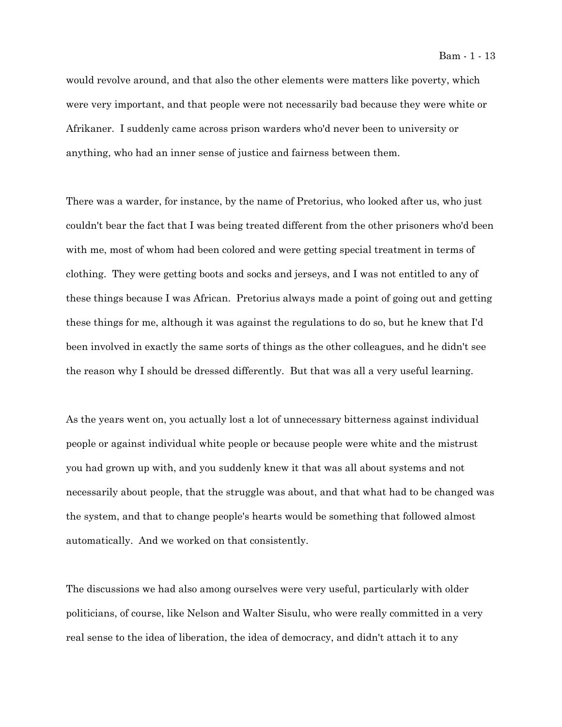would revolve around, and that also the other elements were matters like poverty, which were very important, and that people were not necessarily bad because they were white or Afrikaner. I suddenly came across prison warders who'd never been to university or anything, who had an inner sense of justice and fairness between them.

There was a warder, for instance, by the name of Pretorius, who looked after us, who just couldn't bear the fact that I was being treated different from the other prisoners who'd been with me, most of whom had been colored and were getting special treatment in terms of clothing. They were getting boots and socks and jerseys, and I was not entitled to any of these things because I was African. Pretorius always made a point of going out and getting these things for me, although it was against the regulations to do so, but he knew that I'd been involved in exactly the same sorts of things as the other colleagues, and he didn't see the reason why I should be dressed differently. But that was all a very useful learning.

As the years went on, you actually lost a lot of unnecessary bitterness against individual people or against individual white people or because people were white and the mistrust you had grown up with, and you suddenly knew it that was all about systems and not necessarily about people, that the struggle was about, and that what had to be changed was the system, and that to change people's hearts would be something that followed almost automatically. And we worked on that consistently.

The discussions we had also among ourselves were very useful, particularly with older politicians, of course, like Nelson and Walter Sisulu, who were really committed in a very real sense to the idea of liberation, the idea of democracy, and didn't attach it to any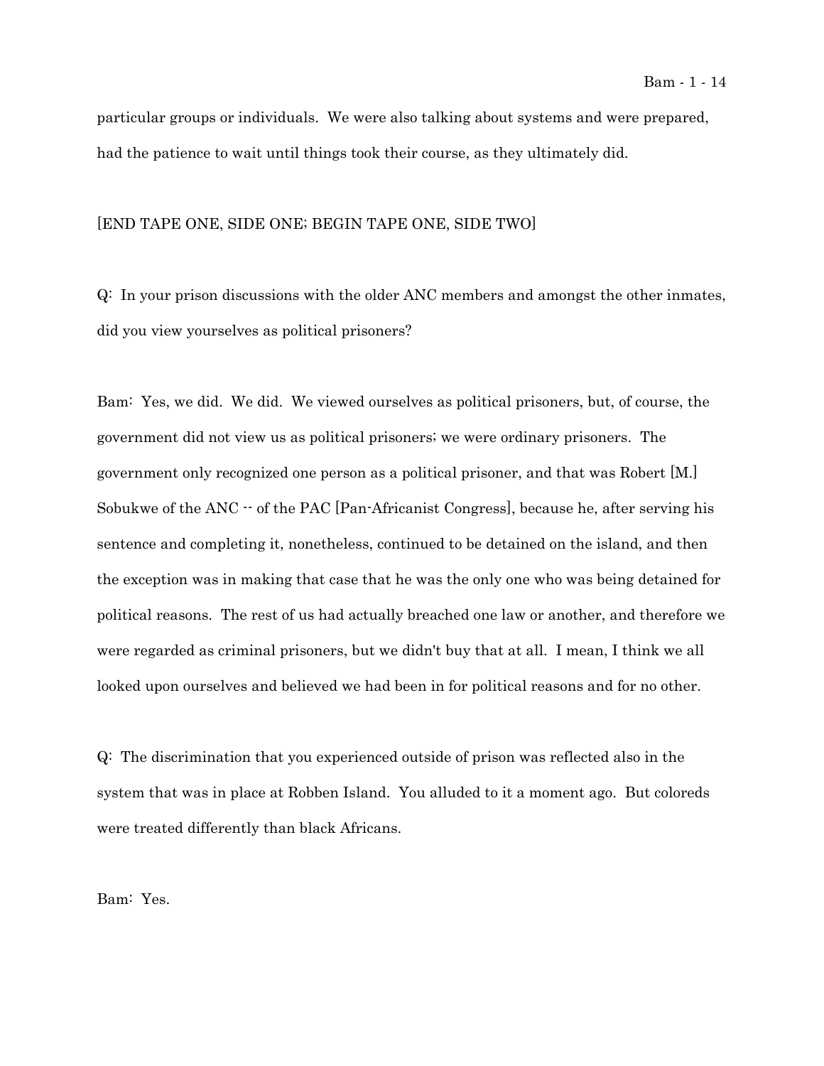particular groups or individuals. We were also talking about systems and were prepared, had the patience to wait until things took their course, as they ultimately did.

[END TAPE ONE, SIDE ONE; BEGIN TAPE ONE, SIDE TWO]

Q: In your prison discussions with the older ANC members and amongst the other inmates, did you view yourselves as political prisoners?

Bam: Yes, we did. We did. We viewed ourselves as political prisoners, but, of course, the government did not view us as political prisoners; we were ordinary prisoners. The government only recognized one person as a political prisoner, and that was Robert [M.] Sobukwe of the ANC -- of the PAC [Pan-Africanist Congress], because he, after serving his sentence and completing it, nonetheless, continued to be detained on the island, and then the exception was in making that case that he was the only one who was being detained for political reasons. The rest of us had actually breached one law or another, and therefore we were regarded as criminal prisoners, but we didn't buy that at all. I mean, I think we all looked upon ourselves and believed we had been in for political reasons and for no other.

Q: The discrimination that you experienced outside of prison was reflected also in the system that was in place at Robben Island. You alluded to it a moment ago. But coloreds were treated differently than black Africans.

Bam: Yes.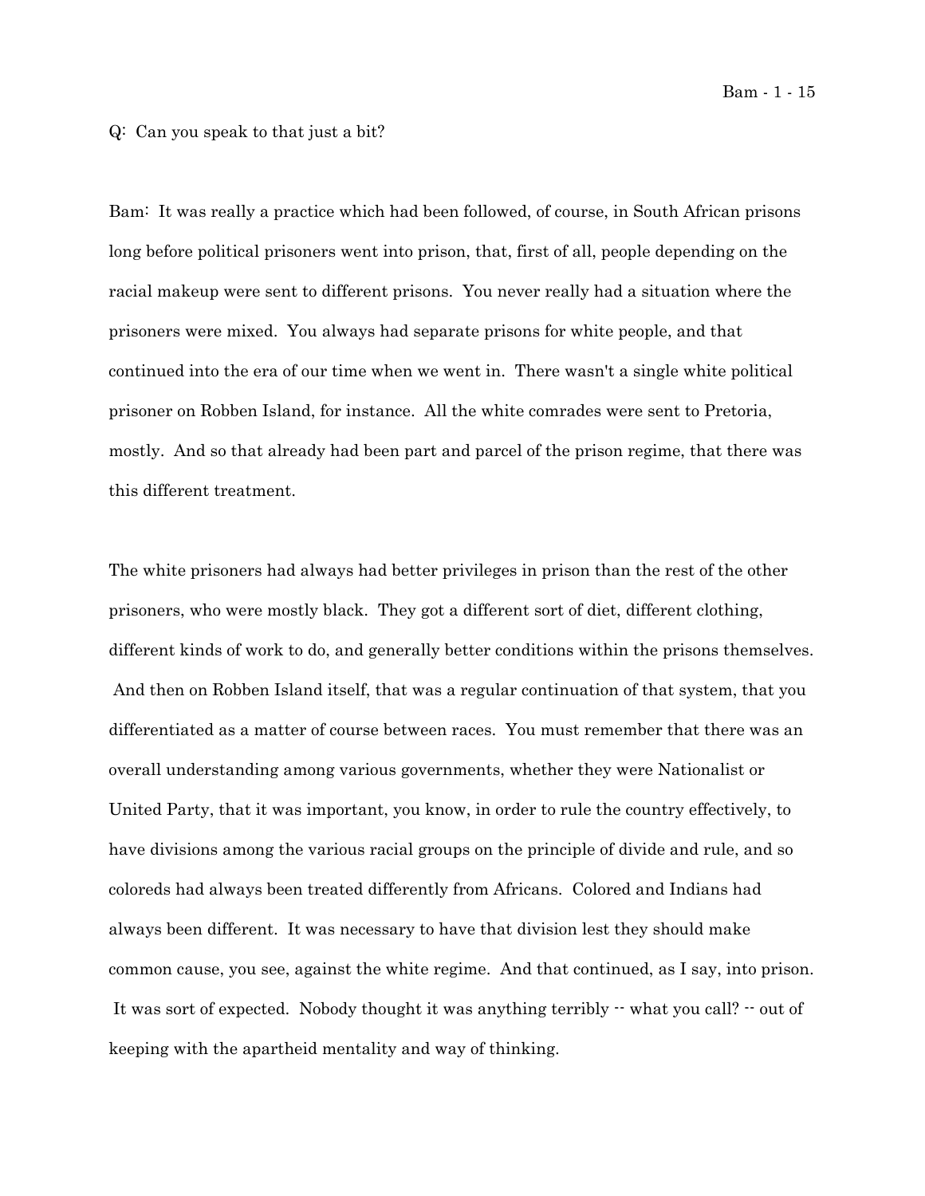Q: Can you speak to that just a bit?

Bam: It was really a practice which had been followed, of course, in South African prisons long before political prisoners went into prison, that, first of all, people depending on the racial makeup were sent to different prisons. You never really had a situation where the prisoners were mixed. You always had separate prisons for white people, and that continued into the era of our time when we went in. There wasn't a single white political prisoner on Robben Island, for instance. All the white comrades were sent to Pretoria, mostly. And so that already had been part and parcel of the prison regime, that there was this different treatment.

The white prisoners had always had better privileges in prison than the rest of the other prisoners, who were mostly black. They got a different sort of diet, different clothing, different kinds of work to do, and generally better conditions within the prisons themselves. And then on Robben Island itself, that was a regular continuation of that system, that you differentiated as a matter of course between races. You must remember that there was an overall understanding among various governments, whether they were Nationalist or United Party, that it was important, you know, in order to rule the country effectively, to have divisions among the various racial groups on the principle of divide and rule, and so coloreds had always been treated differently from Africans. Colored and Indians had always been different. It was necessary to have that division lest they should make common cause, you see, against the white regime. And that continued, as I say, into prison. It was sort of expected. Nobody thought it was anything terribly -- what you call? -- out of keeping with the apartheid mentality and way of thinking.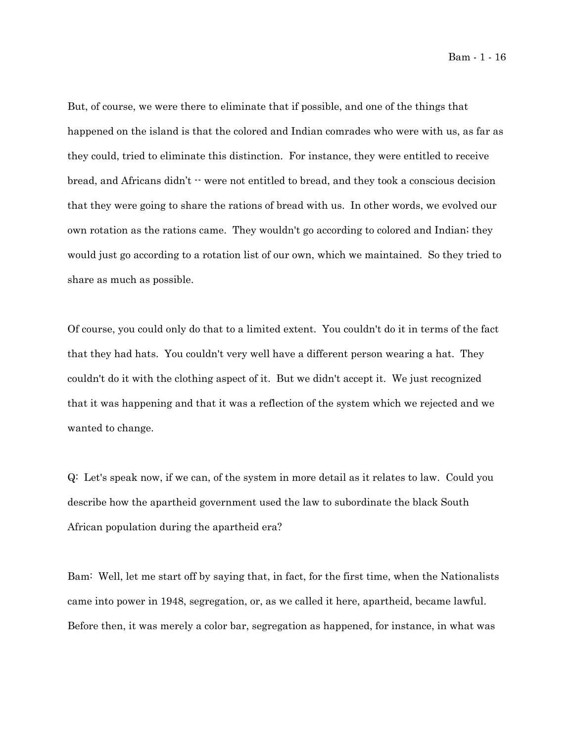But, of course, we were there to eliminate that if possible, and one of the things that happened on the island is that the colored and Indian comrades who were with us, as far as they could, tried to eliminate this distinction. For instance, they were entitled to receive bread, and Africans didn't -- were not entitled to bread, and they took a conscious decision that they were going to share the rations of bread with us. In other words, we evolved our own rotation as the rations came. They wouldn't go according to colored and Indian; they would just go according to a rotation list of our own, which we maintained. So they tried to share as much as possible.

Of course, you could only do that to a limited extent. You couldn't do it in terms of the fact that they had hats. You couldn't very well have a different person wearing a hat. They couldn't do it with the clothing aspect of it. But we didn't accept it. We just recognized that it was happening and that it was a reflection of the system which we rejected and we wanted to change.

Q: Let's speak now, if we can, of the system in more detail as it relates to law. Could you describe how the apartheid government used the law to subordinate the black South African population during the apartheid era?

Bam: Well, let me start off by saying that, in fact, for the first time, when the Nationalists came into power in 1948, segregation, or, as we called it here, apartheid, became lawful. Before then, it was merely a color bar, segregation as happened, for instance, in what was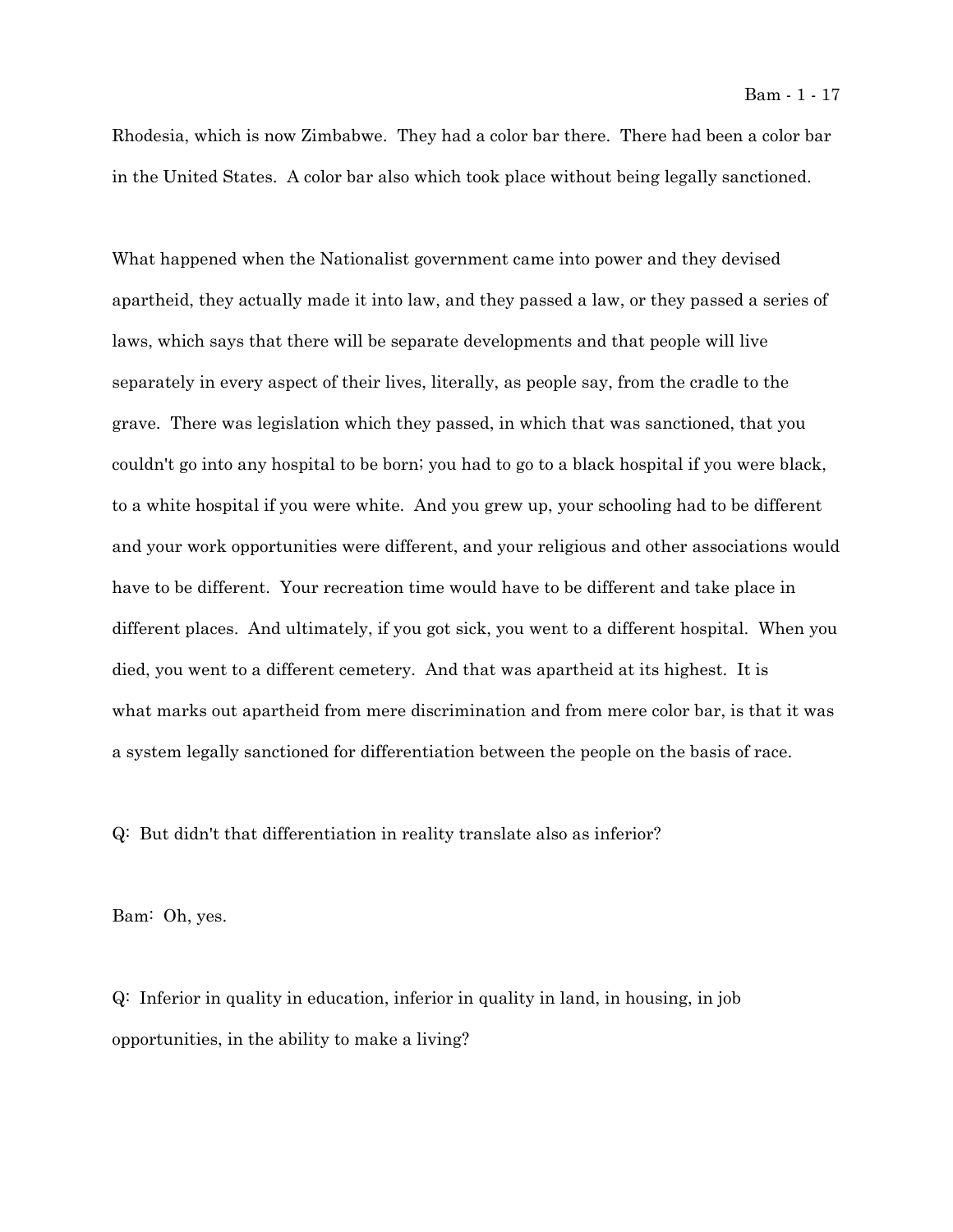Rhodesia, which is now Zimbabwe. They had a color bar there. There had been a color bar in the United States. A color bar also which took place without being legally sanctioned.

What happened when the Nationalist government came into power and they devised apartheid, they actually made it into law, and they passed a law, or they passed a series of laws, which says that there will be separate developments and that people will live separately in every aspect of their lives, literally, as people say, from the cradle to the grave. There was legislation which they passed, in which that was sanctioned, that you couldn't go into any hospital to be born; you had to go to a black hospital if you were black, to a white hospital if you were white. And you grew up, your schooling had to be different and your work opportunities were different, and your religious and other associations would have to be different. Your recreation time would have to be different and take place in different places. And ultimately, if you got sick, you went to a different hospital. When you died, you went to a different cemetery. And that was apartheid at its highest. It is what marks out apartheid from mere discrimination and from mere color bar, is that it was a system legally sanctioned for differentiation between the people on the basis of race.

Q: But didn't that differentiation in reality translate also as inferior?

Bam: Oh, yes.

Q: Inferior in quality in education, inferior in quality in land, in housing, in job opportunities, in the ability to make a living?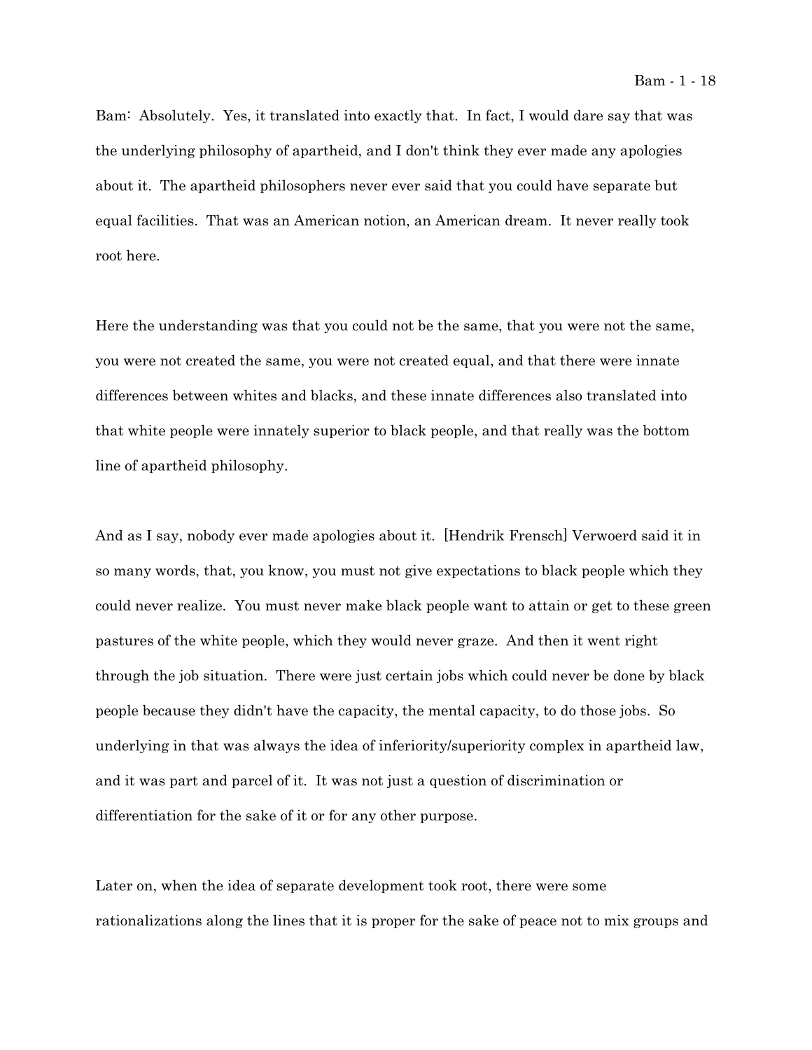Bam: Absolutely. Yes, it translated into exactly that. In fact, I would dare say that was the underlying philosophy of apartheid, and I don't think they ever made any apologies about it. The apartheid philosophers never ever said that you could have separate but equal facilities. That was an American notion, an American dream. It never really took root here.

Here the understanding was that you could not be the same, that you were not the same, you were not created the same, you were not created equal, and that there were innate differences between whites and blacks, and these innate differences also translated into that white people were innately superior to black people, and that really was the bottom line of apartheid philosophy.

And as I say, nobody ever made apologies about it. [Hendrik Frensch] Verwoerd said it in so many words, that, you know, you must not give expectations to black people which they could never realize. You must never make black people want to attain or get to these green pastures of the white people, which they would never graze. And then it went right through the job situation. There were just certain jobs which could never be done by black people because they didn't have the capacity, the mental capacity, to do those jobs. So underlying in that was always the idea of inferiority/superiority complex in apartheid law, and it was part and parcel of it. It was not just a question of discrimination or differentiation for the sake of it or for any other purpose.

Later on, when the idea of separate development took root, there were some rationalizations along the lines that it is proper for the sake of peace not to mix groups and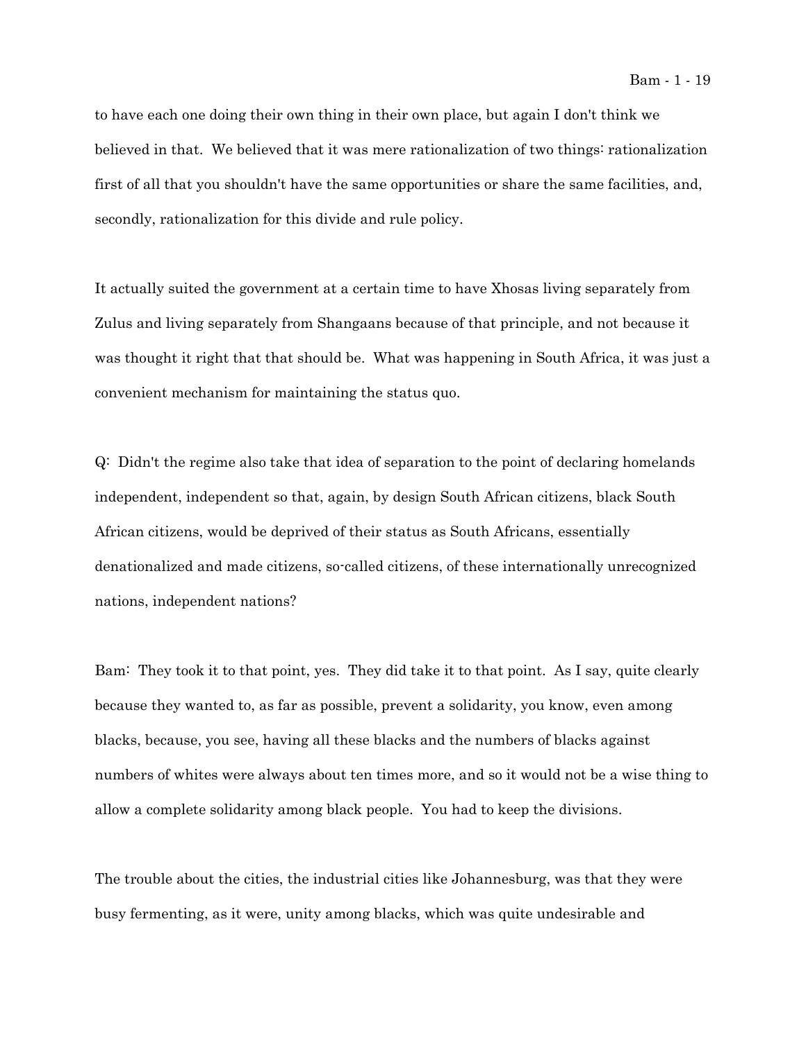to have each one doing their own thing in their own place, but again I don't think we believed in that. We believed that it was mere rationalization of two things: rationalization first of all that you shouldn't have the same opportunities or share the same facilities, and, secondly, rationalization for this divide and rule policy.

It actually suited the government at a certain time to have Xhosas living separately from Zulus and living separately from Shangaans because of that principle, and not because it was thought it right that that should be. What was happening in South Africa, it was just a convenient mechanism for maintaining the status quo.

Q: Didn't the regime also take that idea of separation to the point of declaring homelands independent, independent so that, again, by design South African citizens, black South African citizens, would be deprived of their status as South Africans, essentially denationalized and made citizens, so-called citizens, of these internationally unrecognized nations, independent nations?

Bam: They took it to that point, yes. They did take it to that point. As I say, quite clearly because they wanted to, as far as possible, prevent a solidarity, you know, even among blacks, because, you see, having all these blacks and the numbers of blacks against numbers of whites were always about ten times more, and so it would not be a wise thing to allow a complete solidarity among black people. You had to keep the divisions.

The trouble about the cities, the industrial cities like Johannesburg, was that they were busy fermenting, as it were, unity among blacks, which was quite undesirable and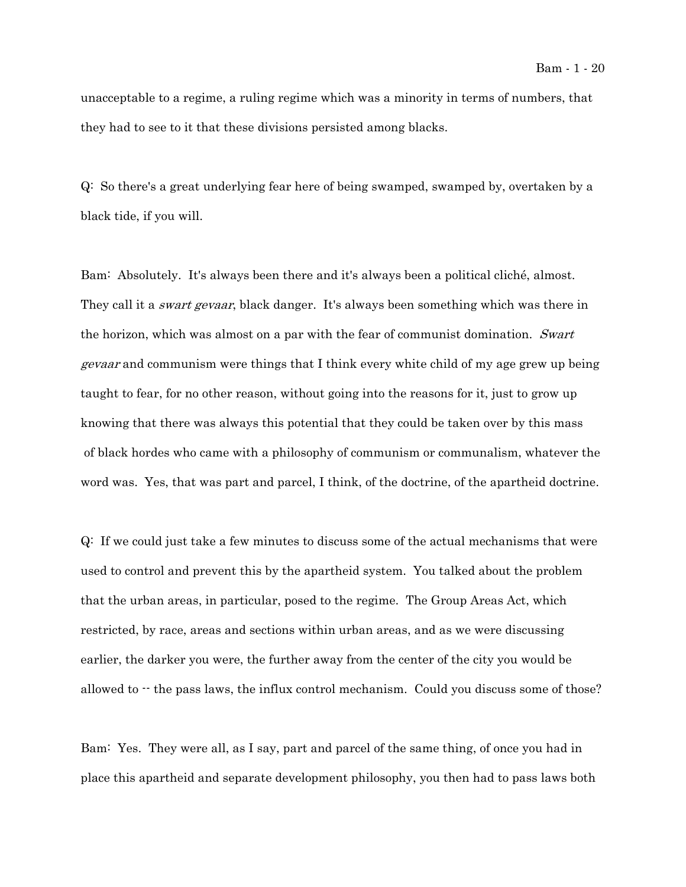unacceptable to a regime, a ruling regime which was a minority in terms of numbers, that they had to see to it that these divisions persisted among blacks.

Q: So there's a great underlying fear here of being swamped, swamped by, overtaken by a black tide, if you will.

Bam: Absolutely. It's always been there and it's always been a political cliché, almost. They call it a *swart gevaar*, black danger. It's always been something which was there in the horizon, which was almost on a par with the fear of communist domination. *Swart gevaar* and communism were things that I think every white child of my age grew up being taught to fear, for no other reason, without going into the reasons for it, just to grow up knowing that there was always this potential that they could be taken over by this mass of black hordes who came with a philosophy of communism or communalism, whatever the word was. Yes, that was part and parcel, I think, of the doctrine, of the apartheid doctrine.

Q: If we could just take a few minutes to discuss some of the actual mechanisms that were used to control and prevent this by the apartheid system. You talked about the problem that the urban areas, in particular, posed to the regime. The Group Areas Act, which restricted, by race, areas and sections within urban areas, and as we were discussing earlier, the darker you were, the further away from the center of the city you would be allowed to -- the pass laws, the influx control mechanism. Could you discuss some of those?

Bam: Yes. They were all, as I say, part and parcel of the same thing, of once you had in place this apartheid and separate development philosophy, you then had to pass laws both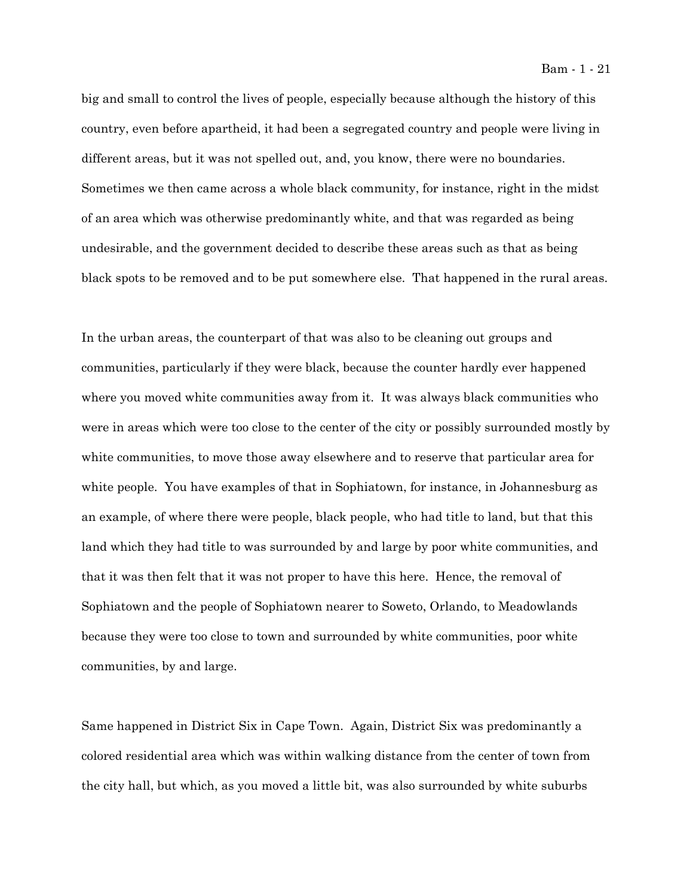big and small to control the lives of people, especially because although the history of this country, even before apartheid, it had been a segregated country and people were living in different areas, but it was not spelled out, and, you know, there were no boundaries. Sometimes we then came across a whole black community, for instance, right in the midst of an area which was otherwise predominantly white, and that was regarded as being undesirable, and the government decided to describe these areas such as that as being black spots to be removed and to be put somewhere else. That happened in the rural areas.

In the urban areas, the counterpart of that was also to be cleaning out groups and communities, particularly if they were black, because the counter hardly ever happened where you moved white communities away from it. It was always black communities who were in areas which were too close to the center of the city or possibly surrounded mostly by white communities, to move those away elsewhere and to reserve that particular area for white people. You have examples of that in Sophiatown, for instance, in Johannesburg as an example, of where there were people, black people, who had title to land, but that this land which they had title to was surrounded by and large by poor white communities, and that it was then felt that it was not proper to have this here. Hence, the removal of Sophiatown and the people of Sophiatown nearer to Soweto, Orlando, to Meadowlands because they were too close to town and surrounded by white communities, poor white communities, by and large.

Same happened in District Six in Cape Town. Again, District Six was predominantly a colored residential area which was within walking distance from the center of town from the city hall, but which, as you moved a little bit, was also surrounded by white suburbs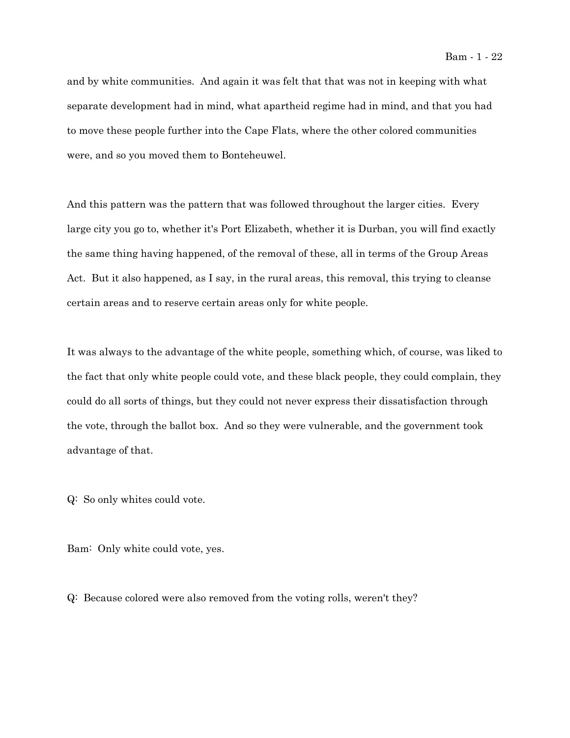and by white communities. And again it was felt that that was not in keeping with what separate development had in mind, what apartheid regime had in mind, and that you had to move these people further into the Cape Flats, where the other colored communities were, and so you moved them to Bonteheuwel.

And this pattern was the pattern that was followed throughout the larger cities. Every large city you go to, whether it's Port Elizabeth, whether it is Durban, you will find exactly the same thing having happened, of the removal of these, all in terms of the Group Areas Act. But it also happened, as I say, in the rural areas, this removal, this trying to cleanse certain areas and to reserve certain areas only for white people.

It was always to the advantage of the white people, something which, of course, was liked to the fact that only white people could vote, and these black people, they could complain, they could do all sorts of things, but they could not never express their dissatisfaction through the vote, through the ballot box. And so they were vulnerable, and the government took advantage of that.

Q: So only whites could vote.

Bam: Only white could vote, yes.

Q: Because colored were also removed from the voting rolls, weren't they?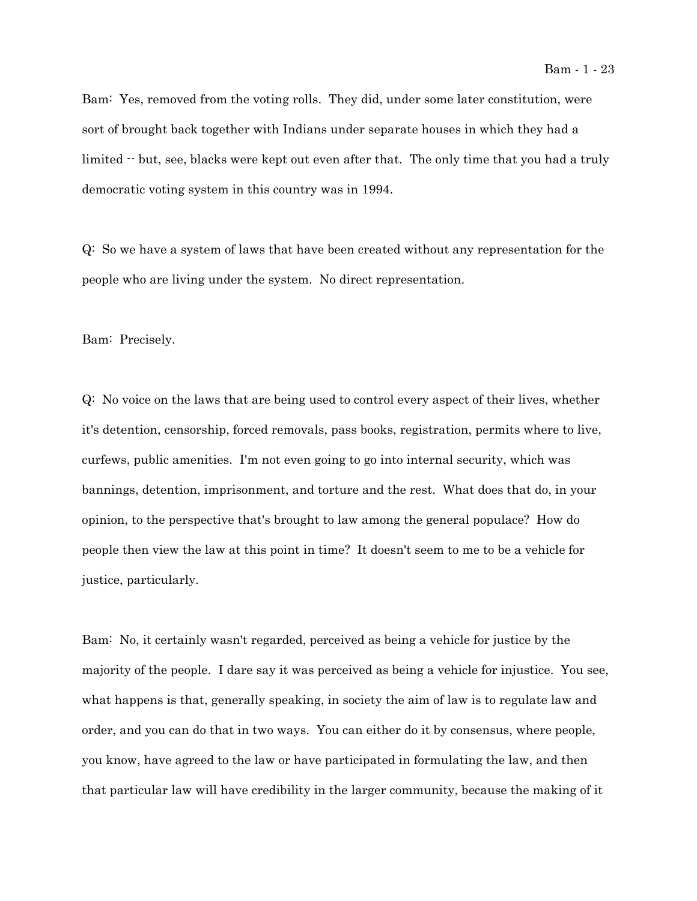Bam: Yes, removed from the voting rolls. They did, under some later constitution, were sort of brought back together with Indians under separate houses in which they had a limited -- but, see, blacks were kept out even after that. The only time that you had a truly democratic voting system in this country was in 1994.

Q: So we have a system of laws that have been created without any representation for the people who are living under the system. No direct representation.

Bam: Precisely.

Q: No voice on the laws that are being used to control every aspect of their lives, whether it's detention, censorship, forced removals, pass books, registration, permits where to live, curfews, public amenities. I'm not even going to go into internal security, which was bannings, detention, imprisonment, and torture and the rest. What does that do, in your opinion, to the perspective that's brought to law among the general populace? How do people then view the law at this point in time? It doesn't seem to me to be a vehicle for justice, particularly.

Bam: No, it certainly wasn't regarded, perceived as being a vehicle for justice by the majority of the people. I dare say it was perceived as being a vehicle for injustice. You see, what happens is that, generally speaking, in society the aim of law is to regulate law and order, and you can do that in two ways. You can either do it by consensus, where people, you know, have agreed to the law or have participated in formulating the law, and then that particular law will have credibility in the larger community, because the making of it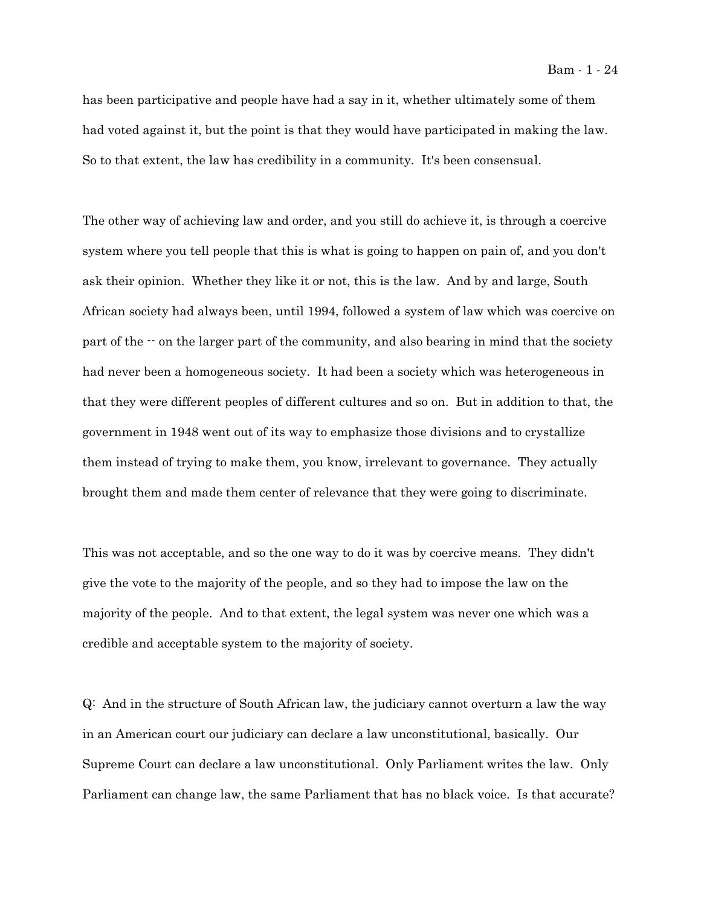has been participative and people have had a say in it, whether ultimately some of them had voted against it, but the point is that they would have participated in making the law. So to that extent, the law has credibility in a community. It's been consensual.

The other way of achieving law and order, and you still do achieve it, is through a coercive system where you tell people that this is what is going to happen on pain of, and you don't ask their opinion. Whether they like it or not, this is the law. And by and large, South African society had always been, until 1994, followed a system of law which was coercive on part of the -- on the larger part of the community, and also bearing in mind that the society had never been a homogeneous society. It had been a society which was heterogeneous in that they were different peoples of different cultures and so on. But in addition to that, the government in 1948 went out of its way to emphasize those divisions and to crystallize them instead of trying to make them, you know, irrelevant to governance. They actually brought them and made them center of relevance that they were going to discriminate.

This was not acceptable, and so the one way to do it was by coercive means. They didn't give the vote to the majority of the people, and so they had to impose the law on the majority of the people. And to that extent, the legal system was never one which was a credible and acceptable system to the majority of society.

Q: And in the structure of South African law, the judiciary cannot overturn a law the way in an American court our judiciary can declare a law unconstitutional, basically. Our Supreme Court can declare a law unconstitutional. Only Parliament writes the law. Only Parliament can change law, the same Parliament that has no black voice. Is that accurate?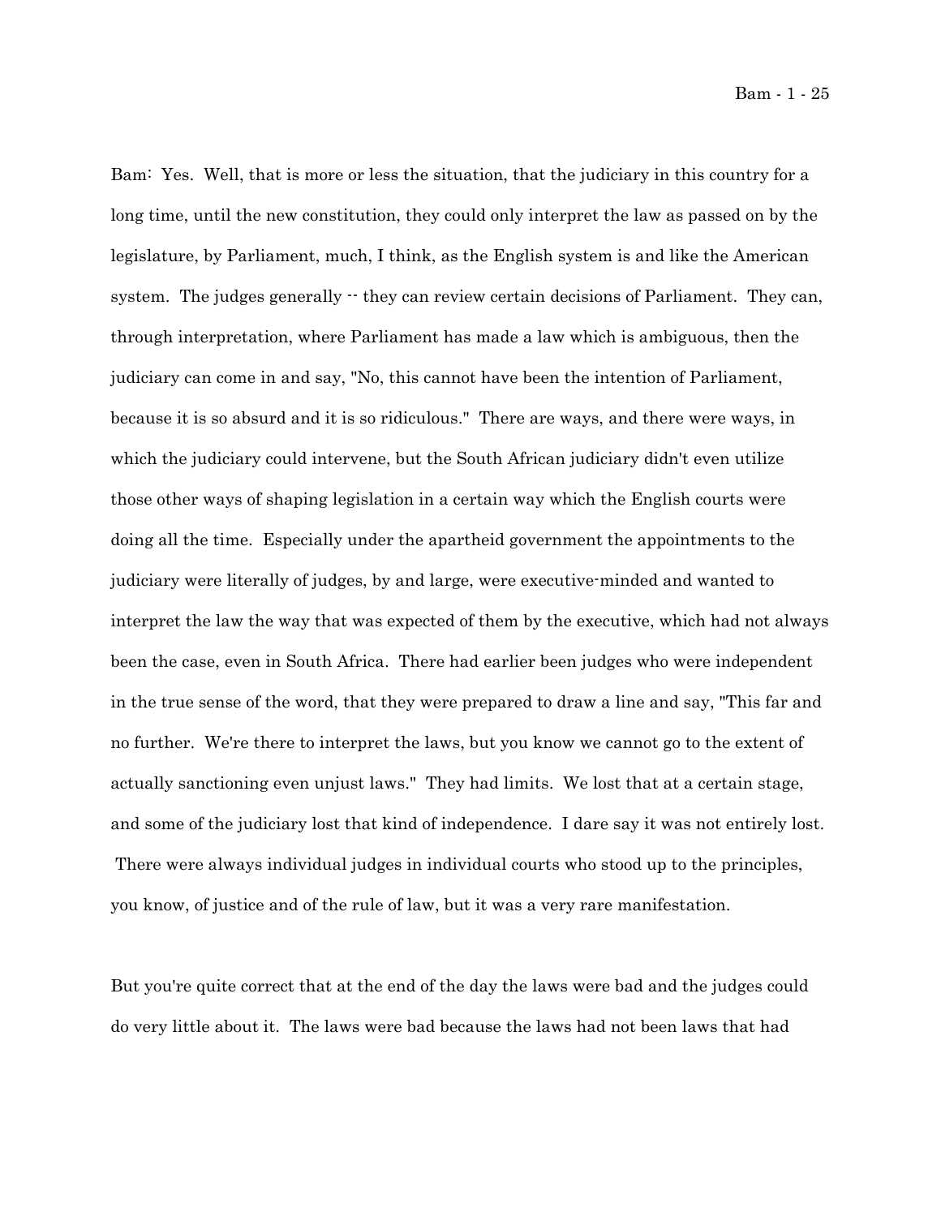Bam: Yes. Well, that is more or less the situation, that the judiciary in this country for a long time, until the new constitution, they could only interpret the law as passed on by the legislature, by Parliament, much, I think, as the English system is and like the American system. The judges generally -- they can review certain decisions of Parliament. They can, through interpretation, where Parliament has made a law which is ambiguous, then the judiciary can come in and say, "No, this cannot have been the intention of Parliament, because it is so absurd and it is so ridiculous." There are ways, and there were ways, in which the judiciary could intervene, but the South African judiciary didn't even utilize those other ways of shaping legislation in a certain way which the English courts were doing all the time. Especially under the apartheid government the appointments to the judiciary were literally of judges, by and large, were executive-minded and wanted to interpret the law the way that was expected of them by the executive, which had not always been the case, even in South Africa. There had earlier been judges who were independent in the true sense of the word, that they were prepared to draw a line and say, "This far and no further. We're there to interpret the laws, but you know we cannot go to the extent of actually sanctioning even unjust laws." They had limits. We lost that at a certain stage, and some of the judiciary lost that kind of independence. I dare say it was not entirely lost. There were always individual judges in individual courts who stood up to the principles, you know, of justice and of the rule of law, but it was a very rare manifestation.

But you're quite correct that at the end of the day the laws were bad and the judges could do very little about it. The laws were bad because the laws had not been laws that had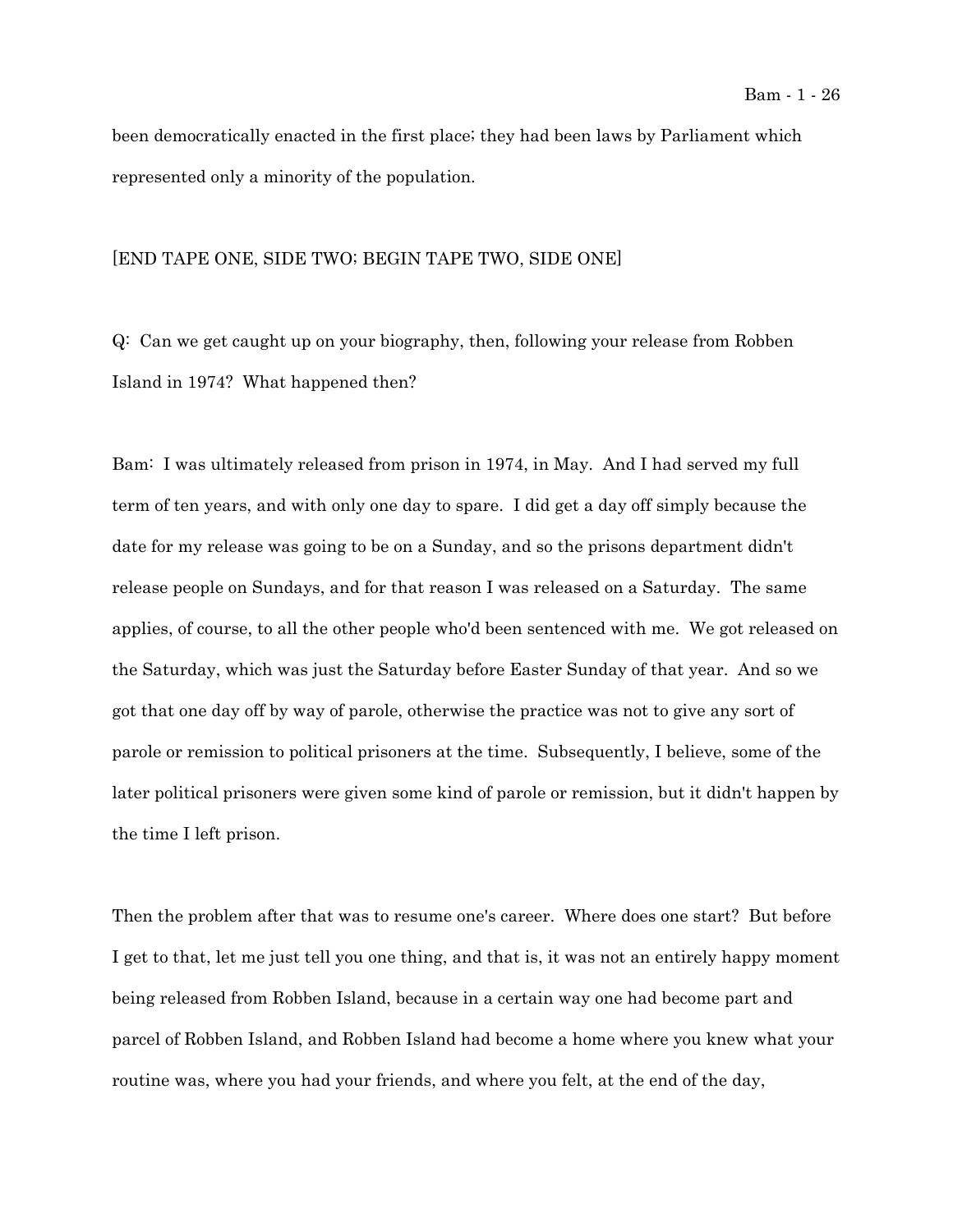been democratically enacted in the first place; they had been laws by Parliament which represented only a minority of the population.

[END TAPE ONE, SIDE TWO; BEGIN TAPE TWO, SIDE ONE]

Q: Can we get caught up on your biography, then, following your release from Robben Island in 1974? What happened then?

Bam: I was ultimately released from prison in 1974, in May. And I had served my full term of ten years, and with only one day to spare. I did get a day off simply because the date for my release was going to be on a Sunday, and so the prisons department didn't release people on Sundays, and for that reason I was released on a Saturday. The same applies, of course, to all the other people who'd been sentenced with me. We got released on the Saturday, which was just the Saturday before Easter Sunday of that year. And so we got that one day off by way of parole, otherwise the practice was not to give any sort of parole or remission to political prisoners at the time. Subsequently, I believe, some of the later political prisoners were given some kind of parole or remission, but it didn't happen by the time I left prison.

Then the problem after that was to resume one's career. Where does one start? But before I get to that, let me just tell you one thing, and that is, it was not an entirely happy moment being released from Robben Island, because in a certain way one had become part and parcel of Robben Island, and Robben Island had become a home where you knew what your routine was, where you had your friends, and where you felt, at the end of the day,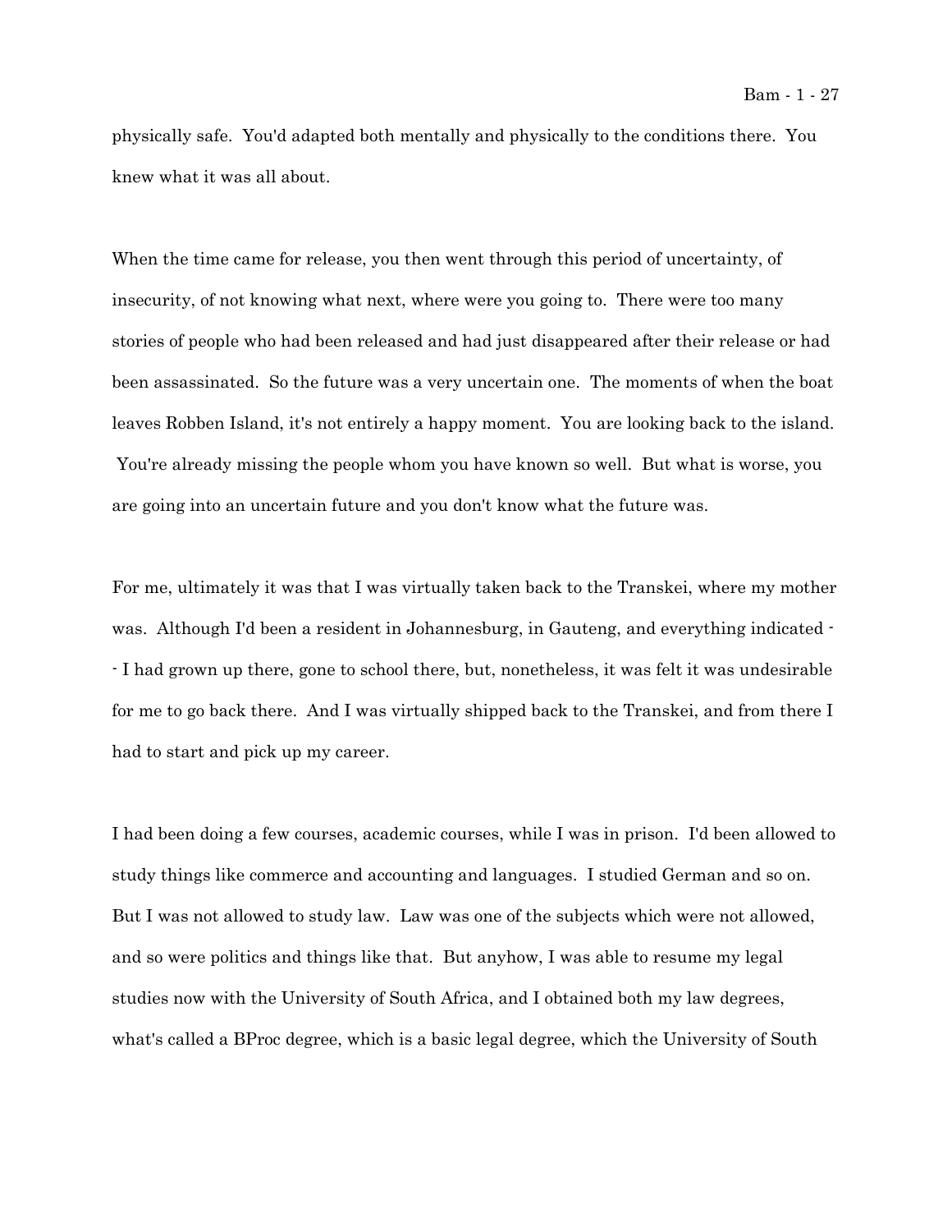physically safe. You'd adapted both mentally and physically to the conditions there. You knew what it was all about.

When the time came for release, you then went through this period of uncertainty, of insecurity, of not knowing what next, where were you going to. There were too many stories of people who had been released and had just disappeared after their release or had been assassinated. So the future was a very uncertain one. The moments of when the boat leaves Robben Island, it's not entirely a happy moment. You are looking back to the island. You're already missing the people whom you have known so well. But what is worse, you are going into an uncertain future and you don't know what the future was.

For me, ultimately it was that I was virtually taken back to the Transkei, where my mother was. Although I'd been a resident in Johannesburg, in Gauteng, and everything indicated -- I had grown up there, gone to school there, but, nonetheless, it was felt it was undesirable for me to go back there. And I was virtually shipped back to the Transkei, and from there I had to start and pick up my career.

I had been doing a few courses, academic courses, while I was in prison. I'd been allowed to study things like commerce and accounting and languages. I studied German and so on. But I was not allowed to study law. Law was one of the subjects which were not allowed, and so were politics and things like that. But anyhow, I was able to resume my legal studies now with the University of South Africa, and I obtained both my law degrees, what's called a BProc degree, which is a basic legal degree, which the University of South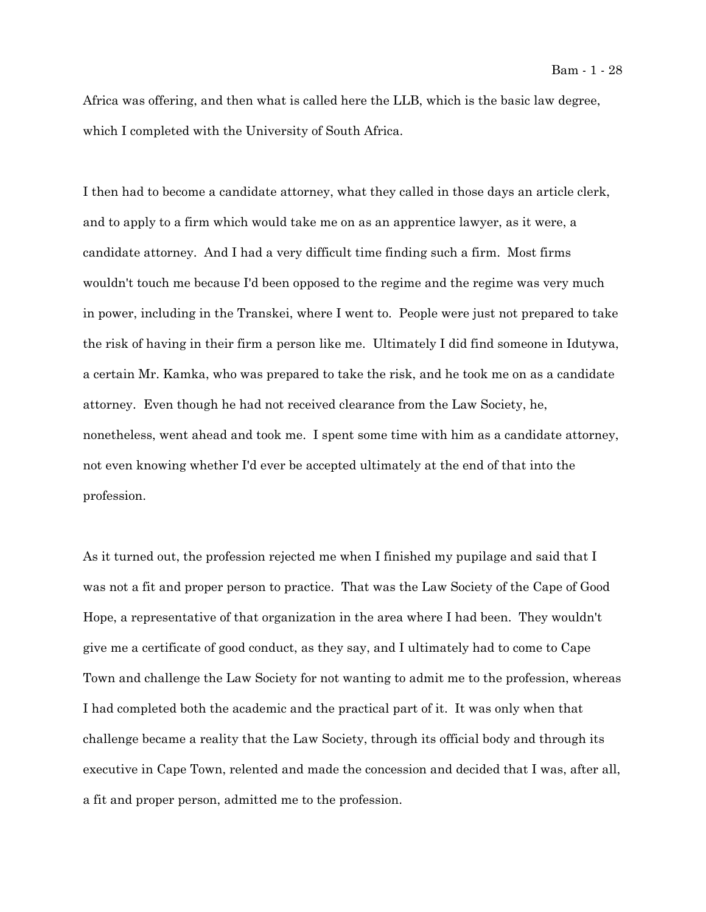Africa was offering, and then what is called here the LLB, which is the basic law degree, which I completed with the University of South Africa.

I then had to become a candidate attorney, what they called in those days an article clerk, and to apply to a firm which would take me on as an apprentice lawyer, as it were, a candidate attorney. And I had a very difficult time finding such a firm. Most firms wouldn't touch me because I'd been opposed to the regime and the regime was very much in power, including in the Transkei, where I went to. People were just not prepared to take the risk of having in their firm a person like me. Ultimately I did find someone in Idutywa, a certain Mr. Kamka, who was prepared to take the risk, and he took me on as a candidate attorney. Even though he had not received clearance from the Law Society, he, nonetheless, went ahead and took me. I spent some time with him as a candidate attorney, not even knowing whether I'd ever be accepted ultimately at the end of that into the profession.

As it turned out, the profession rejected me when I finished my pupilage and said that I was not a fit and proper person to practice. That was the Law Society of the Cape of Good Hope, a representative of that organization in the area where I had been. They wouldn't give me a certificate of good conduct, as they say, and I ultimately had to come to Cape Town and challenge the Law Society for not wanting to admit me to the profession, whereas I had completed both the academic and the practical part of it. It was only when that challenge became a reality that the Law Society, through its official body and through its executive in Cape Town, relented and made the concession and decided that I was, after all, a fit and proper person, admitted me to the profession.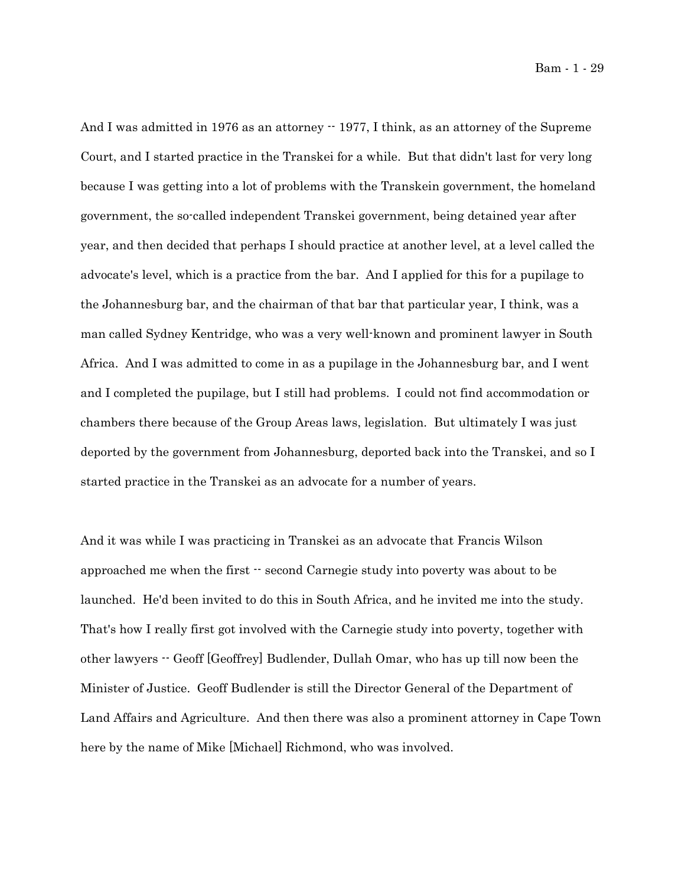And I was admitted in 1976 as an attorney -- 1977, I think, as an attorney of the Supreme Court, and I started practice in the Transkei for a while. But that didn't last for very long because I was getting into a lot of problems with the Transkein government, the homeland government, the so-called independent Transkei government, being detained year after year, and then decided that perhaps I should practice at another level, at a level called the advocate's level, which is a practice from the bar. And I applied for this for a pupilage to the Johannesburg bar, and the chairman of that bar that particular year, I think, was a man called Sydney Kentridge, who was a very well-known and prominent lawyer in South Africa. And I was admitted to come in as a pupilage in the Johannesburg bar, and I went and I completed the pupilage, but I still had problems. I could not find accommodation or chambers there because of the Group Areas laws, legislation. But ultimately I was just deported by the government from Johannesburg, deported back into the Transkei, and so I started practice in the Transkei as an advocate for a number of years.

And it was while I was practicing in Transkei as an advocate that Francis Wilson approached me when the first -- second Carnegie study into poverty was about to be launched. He'd been invited to do this in South Africa, and he invited me into the study. That's how I really first got involved with the Carnegie study into poverty, together with other lawyers -- Geoff [Geoffrey] Budlender, Dullah Omar, who has up till now been the Minister of Justice. Geoff Budlender is still the Director General of the Department of Land Affairs and Agriculture. And then there was also a prominent attorney in Cape Town here by the name of Mike [Michael] Richmond, who was involved.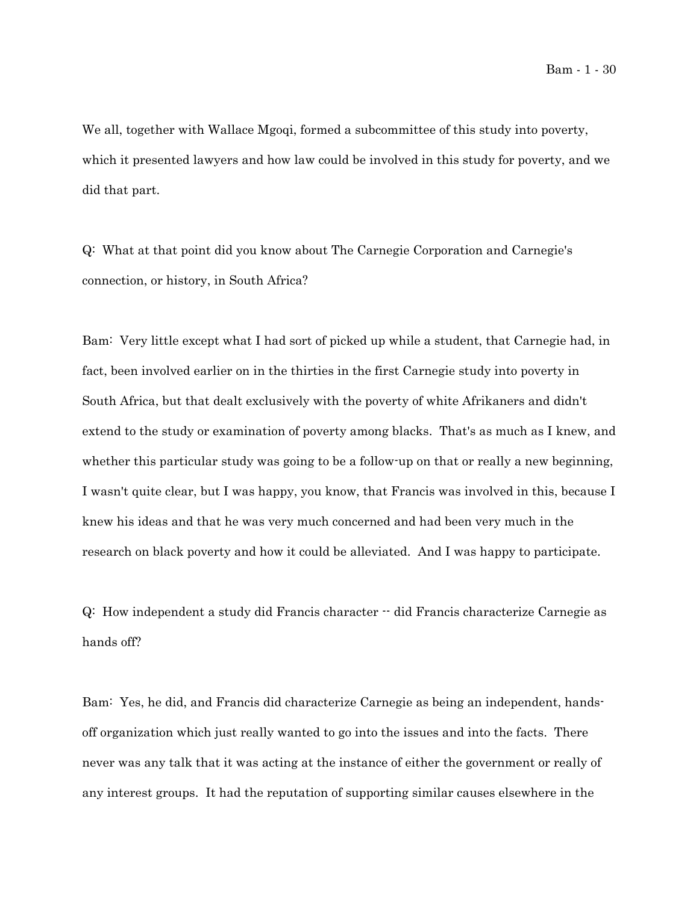We all, together with Wallace Mgoqi, formed a subcommittee of this study into poverty, which it presented lawyers and how law could be involved in this study for poverty, and we did that part.

Q: What at that point did you know about The Carnegie Corporation and Carnegie's connection, or history, in South Africa?

Bam: Very little except what I had sort of picked up while a student, that Carnegie had, in fact, been involved earlier on in the thirties in the first Carnegie study into poverty in South Africa, but that dealt exclusively with the poverty of white Afrikaners and didn't extend to the study or examination of poverty among blacks. That's as much as I knew, and whether this particular study was going to be a follow-up on that or really a new beginning, I wasn't quite clear, but I was happy, you know, that Francis was involved in this, because I knew his ideas and that he was very much concerned and had been very much in the research on black poverty and how it could be alleviated. And I was happy to participate.

Q: How independent a study did Francis character -- did Francis characterize Carnegie as hands off?

Bam: Yes, he did, and Francis did characterize Carnegie as being an independent, hands-off organization which just really wanted to go into the issues and into the facts. There never was any talk that it was acting at the instance of either the government or really of any interest groups. It had the reputation of supporting similar causes elsewhere in the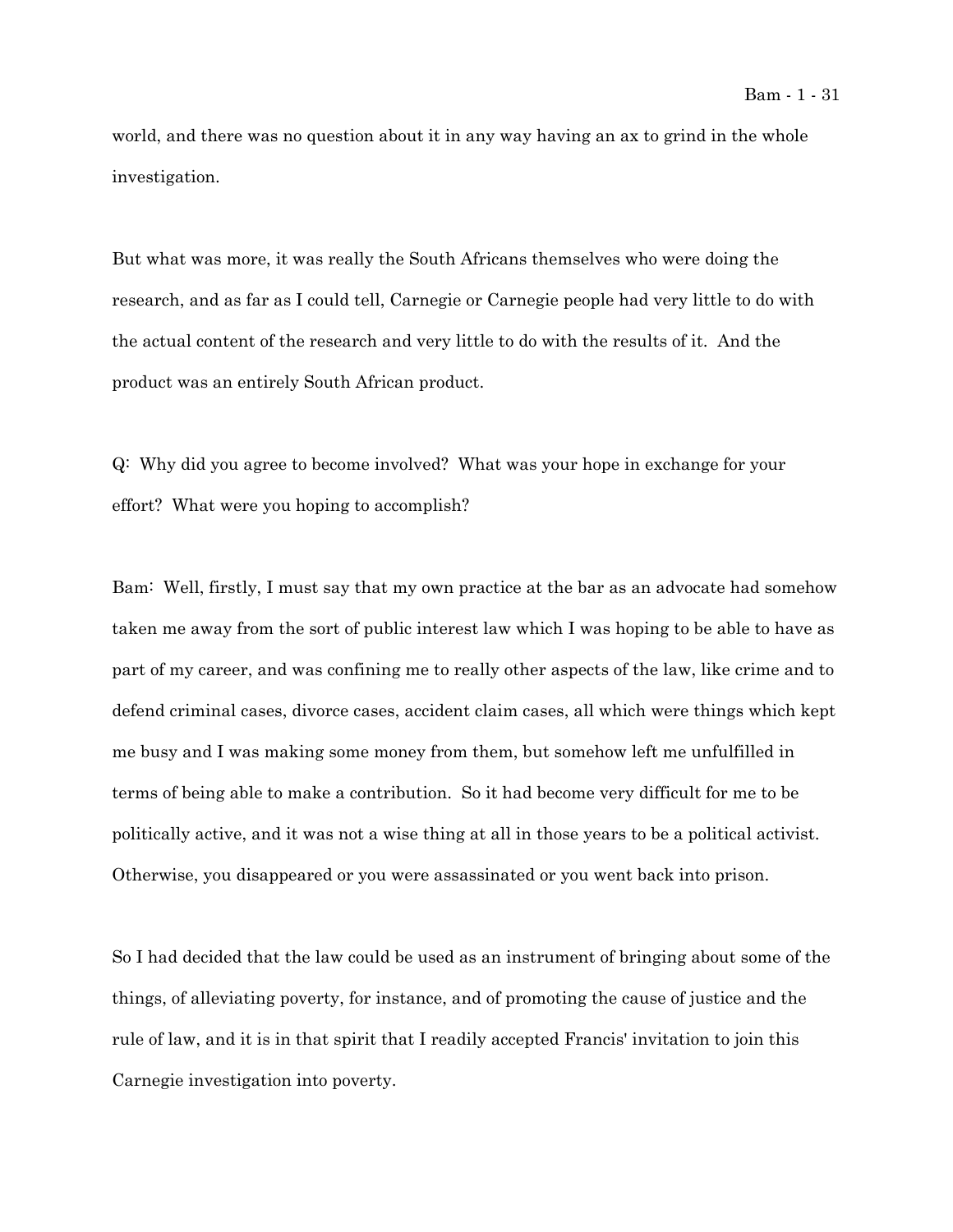world, and there was no question about it in any way having an ax to grind in the whole investigation.

But what was more, it was really the South Africans themselves who were doing the research, and as far as I could tell, Carnegie or Carnegie people had very little to do with the actual content of the research and very little to do with the results of it. And the product was an entirely South African product.

Q: Why did you agree to become involved? What was your hope in exchange for your effort? What were you hoping to accomplish?

Bam: Well, firstly, I must say that my own practice at the bar as an advocate had somehow taken me away from the sort of public interest law which I was hoping to be able to have as part of my career, and was confining me to really other aspects of the law, like crime and to defend criminal cases, divorce cases, accident claim cases, all which were things which kept me busy and I was making some money from them, but somehow left me unfulfilled in terms of being able to make a contribution. So it had become very difficult for me to be politically active, and it was not a wise thing at all in those years to be a political activist. Otherwise, you disappeared or you were assassinated or you went back into prison.

So I had decided that the law could be used as an instrument of bringing about some of the things, of alleviating poverty, for instance, and of promoting the cause of justice and the rule of law, and it is in that spirit that I readily accepted Francis' invitation to join this Carnegie investigation into poverty.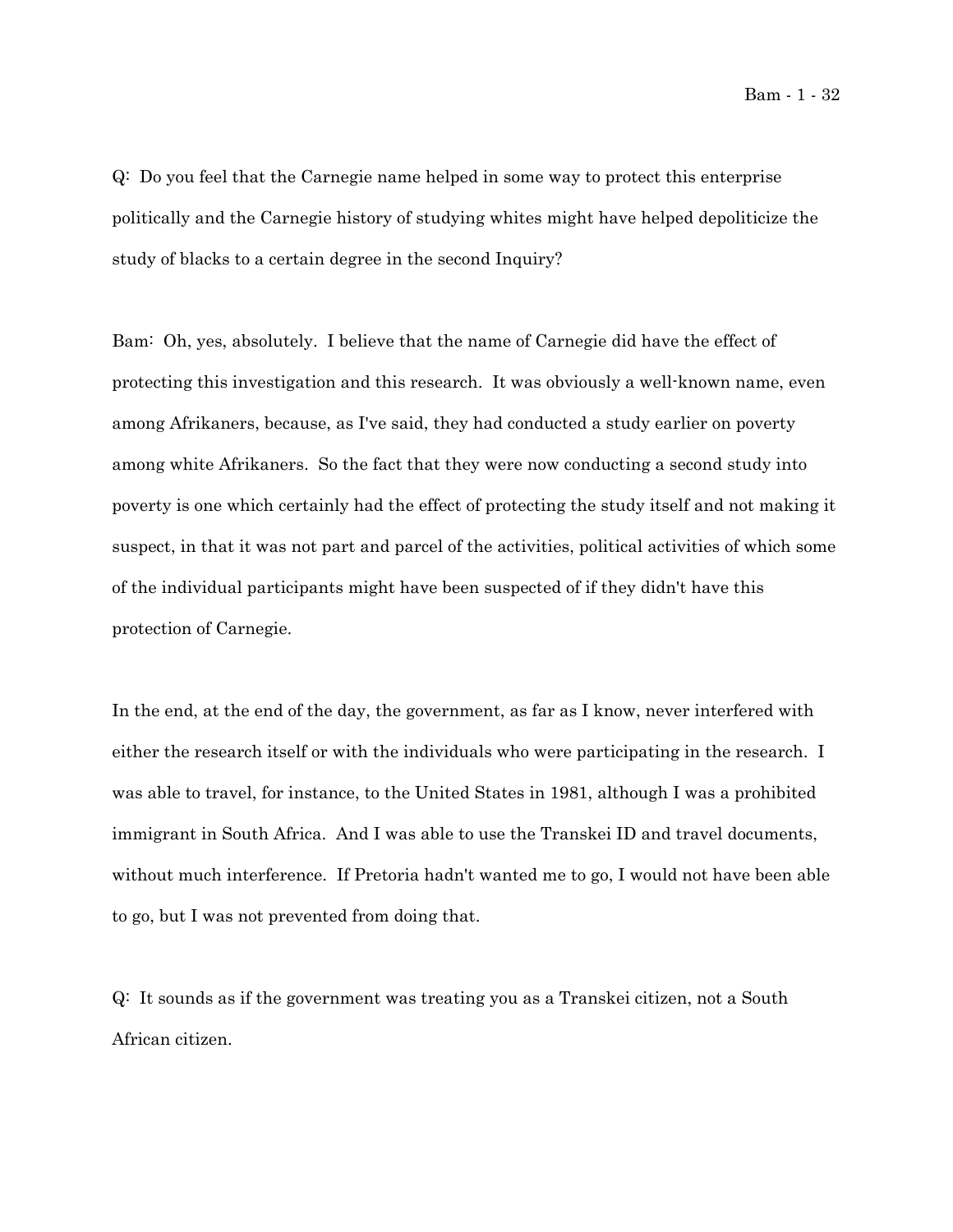Q: Do you feel that the Carnegie name helped in some way to protect this enterprise politically and the Carnegie history of studying whites might have helped depoliticize the study of blacks to a certain degree in the second Inquiry?

Bam: Oh, yes, absolutely. I believe that the name of Carnegie did have the effect of protecting this investigation and this research. It was obviously a well-known name, even among Afrikaners, because, as I've said, they had conducted a study earlier on poverty among white Afrikaners. So the fact that they were now conducting a second study into poverty is one which certainly had the effect of protecting the study itself and not making it suspect, in that it was not part and parcel of the activities, political activities of which some of the individual participants might have been suspected of if they didn't have this protection of Carnegie.

In the end, at the end of the day, the government, as far as I know, never interfered with either the research itself or with the individuals who were participating in the research. I was able to travel, for instance, to the United States in 1981, although I was a prohibited immigrant in South Africa. And I was able to use the Transkei ID and travel documents, without much interference. If Pretoria hadn't wanted me to go, I would not have been able to go, but I was not prevented from doing that.

Q: It sounds as if the government was treating you as a Transkei citizen, not a South African citizen.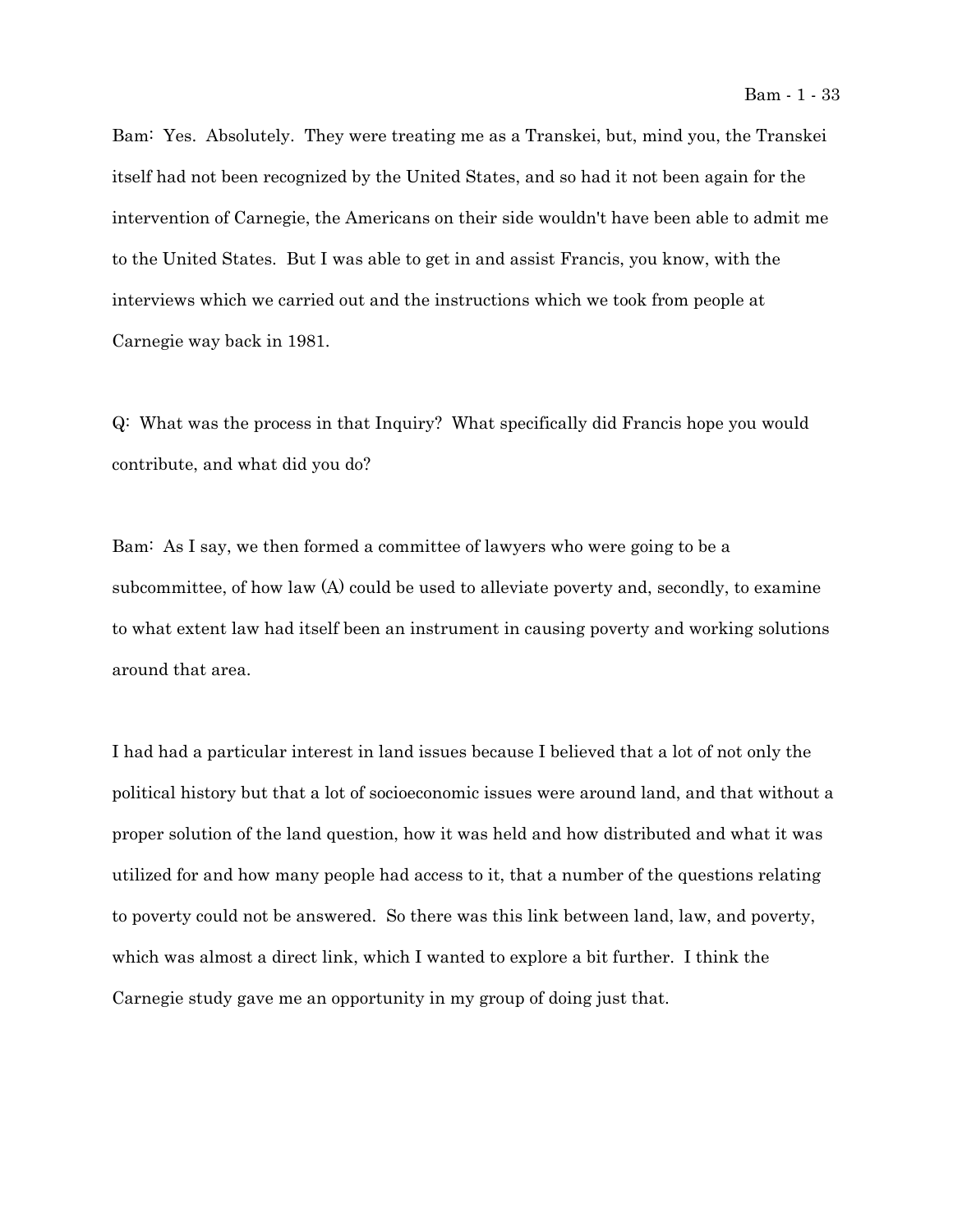Bam: Yes. Absolutely. They were treating me as a Transkei, but, mind you, the Transkei itself had not been recognized by the United States, and so had it not been again for the intervention of Carnegie, the Americans on their side wouldn't have been able to admit me to the United States. But I was able to get in and assist Francis, you know, with the interviews which we carried out and the instructions which we took from people at Carnegie way back in 1981.

Q: What was the process in that Inquiry? What specifically did Francis hope you would contribute, and what did you do?

Bam: As I say, we then formed a committee of lawyers who were going to be a subcommittee, of how law (A) could be used to alleviate poverty and, secondly, to examine to what extent law had itself been an instrument in causing poverty and working solutions around that area.

I had had a particular interest in land issues because I believed that a lot of not only the political history but that a lot of socioeconomic issues were around land, and that without a proper solution of the land question, how it was held and how distributed and what it was utilized for and how many people had access to it, that a number of the questions relating to poverty could not be answered. So there was this link between land, law, and poverty, which was almost a direct link, which I wanted to explore a bit further. I think the Carnegie study gave me an opportunity in my group of doing just that.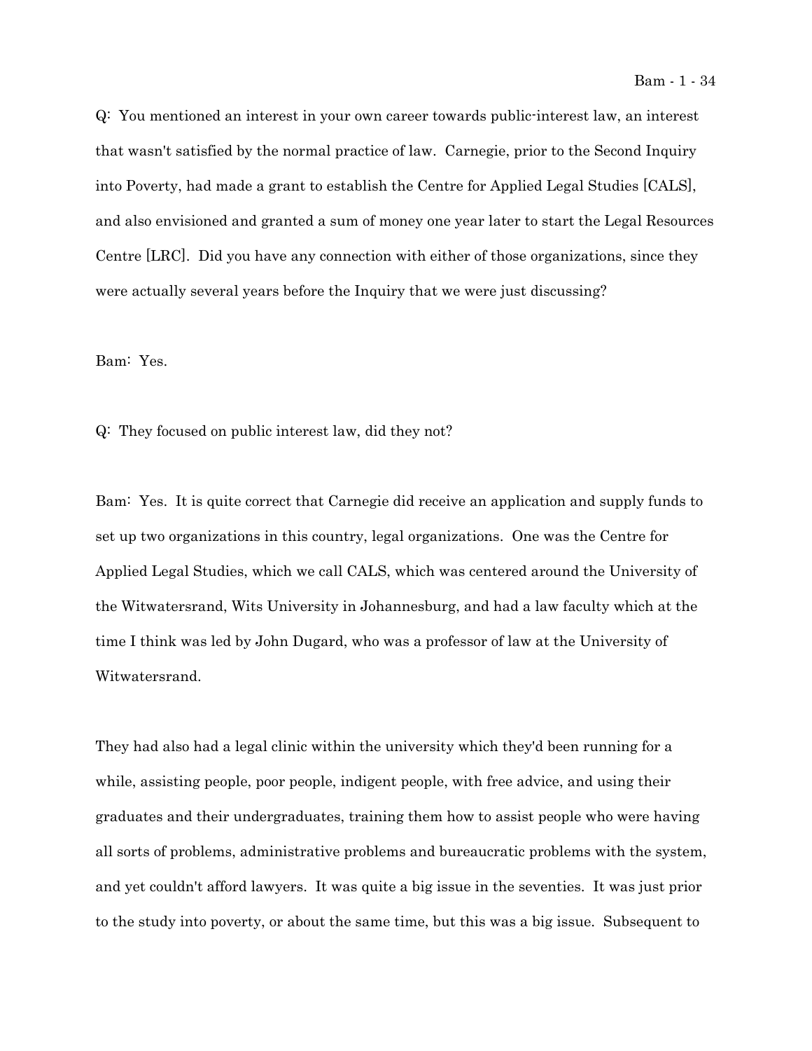Q: You mentioned an interest in your own career towards public-interest law, an interest that wasn't satisfied by the normal practice of law. Carnegie, prior to the Second Inquiry into Poverty, had made a grant to establish the Centre for Applied Legal Studies [CALS], and also envisioned and granted a sum of money one year later to start the Legal Resources Centre [LRC]. Did you have any connection with either of those organizations, since they were actually several years before the Inquiry that we were just discussing?

Bam: Yes.

Q: They focused on public interest law, did they not?

Bam: Yes. It is quite correct that Carnegie did receive an application and supply funds to set up two organizations in this country, legal organizations. One was the Centre for Applied Legal Studies, which we call CALS, which was centered around the University of the Witwatersrand, Wits University in Johannesburg, and had a law faculty which at the time I think was led by John Dugard, who was a professor of law at the University of Witwatersrand.

They had also had a legal clinic within the university which they'd been running for a while, assisting people, poor people, indigent people, with free advice, and using their graduates and their undergraduates, training them how to assist people who were having all sorts of problems, administrative problems and bureaucratic problems with the system, and yet couldn't afford lawyers. It was quite a big issue in the seventies. It was just prior to the study into poverty, or about the same time, but this was a big issue. Subsequent to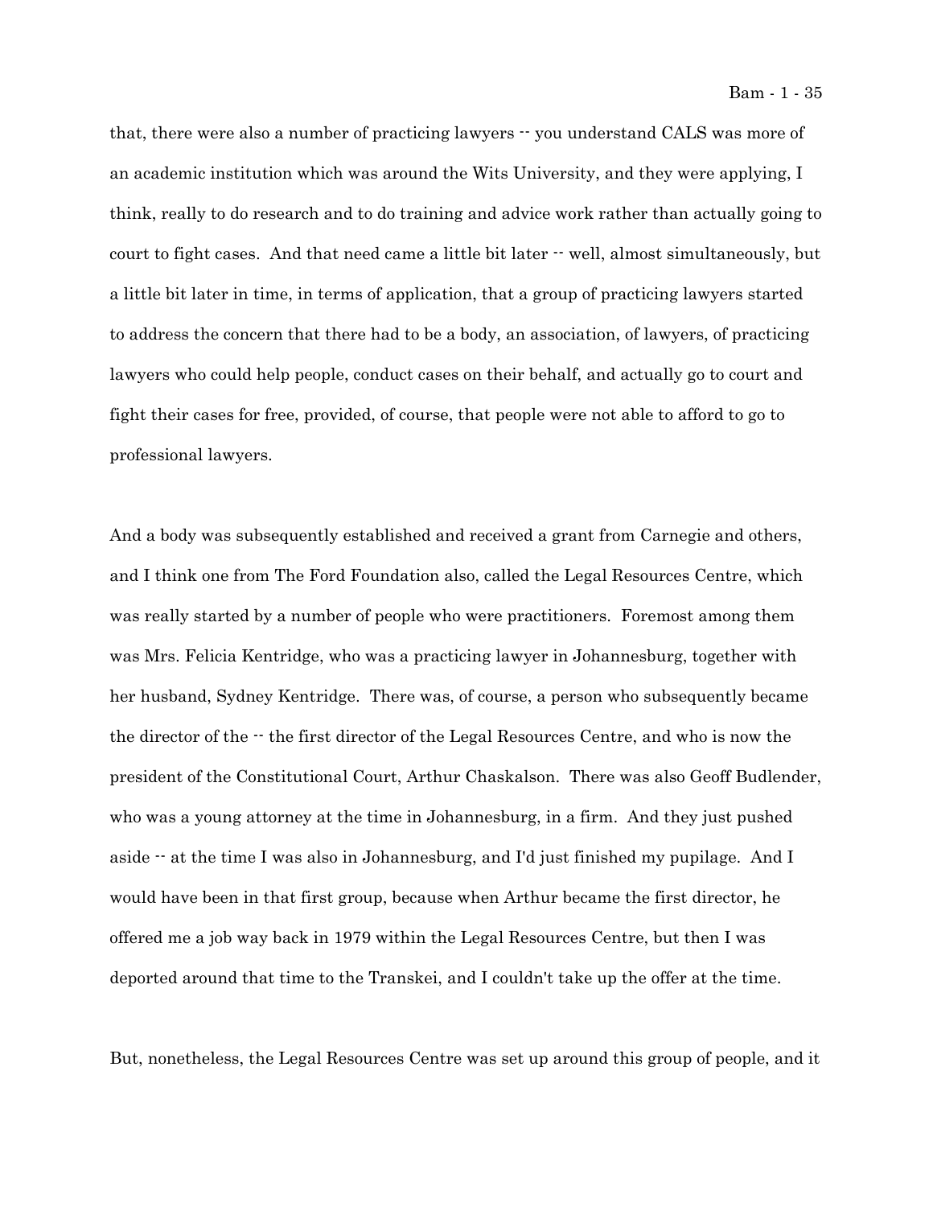that, there were also a number of practicing lawyers -- you understand CALS was more of an academic institution which was around the Wits University, and they were applying, I think, really to do research and to do training and advice work rather than actually going to court to fight cases. And that need came a little bit later -- well, almost simultaneously, but a little bit later in time, in terms of application, that a group of practicing lawyers started to address the concern that there had to be a body, an association, of lawyers, of practicing lawyers who could help people, conduct cases on their behalf, and actually go to court and fight their cases for free, provided, of course, that people were not able to afford to go to professional lawyers.

And a body was subsequently established and received a grant from Carnegie and others, and I think one from The Ford Foundation also, called the Legal Resources Centre, which was really started by a number of people who were practitioners. Foremost among them was Mrs. Felicia Kentridge, who was a practicing lawyer in Johannesburg, together with her husband, Sydney Kentridge. There was, of course, a person who subsequently became the director of the -- the first director of the Legal Resources Centre, and who is now the president of the Constitutional Court, Arthur Chaskalson. There was also Geoff Budlender, who was a young attorney at the time in Johannesburg, in a firm. And they just pushed aside -- at the time I was also in Johannesburg, and I'd just finished my pupilage. And I would have been in that first group, because when Arthur became the first director, he offered me a job way back in 1979 within the Legal Resources Centre, but then I was deported around that time to the Transkei, and I couldn't take up the offer at the time.

But, nonetheless, the Legal Resources Centre was set up around this group of people, and it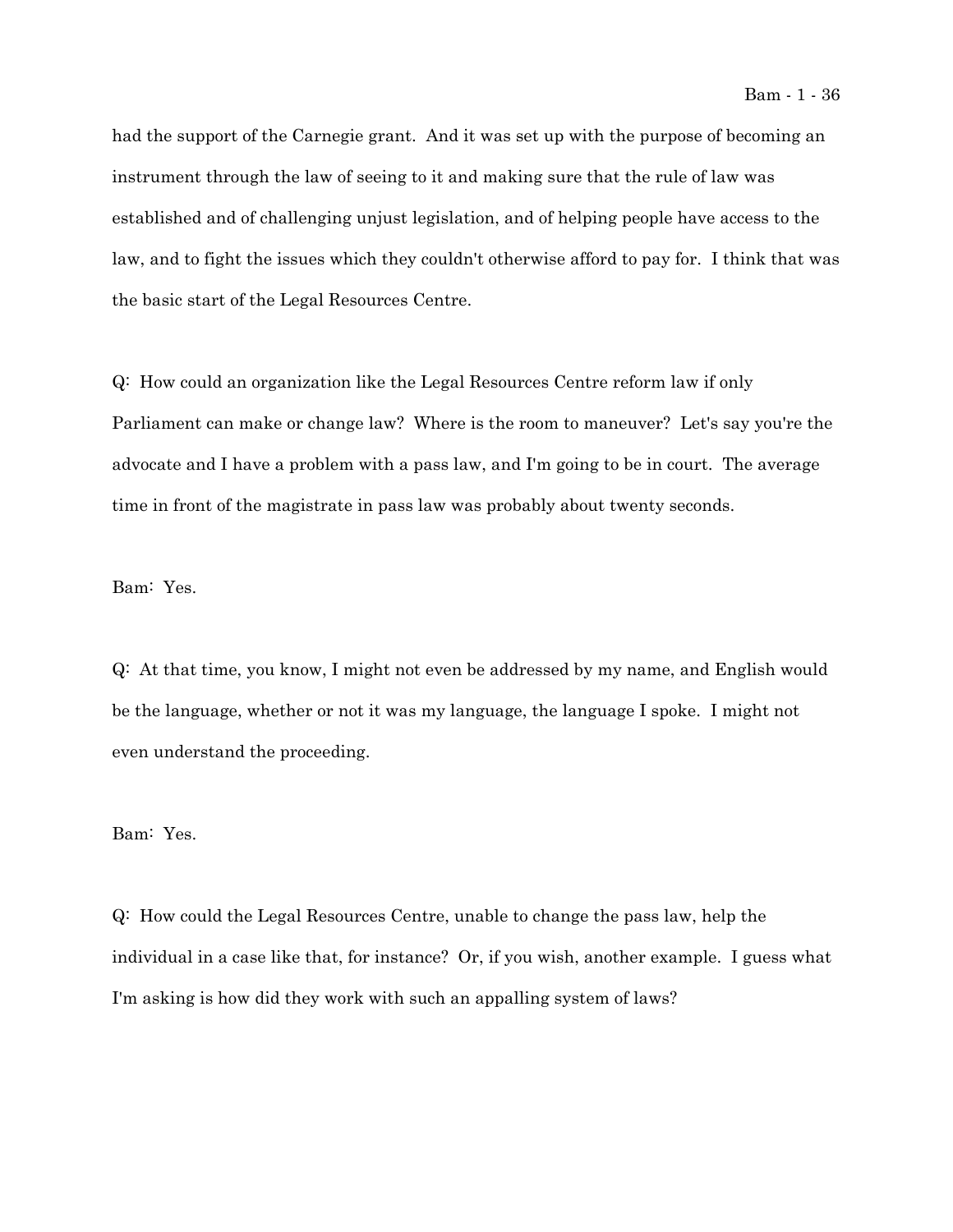had the support of the Carnegie grant. And it was set up with the purpose of becoming an instrument through the law of seeing to it and making sure that the rule of law was established and of challenging unjust legislation, and of helping people have access to the law, and to fight the issues which they couldn't otherwise afford to pay for. I think that was the basic start of the Legal Resources Centre.

Q: How could an organization like the Legal Resources Centre reform law if only Parliament can make or change law? Where is the room to maneuver? Let's say you're the advocate and I have a problem with a pass law, and I'm going to be in court. The average time in front of the magistrate in pass law was probably about twenty seconds.

Bam: Yes.

Q: At that time, you know, I might not even be addressed by my name, and English would be the language, whether or not it was my language, the language I spoke. I might not even understand the proceeding.

Bam: Yes.

Q: How could the Legal Resources Centre, unable to change the pass law, help the individual in a case like that, for instance? Or, if you wish, another example. I guess what I'm asking is how did they work with such an appalling system of laws?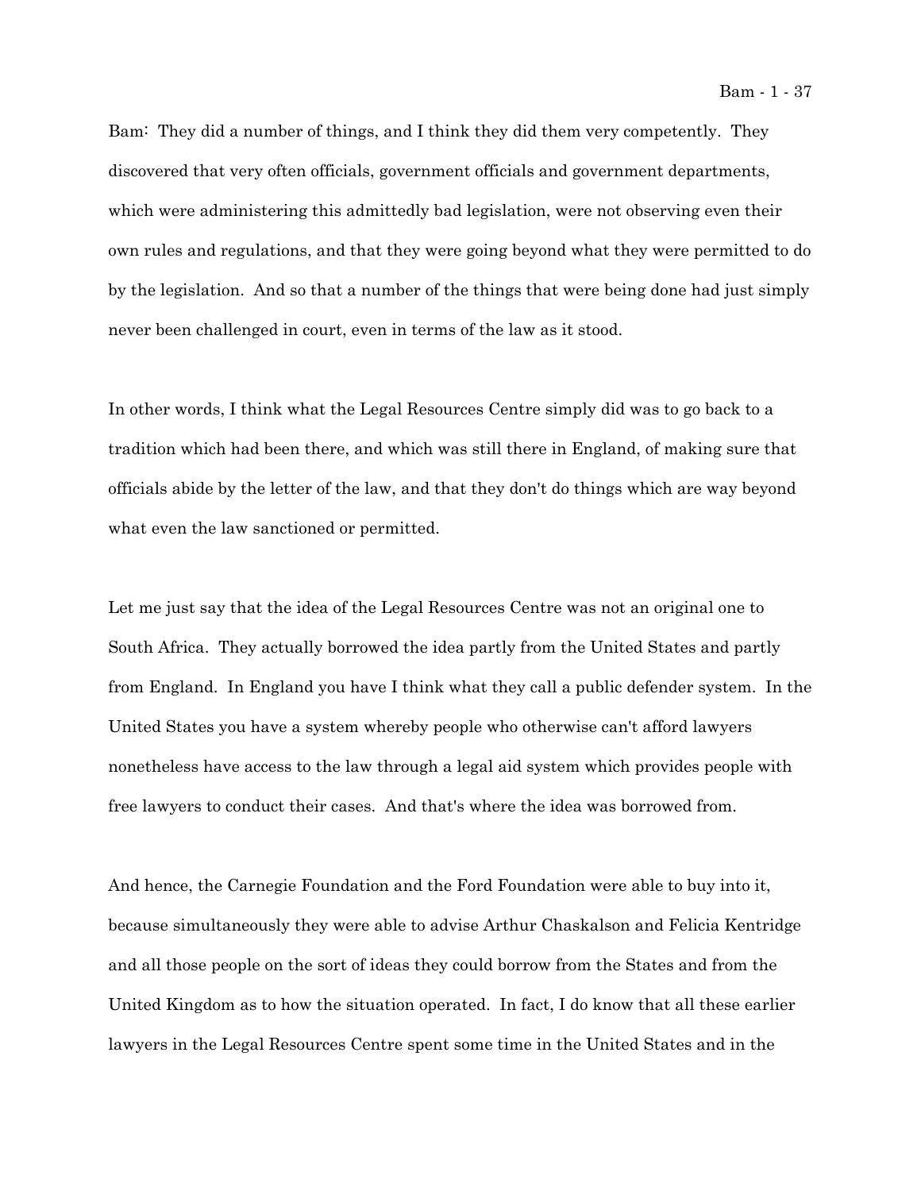Bam: They did a number of things, and I think they did them very competently. They discovered that very often officials, government officials and government departments, which were administering this admittedly bad legislation, were not observing even their own rules and regulations, and that they were going beyond what they were permitted to do by the legislation. And so that a number of the things that were being done had just simply never been challenged in court, even in terms of the law as it stood.

In other words, I think what the Legal Resources Centre simply did was to go back to a tradition which had been there, and which was still there in England, of making sure that officials abide by the letter of the law, and that they don't do things which are way beyond what even the law sanctioned or permitted.

Let me just say that the idea of the Legal Resources Centre was not an original one to South Africa. They actually borrowed the idea partly from the United States and partly from England. In England you have I think what they call a public defender system. In the United States you have a system whereby people who otherwise can't afford lawyers nonetheless have access to the law through a legal aid system which provides people with free lawyers to conduct their cases. And that's where the idea was borrowed from.

And hence, the Carnegie Foundation and the Ford Foundation were able to buy into it, because simultaneously they were able to advise Arthur Chaskalson and Felicia Kentridge and all those people on the sort of ideas they could borrow from the States and from the United Kingdom as to how the situation operated. In fact, I do know that all these earlier lawyers in the Legal Resources Centre spent some time in the United States and in the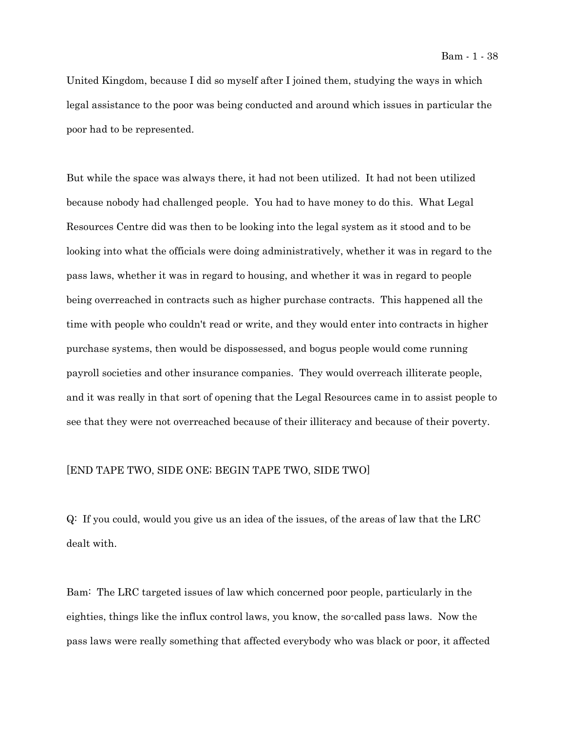United Kingdom, because I did so myself after I joined them, studying the ways in which legal assistance to the poor was being conducted and around which issues in particular the poor had to be represented.

But while the space was always there, it had not been utilized. It had not been utilized because nobody had challenged people. You had to have money to do this. What Legal Resources Centre did was then to be looking into the legal system as it stood and to be looking into what the officials were doing administratively, whether it was in regard to the pass laws, whether it was in regard to housing, and whether it was in regard to people being overreached in contracts such as higher purchase contracts. This happened all the time with people who couldn't read or write, and they would enter into contracts in higher purchase systems, then would be dispossessed, and bogus people would come running payroll societies and other insurance companies. They would overreach illiterate people, and it was really in that sort of opening that the Legal Resources came in to assist people to see that they were not overreached because of their illiteracy and because of their poverty.

[END TAPE TWO, SIDE ONE; BEGIN TAPE TWO, SIDE TWO]

Q: If you could, would you give us an idea of the issues, of the areas of law that the LRC dealt with.

Bam: The LRC targeted issues of law which concerned poor people, particularly in the eighties, things like the influx control laws, you know, the so-called pass laws. Now the pass laws were really something that affected everybody who was black or poor, it affected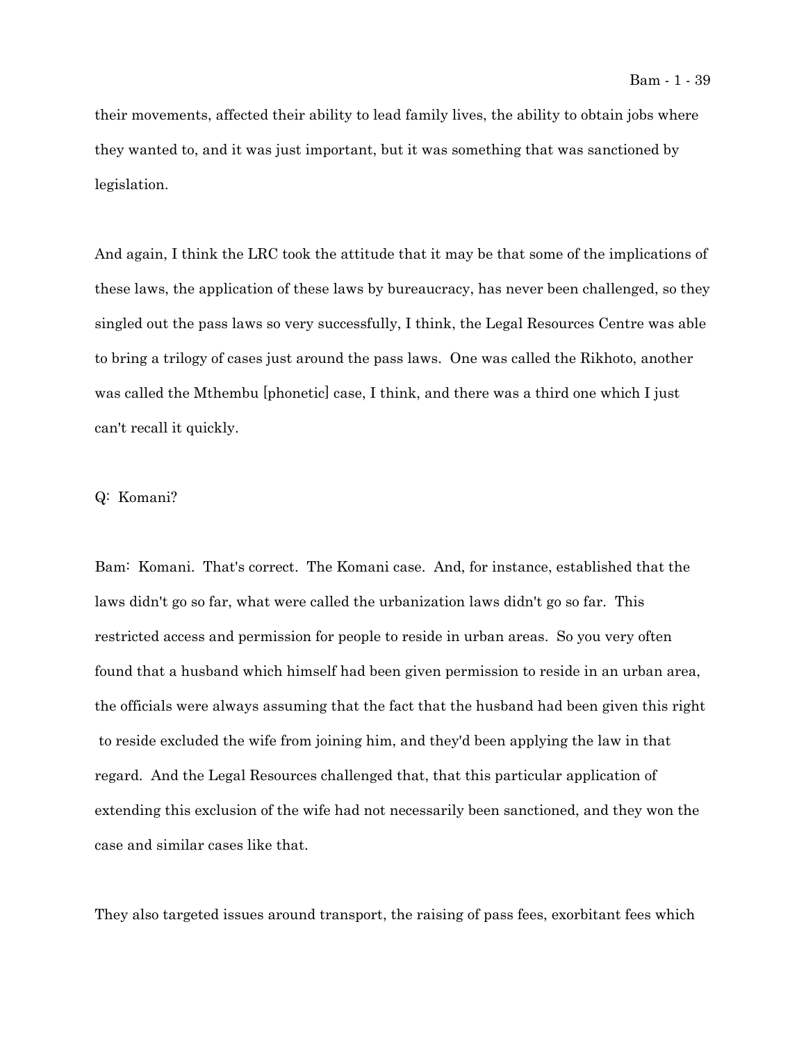their movements, affected their ability to lead family lives, the ability to obtain jobs where they wanted to, and it was just important, but it was something that was sanctioned by legislation.

And again, I think the LRC took the attitude that it may be that some of the implications of these laws, the application of these laws by bureaucracy, has never been challenged, so they singled out the pass laws so very successfully, I think, the Legal Resources Centre was able to bring a trilogy of cases just around the pass laws. One was called the Rikhoto, another was called the Mthembu [phonetic] case, I think, and there was a third one which I just can't recall it quickly.

Q: Komani?

Bam: Komani. That's correct. The Komani case. And, for instance, established that the laws didn't go so far, what were called the urbanization laws didn't go so far. This restricted access and permission for people to reside in urban areas. So you very often found that a husband which himself had been given permission to reside in an urban area, the officials were always assuming that the fact that the husband had been given this right to reside excluded the wife from joining him, and they'd been applying the law in that regard. And the Legal Resources challenged that, that this particular application of extending this exclusion of the wife had not necessarily been sanctioned, and they won the case and similar cases like that.

They also targeted issues around transport, the raising of pass fees, exorbitant fees which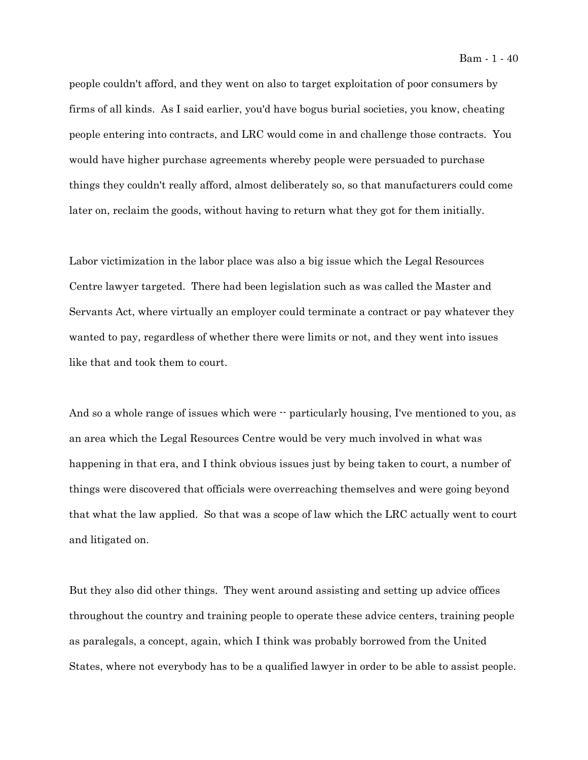people couldn't afford, and they went on also to target exploitation of poor consumers by firms of all kinds. As I said earlier, you'd have bogus burial societies, you know, cheating people entering into contracts, and LRC would come in and challenge those contracts. You would have higher purchase agreements whereby people were persuaded to purchase things they couldn't really afford, almost deliberately so, so that manufacturers could come later on, reclaim the goods, without having to return what they got for them initially.

Labor victimization in the labor place was also a big issue which the Legal Resources Centre lawyer targeted. There had been legislation such as was called the Master and Servants Act, where virtually an employer could terminate a contract or pay whatever they wanted to pay, regardless of whether there were limits or not, and they went into issues like that and took them to court.

And so a whole range of issues which were -- particularly housing, I've mentioned to you, as an area which the Legal Resources Centre would be very much involved in what was happening in that era, and I think obvious issues just by being taken to court, a number of things were discovered that officials were overreaching themselves and were going beyond that what the law applied. So that was a scope of law which the LRC actually went to court and litigated on.

But they also did other things. They went around assisting and setting up advice offices throughout the country and training people to operate these advice centers, training people as paralegals, a concept, again, which I think was probably borrowed from the United States, where not everybody has to be a qualified lawyer in order to be able to assist people.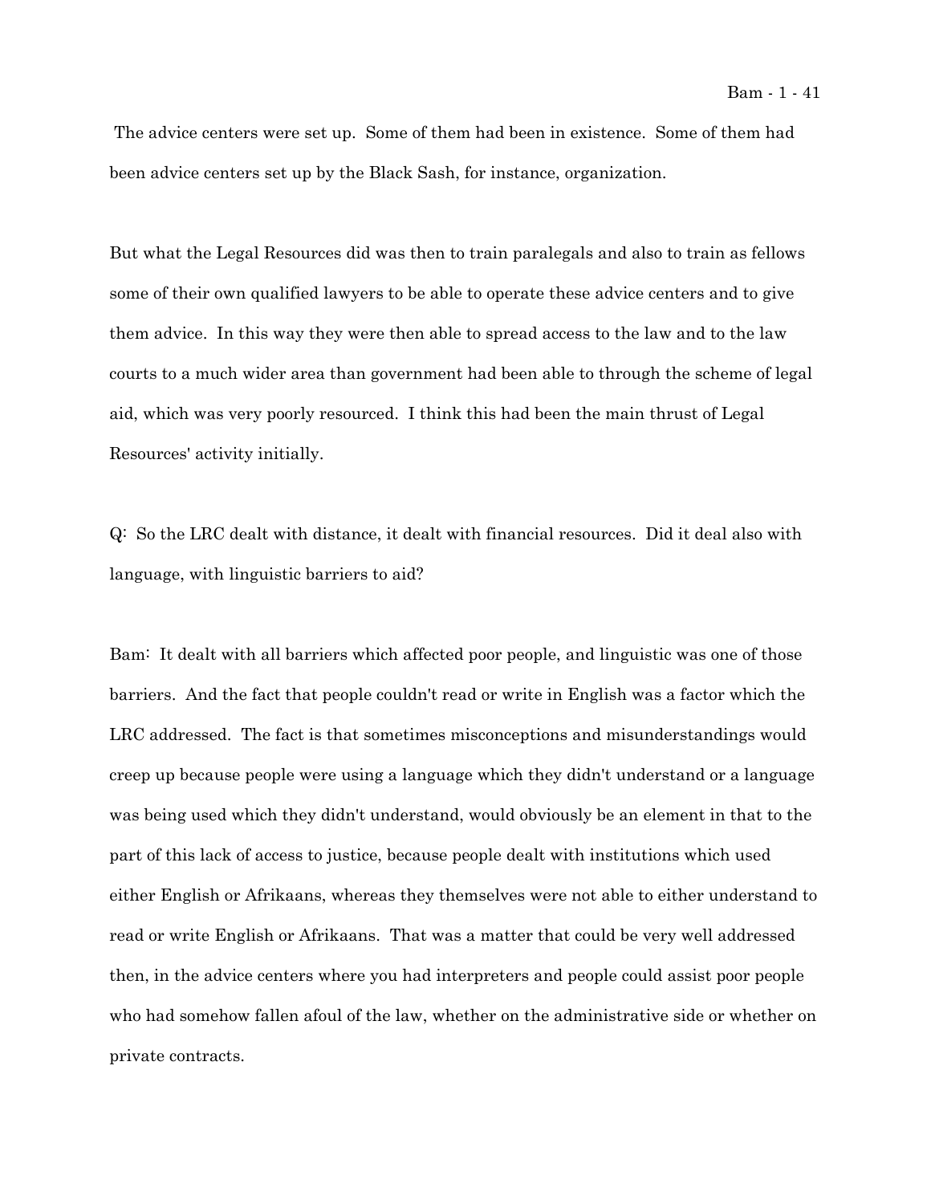The advice centers were set up. Some of them had been in existence. Some of them had been advice centers set up by the Black Sash, for instance, organization.

But what the Legal Resources did was then to train paralegals and also to train as fellows some of their own qualified lawyers to be able to operate these advice centers and to give them advice. In this way they were then able to spread access to the law and to the law courts to a much wider area than government had been able to through the scheme of legal aid, which was very poorly resourced. I think this had been the main thrust of Legal Resources' activity initially.

Q: So the LRC dealt with distance, it dealt with financial resources. Did it deal also with language, with linguistic barriers to aid?

Bam: It dealt with all barriers which affected poor people, and linguistic was one of those barriers. And the fact that people couldn't read or write in English was a factor which the LRC addressed. The fact is that sometimes misconceptions and misunderstandings would creep up because people were using a language which they didn't understand or a language was being used which they didn't understand, would obviously be an element in that to the part of this lack of access to justice, because people dealt with institutions which used either English or Afrikaans, whereas they themselves were not able to either understand to read or write English or Afrikaans. That was a matter that could be very well addressed then, in the advice centers where you had interpreters and people could assist poor people who had somehow fallen afoul of the law, whether on the administrative side or whether on private contracts.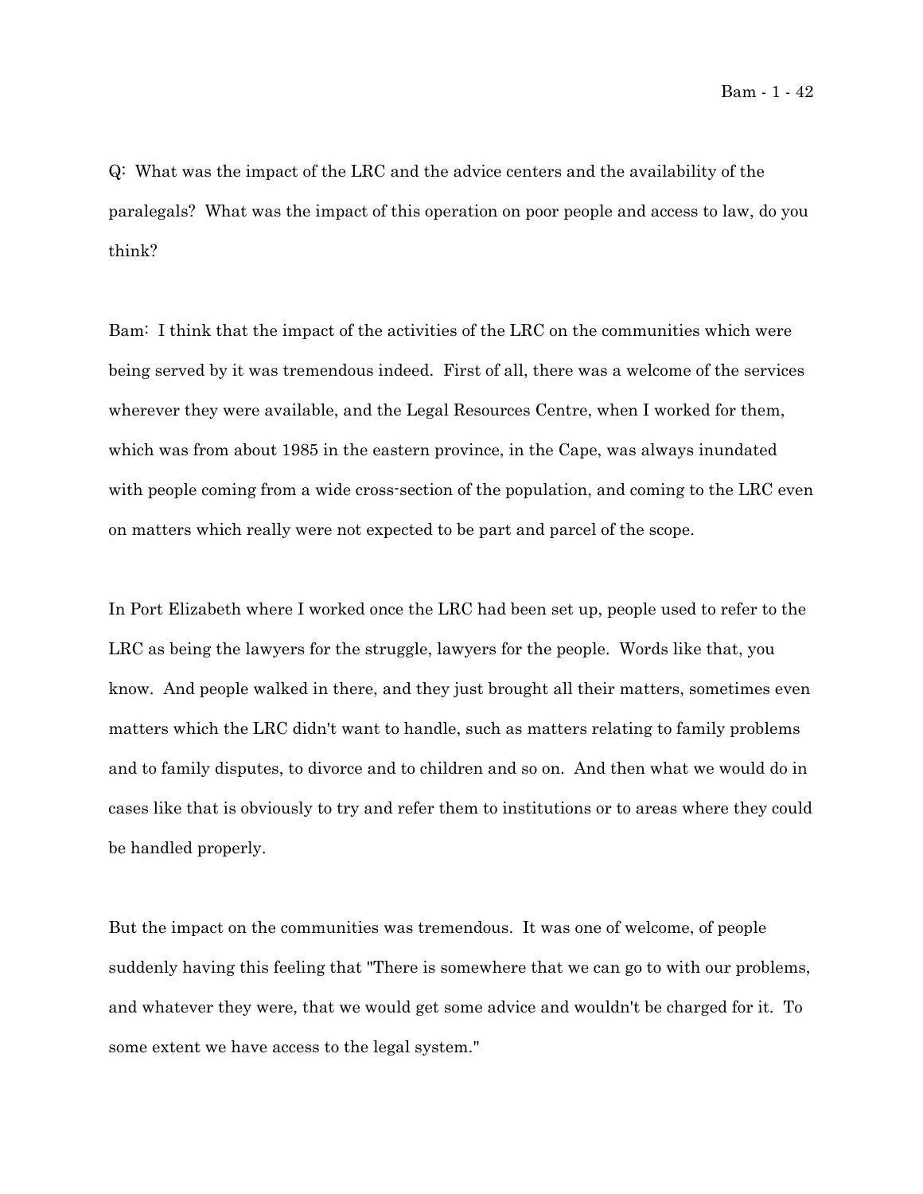Q: What was the impact of the LRC and the advice centers and the availability of the paralegals? What was the impact of this operation on poor people and access to law, do you think?

Bam: I think that the impact of the activities of the LRC on the communities which were being served by it was tremendous indeed. First of all, there was a welcome of the services wherever they were available, and the Legal Resources Centre, when I worked for them, which was from about 1985 in the eastern province, in the Cape, was always inundated with people coming from a wide cross-section of the population, and coming to the LRC even on matters which really were not expected to be part and parcel of the scope.

In Port Elizabeth where I worked once the LRC had been set up, people used to refer to the LRC as being the lawyers for the struggle, lawyers for the people. Words like that, you know. And people walked in there, and they just brought all their matters, sometimes even matters which the LRC didn't want to handle, such as matters relating to family problems and to family disputes, to divorce and to children and so on. And then what we would do in cases like that is obviously to try and refer them to institutions or to areas where they could be handled properly.

But the impact on the communities was tremendous. It was one of welcome, of people suddenly having this feeling that "There is somewhere that we can go to with our problems, and whatever they were, that we would get some advice and wouldn't be charged for it. To some extent we have access to the legal system."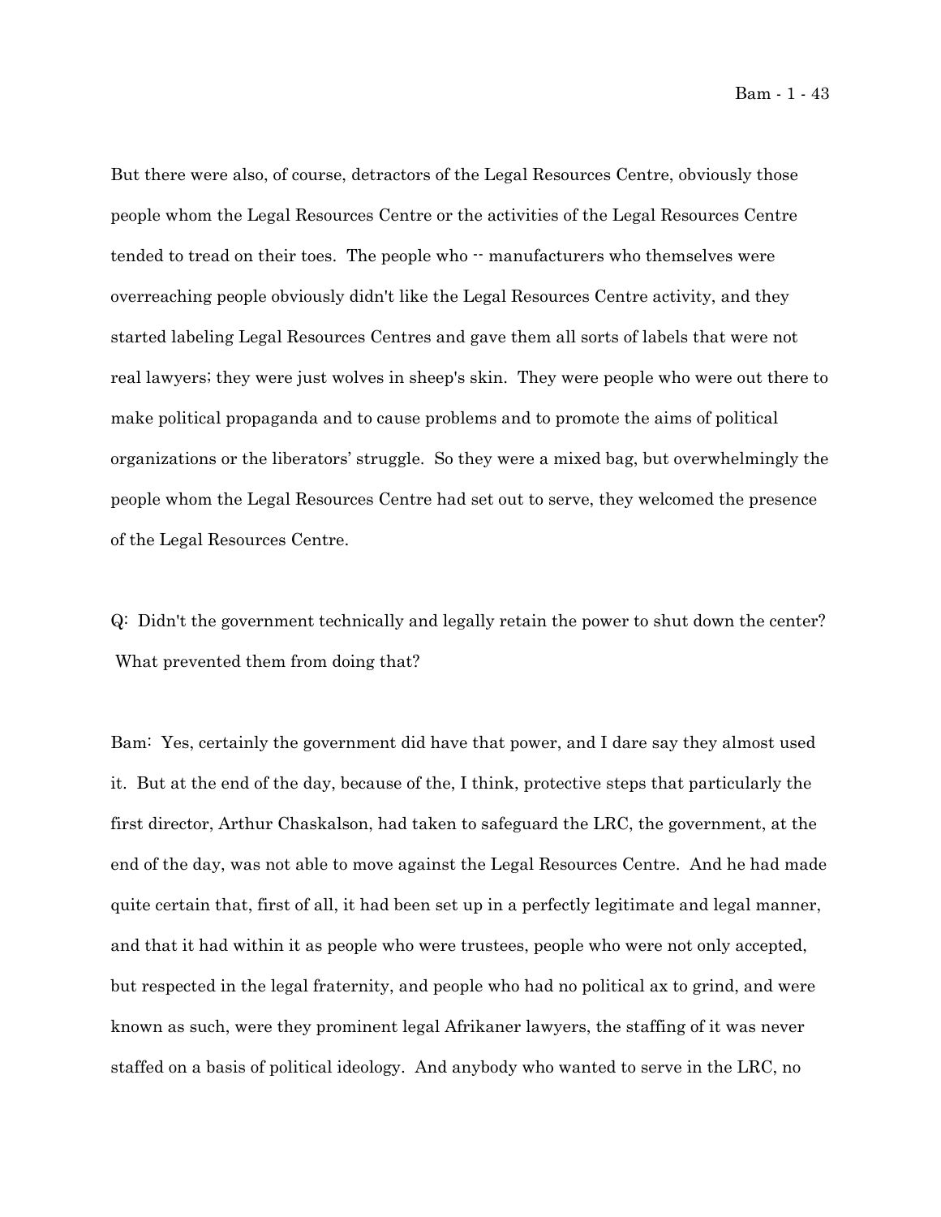But there were also, of course, detractors of the Legal Resources Centre, obviously those people whom the Legal Resources Centre or the activities of the Legal Resources Centre tended to tread on their toes. The people who -- manufacturers who themselves were overreaching people obviously didn't like the Legal Resources Centre activity, and they started labeling Legal Resources Centres and gave them all sorts of labels that were not real lawyers; they were just wolves in sheep's skin. They were people who were out there to make political propaganda and to cause problems and to promote the aims of political organizations or the liberators' struggle. So they were a mixed bag, but overwhelmingly the people whom the Legal Resources Centre had set out to serve, they welcomed the presence of the Legal Resources Centre.

Q: Didn't the government technically and legally retain the power to shut down the center? What prevented them from doing that?

Bam: Yes, certainly the government did have that power, and I dare say they almost used it. But at the end of the day, because of the, I think, protective steps that particularly the first director, Arthur Chaskalson, had taken to safeguard the LRC, the government, at the end of the day, was not able to move against the Legal Resources Centre. And he had made quite certain that, first of all, it had been set up in a perfectly legitimate and legal manner, and that it had within it as people who were trustees, people who were not only accepted, but respected in the legal fraternity, and people who had no political ax to grind, and were known as such, were they prominent legal Afrikaner lawyers, the staffing of it was never staffed on a basis of political ideology. And anybody who wanted to serve in the LRC, no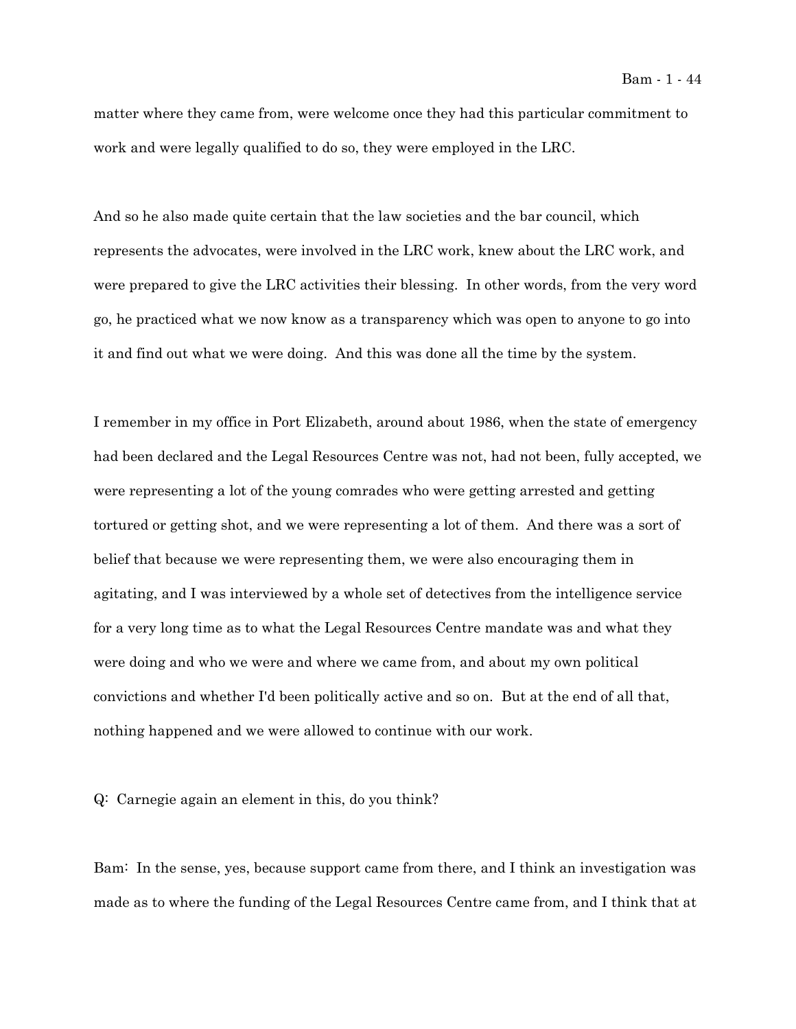matter where they came from, were welcome once they had this particular commitment to work and were legally qualified to do so, they were employed in the LRC.

And so he also made quite certain that the law societies and the bar council, which represents the advocates, were involved in the LRC work, knew about the LRC work, and were prepared to give the LRC activities their blessing. In other words, from the very word go, he practiced what we now know as a transparency which was open to anyone to go into it and find out what we were doing. And this was done all the time by the system.

I remember in my office in Port Elizabeth, around about 1986, when the state of emergency had been declared and the Legal Resources Centre was not, had not been, fully accepted, we were representing a lot of the young comrades who were getting arrested and getting tortured or getting shot, and we were representing a lot of them. And there was a sort of belief that because we were representing them, we were also encouraging them in agitating, and I was interviewed by a whole set of detectives from the intelligence service for a very long time as to what the Legal Resources Centre mandate was and what they were doing and who we were and where we came from, and about my own political convictions and whether I'd been politically active and so on. But at the end of all that, nothing happened and we were allowed to continue with our work.

Q: Carnegie again an element in this, do you think?

Bam: In the sense, yes, because support came from there, and I think an investigation was made as to where the funding of the Legal Resources Centre came from, and I think that at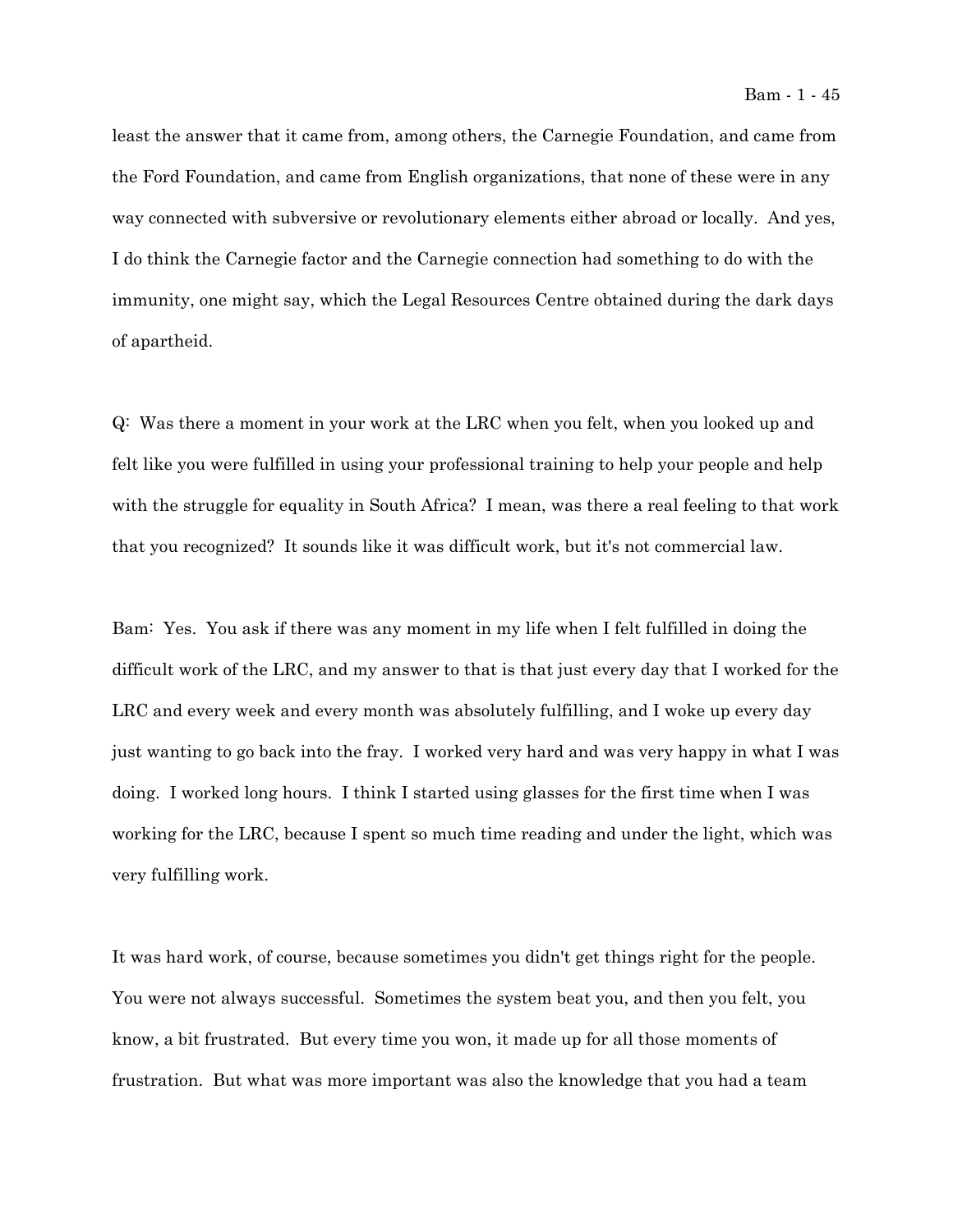least the answer that it came from, among others, the Carnegie Foundation, and came from the Ford Foundation, and came from English organizations, that none of these were in any way connected with subversive or revolutionary elements either abroad or locally. And yes, I do think the Carnegie factor and the Carnegie connection had something to do with the immunity, one might say, which the Legal Resources Centre obtained during the dark days of apartheid.

Q: Was there a moment in your work at the LRC when you felt, when you looked up and felt like you were fulfilled in using your professional training to help your people and help with the struggle for equality in South Africa? I mean, was there a real feeling to that work that you recognized? It sounds like it was difficult work, but it's not commercial law.

Bam: Yes. You ask if there was any moment in my life when I felt fulfilled in doing the difficult work of the LRC, and my answer to that is that just every day that I worked for the LRC and every week and every month was absolutely fulfilling, and I woke up every day just wanting to go back into the fray. I worked very hard and was very happy in what I was doing. I worked long hours. I think I started using glasses for the first time when I was working for the LRC, because I spent so much time reading and under the light, which was very fulfilling work.

It was hard work, of course, because sometimes you didn't get things right for the people. You were not always successful. Sometimes the system beat you, and then you felt, you know, a bit frustrated. But every time you won, it made up for all those moments of frustration. But what was more important was also the knowledge that you had a team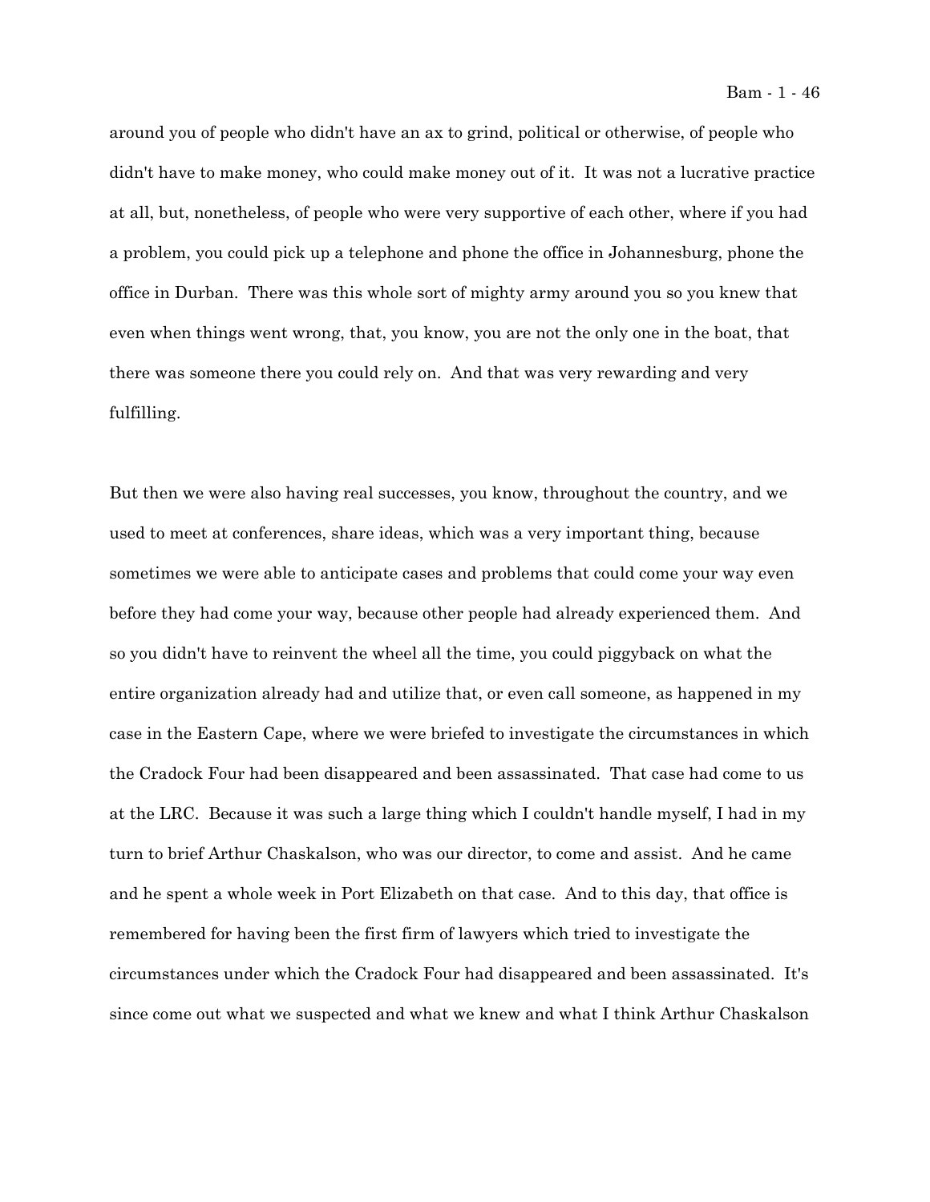around you of people who didn't have an ax to grind, political or otherwise, of people who didn't have to make money, who could make money out of it. It was not a lucrative practice at all, but, nonetheless, of people who were very supportive of each other, where if you had a problem, you could pick up a telephone and phone the office in Johannesburg, phone the office in Durban. There was this whole sort of mighty army around you so you knew that even when things went wrong, that, you know, you are not the only one in the boat, that there was someone there you could rely on. And that was very rewarding and very fulfilling.

But then we were also having real successes, you know, throughout the country, and we used to meet at conferences, share ideas, which was a very important thing, because sometimes we were able to anticipate cases and problems that could come your way even before they had come your way, because other people had already experienced them. And so you didn't have to reinvent the wheel all the time, you could piggyback on what the entire organization already had and utilize that, or even call someone, as happened in my case in the Eastern Cape, where we were briefed to investigate the circumstances in which the Cradock Four had been disappeared and been assassinated. That case had come to us at the LRC. Because it was such a large thing which I couldn't handle myself, I had in my turn to brief Arthur Chaskalson, who was our director, to come and assist. And he came and he spent a whole week in Port Elizabeth on that case. And to this day, that office is remembered for having been the first firm of lawyers which tried to investigate the circumstances under which the Cradock Four had disappeared and been assassinated. It's since come out what we suspected and what we knew and what I think Arthur Chaskalson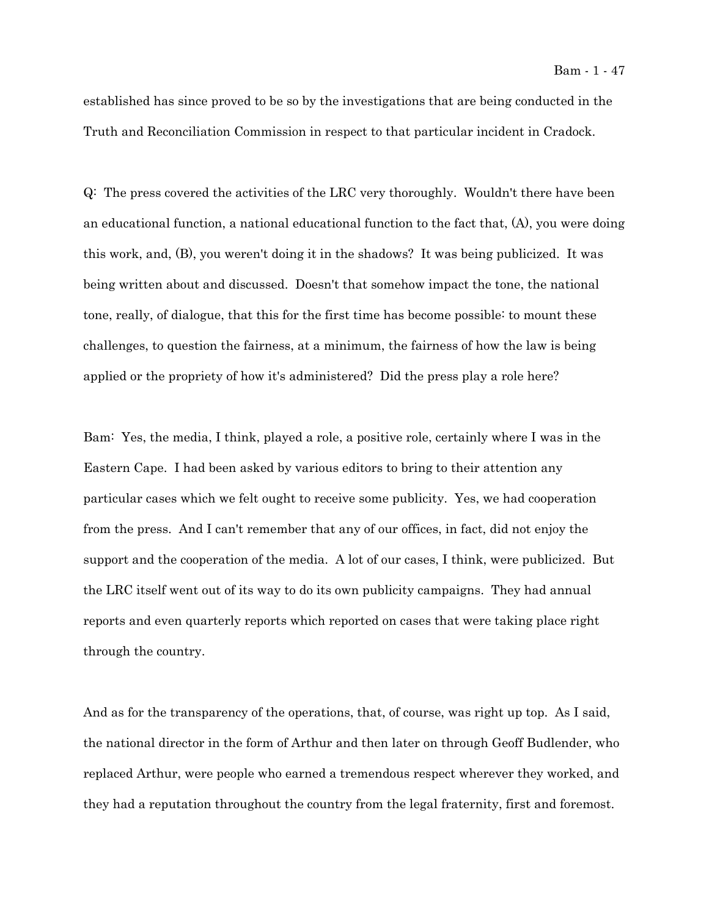established has since proved to be so by the investigations that are being conducted in the Truth and Reconciliation Commission in respect to that particular incident in Cradock.

Q: The press covered the activities of the LRC very thoroughly. Wouldn't there have been an educational function, a national educational function to the fact that, (A), you were doing this work, and, (B), you weren't doing it in the shadows? It was being publicized. It was being written about and discussed. Doesn't that somehow impact the tone, the national tone, really, of dialogue, that this for the first time has become possible: to mount these challenges, to question the fairness, at a minimum, the fairness of how the law is being applied or the propriety of how it's administered? Did the press play a role here?

Bam: Yes, the media, I think, played a role, a positive role, certainly where I was in the Eastern Cape. I had been asked by various editors to bring to their attention any particular cases which we felt ought to receive some publicity. Yes, we had cooperation from the press. And I can't remember that any of our offices, in fact, did not enjoy the support and the cooperation of the media. A lot of our cases, I think, were publicized. But the LRC itself went out of its way to do its own publicity campaigns. They had annual reports and even quarterly reports which reported on cases that were taking place right through the country.

And as for the transparency of the operations, that, of course, was right up top. As I said, the national director in the form of Arthur and then later on through Geoff Budlender, who replaced Arthur, were people who earned a tremendous respect wherever they worked, and they had a reputation throughout the country from the legal fraternity, first and foremost.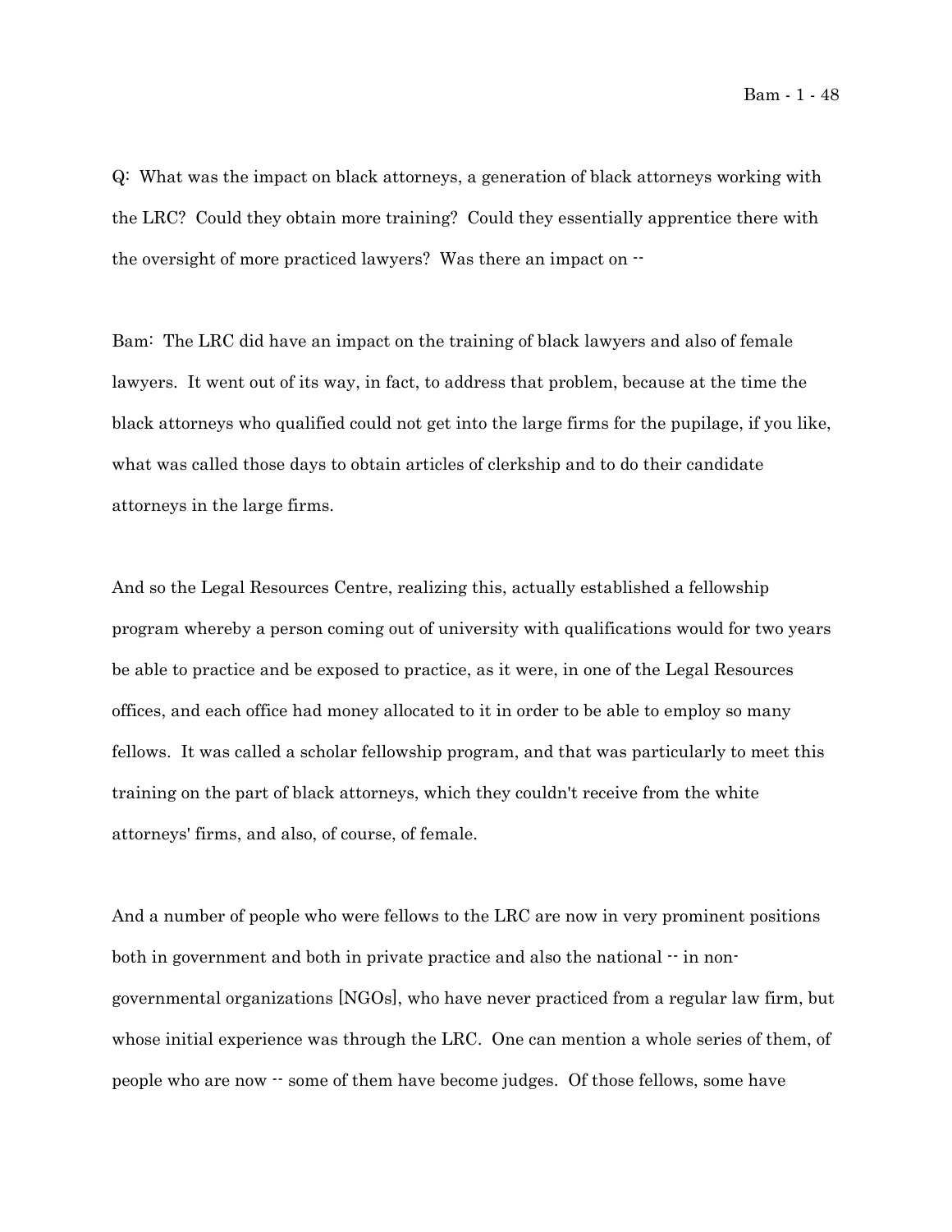Q: What was the impact on black attorneys, a generation of black attorneys working with the LRC? Could they obtain more training? Could they essentially apprentice there with the oversight of more practiced lawyers? Was there an impact on --

Bam: The LRC did have an impact on the training of black lawyers and also of female lawyers. It went out of its way, in fact, to address that problem, because at the time the black attorneys who qualified could not get into the large firms for the pupilage, if you like, what was called those days to obtain articles of clerkship and to do their candidate attorneys in the large firms.

And so the Legal Resources Centre, realizing this, actually established a fellowship program whereby a person coming out of university with qualifications would for two years be able to practice and be exposed to practice, as it were, in one of the Legal Resources offices, and each office had money allocated to it in order to be able to employ so many fellows. It was called a scholar fellowship program, and that was particularly to meet this training on the part of black attorneys, which they couldn't receive from the white attorneys' firms, and also, of course, of female.

And a number of people who were fellows to the LRC are now in very prominent positions both in government and both in private practice and also the national -- in non-governmental organizations [NGOs], who have never practiced from a regular law firm, but whose initial experience was through the LRC. One can mention a whole series of them, of people who are now -- some of them have become judges. Of those fellows, some have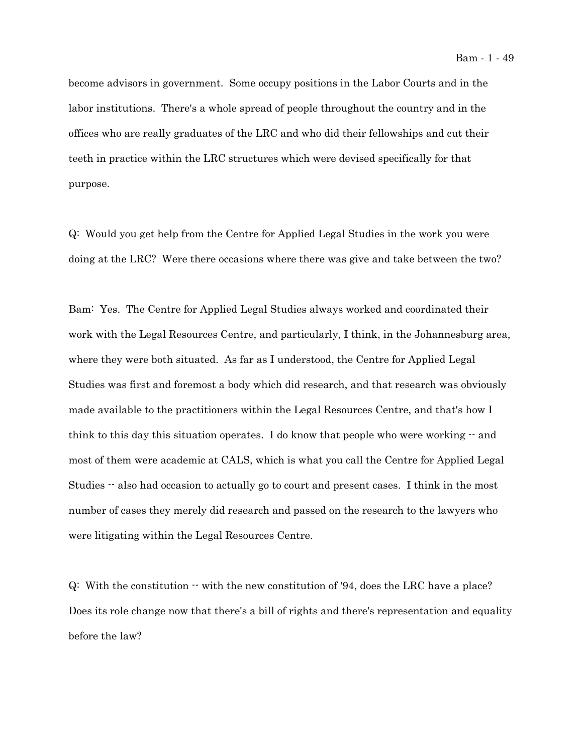become advisors in government. Some occupy positions in the Labor Courts and in the labor institutions. There's a whole spread of people throughout the country and in the offices who are really graduates of the LRC and who did their fellowships and cut their teeth in practice within the LRC structures which were devised specifically for that purpose.

Q: Would you get help from the Centre for Applied Legal Studies in the work you were doing at the LRC? Were there occasions where there was give and take between the two?

Bam: Yes. The Centre for Applied Legal Studies always worked and coordinated their work with the Legal Resources Centre, and particularly, I think, in the Johannesburg area, where they were both situated. As far as I understood, the Centre for Applied Legal Studies was first and foremost a body which did research, and that research was obviously made available to the practitioners within the Legal Resources Centre, and that's how I think to this day this situation operates. I do know that people who were working -- and most of them were academic at CALS, which is what you call the Centre for Applied Legal Studies -- also had occasion to actually go to court and present cases. I think in the most number of cases they merely did research and passed on the research to the lawyers who were litigating within the Legal Resources Centre.

Q: With the constitution -- with the new constitution of '94, does the LRC have a place? Does its role change now that there's a bill of rights and there's representation and equality before the law?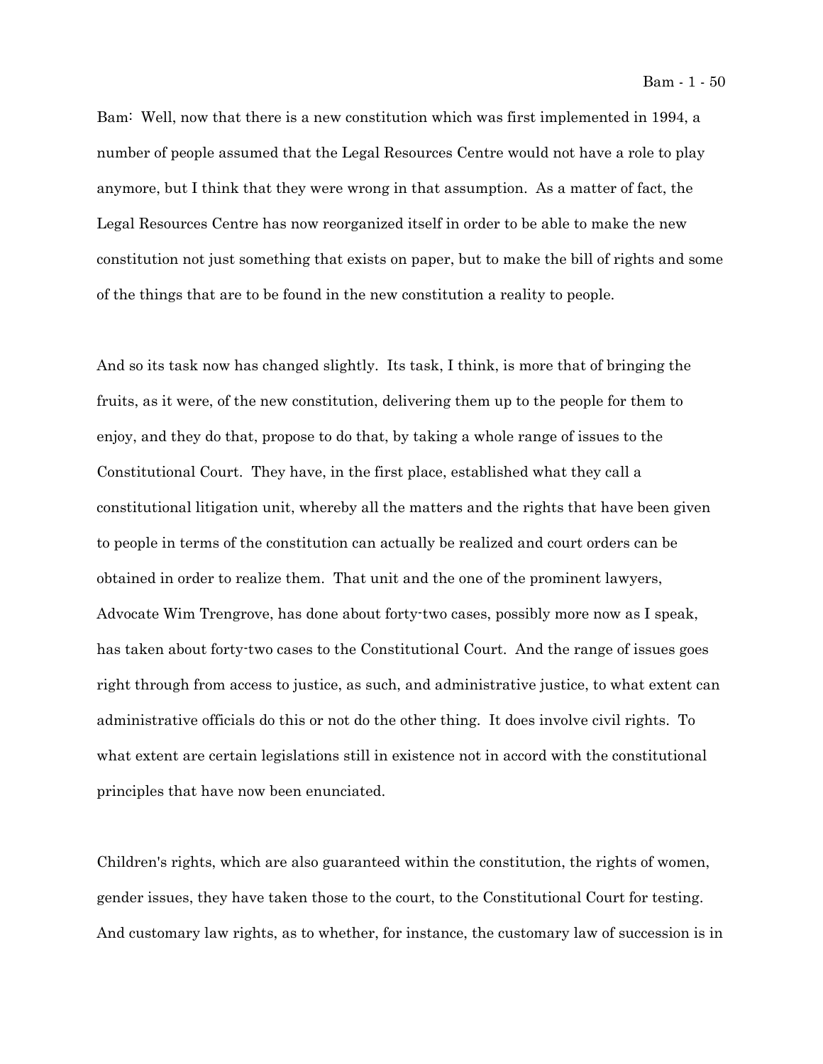Bam: Well, now that there is a new constitution which was first implemented in 1994, a number of people assumed that the Legal Resources Centre would not have a role to play anymore, but I think that they were wrong in that assumption. As a matter of fact, the Legal Resources Centre has now reorganized itself in order to be able to make the new constitution not just something that exists on paper, but to make the bill of rights and some of the things that are to be found in the new constitution a reality to people.

And so its task now has changed slightly. Its task, I think, is more that of bringing the fruits, as it were, of the new constitution, delivering them up to the people for them to enjoy, and they do that, propose to do that, by taking a whole range of issues to the Constitutional Court. They have, in the first place, established what they call a constitutional litigation unit, whereby all the matters and the rights that have been given to people in terms of the constitution can actually be realized and court orders can be obtained in order to realize them. That unit and the one of the prominent lawyers, Advocate Wim Trengrove, has done about forty-two cases, possibly more now as I speak, has taken about forty-two cases to the Constitutional Court. And the range of issues goes right through from access to justice, as such, and administrative justice, to what extent can administrative officials do this or not do the other thing. It does involve civil rights. To what extent are certain legislations still in existence not in accord with the constitutional principles that have now been enunciated.

Children's rights, which are also guaranteed within the constitution, the rights of women, gender issues, they have taken those to the court, to the Constitutional Court for testing. And customary law rights, as to whether, for instance, the customary law of succession is in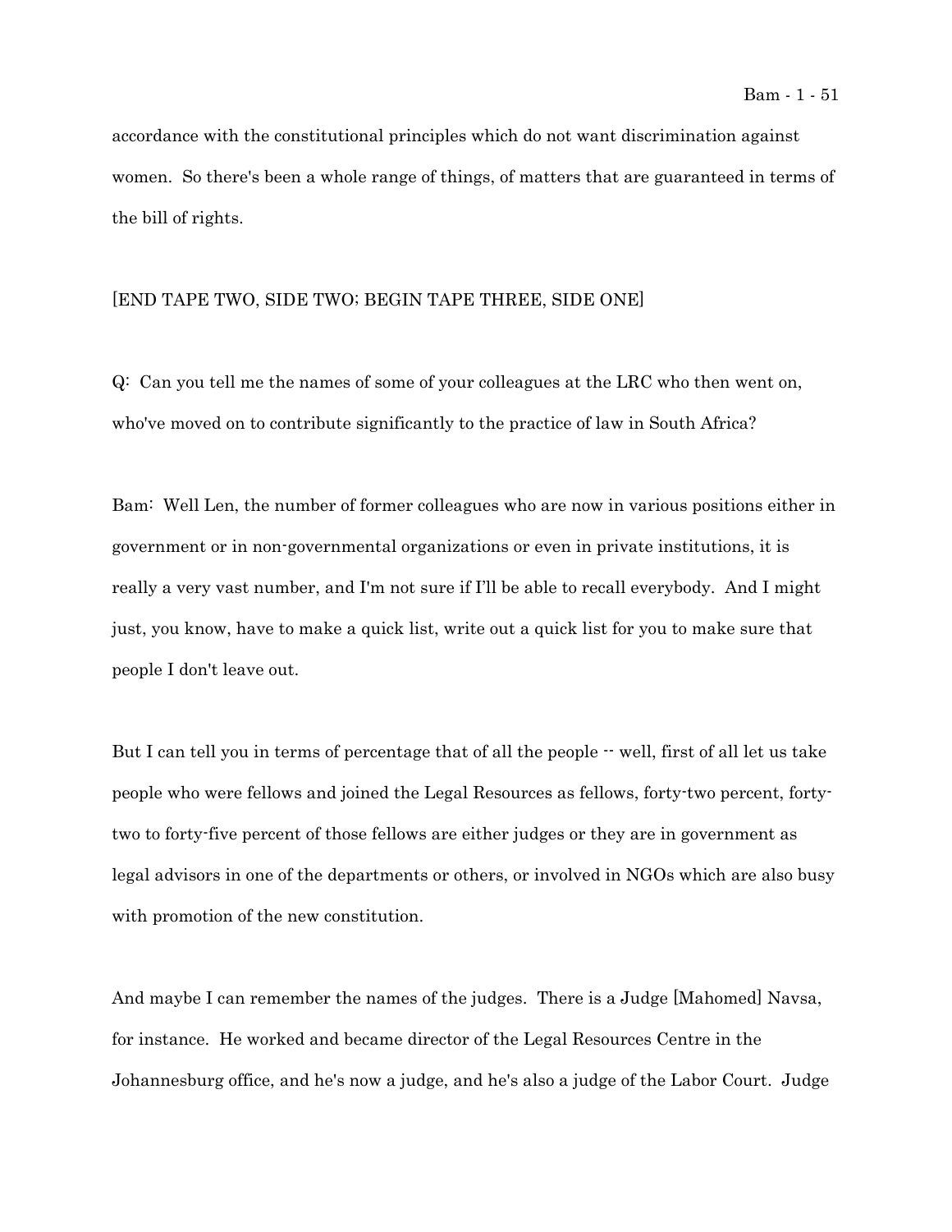accordance with the constitutional principles which do not want discrimination against women. So there's been a whole range of things, of matters that are guaranteed in terms of the bill of rights.

[END TAPE TWO, SIDE TWO; BEGIN TAPE THREE, SIDE ONE]

Q: Can you tell me the names of some of your colleagues at the LRC who then went on, who've moved on to contribute significantly to the practice of law in South Africa?

Bam: Well Len, the number of former colleagues who are now in various positions either in government or in non-governmental organizations or even in private institutions, it is really a very vast number, and I'm not sure if I'll be able to recall everybody. And I might just, you know, have to make a quick list, write out a quick list for you to make sure that people I don't leave out.

But I can tell you in terms of percentage that of all the people -- well, first of all let us take people who were fellows and joined the Legal Resources as fellows, forty-two percent, forty-two to forty-five percent of those fellows are either judges or they are in government as legal advisors in one of the departments or others, or involved in NGOs which are also busy with promotion of the new constitution.

And maybe I can remember the names of the judges. There is a Judge [Mahomed] Navsa, for instance. He worked and became director of the Legal Resources Centre in the Johannesburg office, and he's now a judge, and he's also a judge of the Labor Court. Judge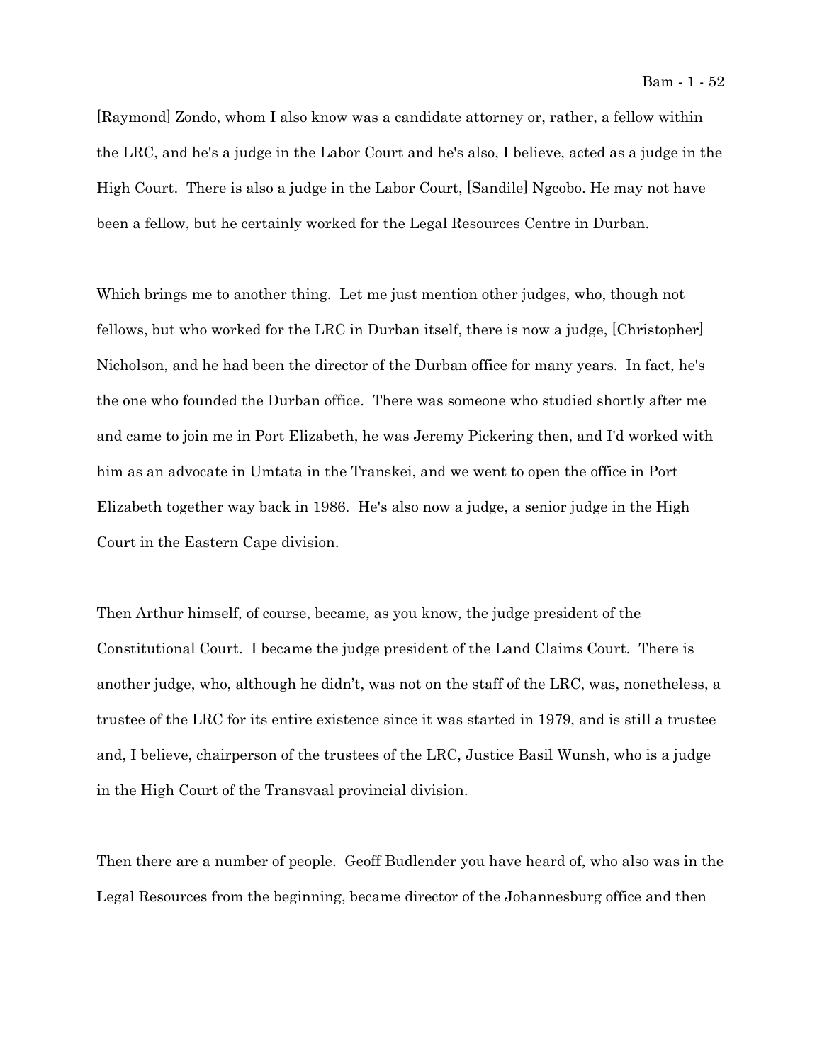[Raymond] Zondo, whom I also know was a candidate attorney or, rather, a fellow within the LRC, and he's a judge in the Labor Court and he's also, I believe, acted as a judge in the High Court. There is also a judge in the Labor Court, [Sandile] Ngcobo. He may not have been a fellow, but he certainly worked for the Legal Resources Centre in Durban.

Which brings me to another thing. Let me just mention other judges, who, though not fellows, but who worked for the LRC in Durban itself, there is now a judge, [Christopher] Nicholson, and he had been the director of the Durban office for many years. In fact, he's the one who founded the Durban office. There was someone who studied shortly after me and came to join me in Port Elizabeth, he was Jeremy Pickering then, and I'd worked with him as an advocate in Umtata in the Transkei, and we went to open the office in Port Elizabeth together way back in 1986. He's also now a judge, a senior judge in the High Court in the Eastern Cape division.

Then Arthur himself, of course, became, as you know, the judge president of the Constitutional Court. I became the judge president of the Land Claims Court. There is another judge, who, although he didn't, was not on the staff of the LRC, was, nonetheless, a trustee of the LRC for its entire existence since it was started in 1979, and is still a trustee and, I believe, chairperson of the trustees of the LRC, Justice Basil Wunsh, who is a judge in the High Court of the Transvaal provincial division.

Then there are a number of people. Geoff Budlender you have heard of, who also was in the Legal Resources from the beginning, became director of the Johannesburg office and then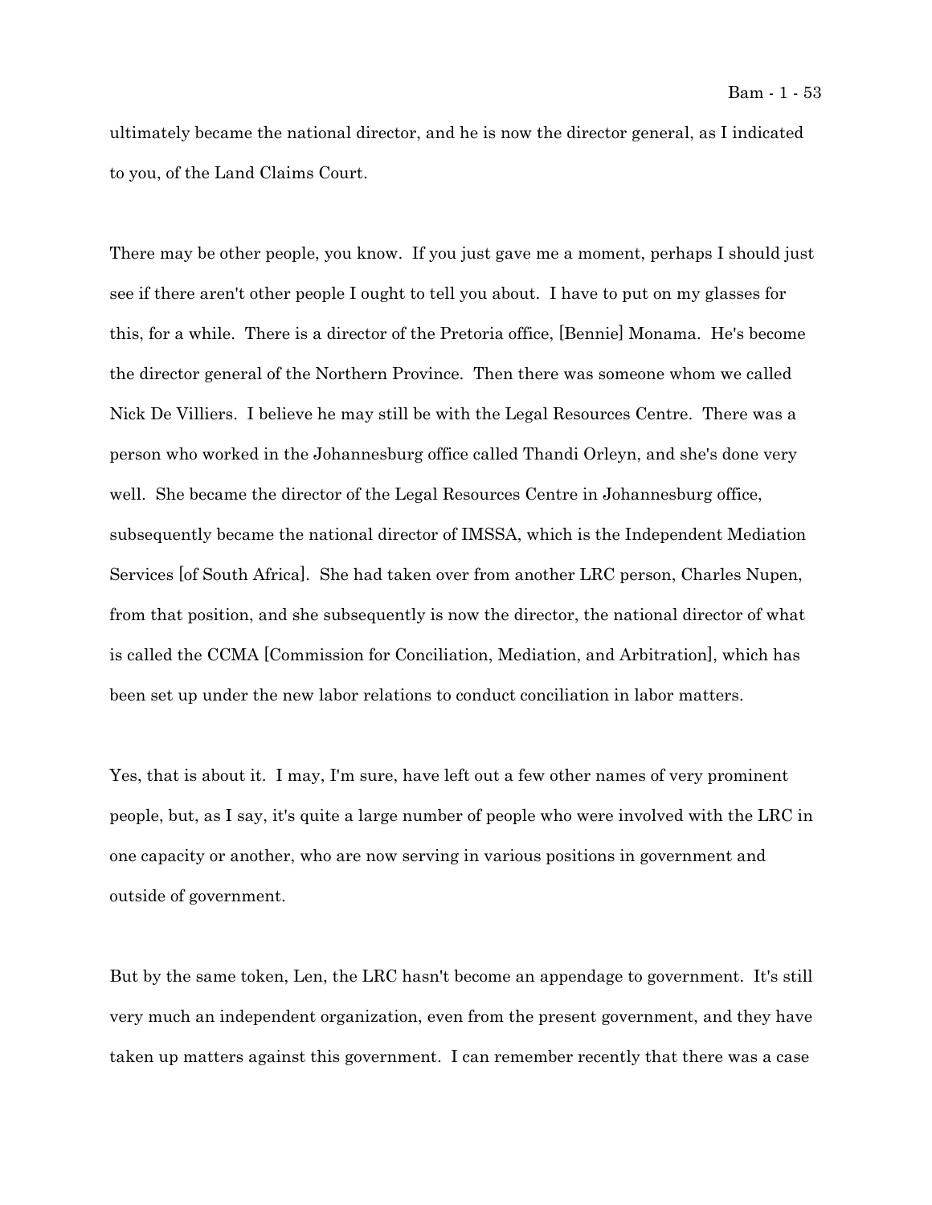ultimately became the national director, and he is now the director general, as I indicated to you, of the Land Claims Court.

There may be other people, you know. If you just gave me a moment, perhaps I should just see if there aren't other people I ought to tell you about. I have to put on my glasses for this, for a while. There is a director of the Pretoria office, [Bennie] Monama. He's become the director general of the Northern Province. Then there was someone whom we called Nick De Villiers. I believe he may still be with the Legal Resources Centre. There was a person who worked in the Johannesburg office called Thandi Orleyn, and she's done very well. She became the director of the Legal Resources Centre in Johannesburg office, subsequently became the national director of IMSSA, which is the Independent Mediation Services [of South Africa]. She had taken over from another LRC person, Charles Nupen, from that position, and she subsequently is now the director, the national director of what is called the CCMA [Commission for Conciliation, Mediation, and Arbitration], which has been set up under the new labor relations to conduct conciliation in labor matters.

Yes, that is about it. I may, I'm sure, have left out a few other names of very prominent people, but, as I say, it's quite a large number of people who were involved with the LRC in one capacity or another, who are now serving in various positions in government and outside of government.

But by the same token, Len, the LRC hasn't become an appendage to government. It's still very much an independent organization, even from the present government, and they have taken up matters against this government. I can remember recently that there was a case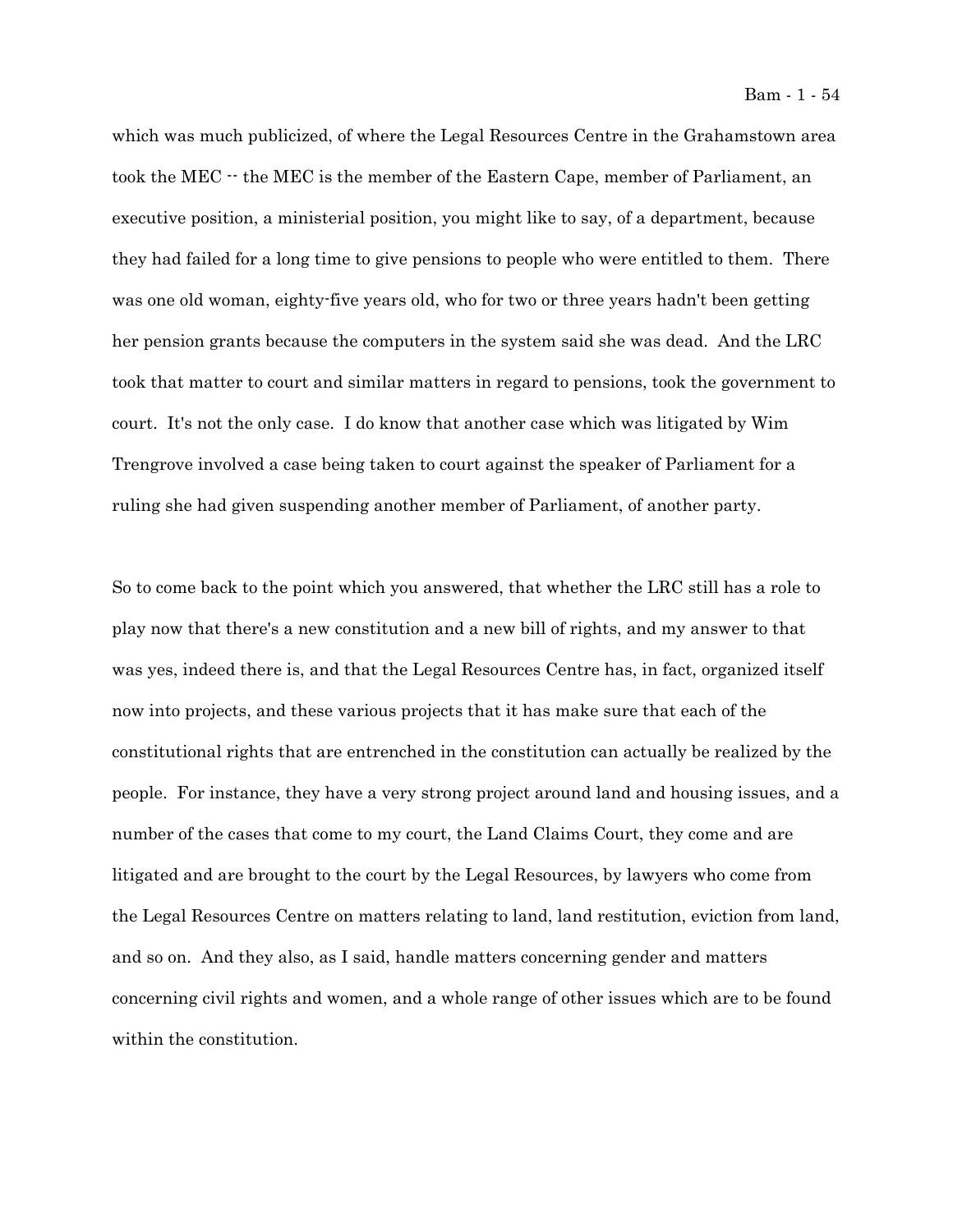which was much publicized, of where the Legal Resources Centre in the Grahamstown area took the MEC -- the MEC is the member of the Eastern Cape, member of Parliament, an executive position, a ministerial position, you might like to say, of a department, because they had failed for a long time to give pensions to people who were entitled to them. There was one old woman, eighty-five years old, who for two or three years hadn't been getting her pension grants because the computers in the system said she was dead. And the LRC took that matter to court and similar matters in regard to pensions, took the government to court. It's not the only case. I do know that another case which was litigated by Wim Trengrove involved a case being taken to court against the speaker of Parliament for a ruling she had given suspending another member of Parliament, of another party.

So to come back to the point which you answered, that whether the LRC still has a role to play now that there's a new constitution and a new bill of rights, and my answer to that was yes, indeed there is, and that the Legal Resources Centre has, in fact, organized itself now into projects, and these various projects that it has make sure that each of the constitutional rights that are entrenched in the constitution can actually be realized by the people. For instance, they have a very strong project around land and housing issues, and a number of the cases that come to my court, the Land Claims Court, they come and are litigated and are brought to the court by the Legal Resources, by lawyers who come from the Legal Resources Centre on matters relating to land, land restitution, eviction from land, and so on. And they also, as I said, handle matters concerning gender and matters concerning civil rights and women, and a whole range of other issues which are to be found within the constitution.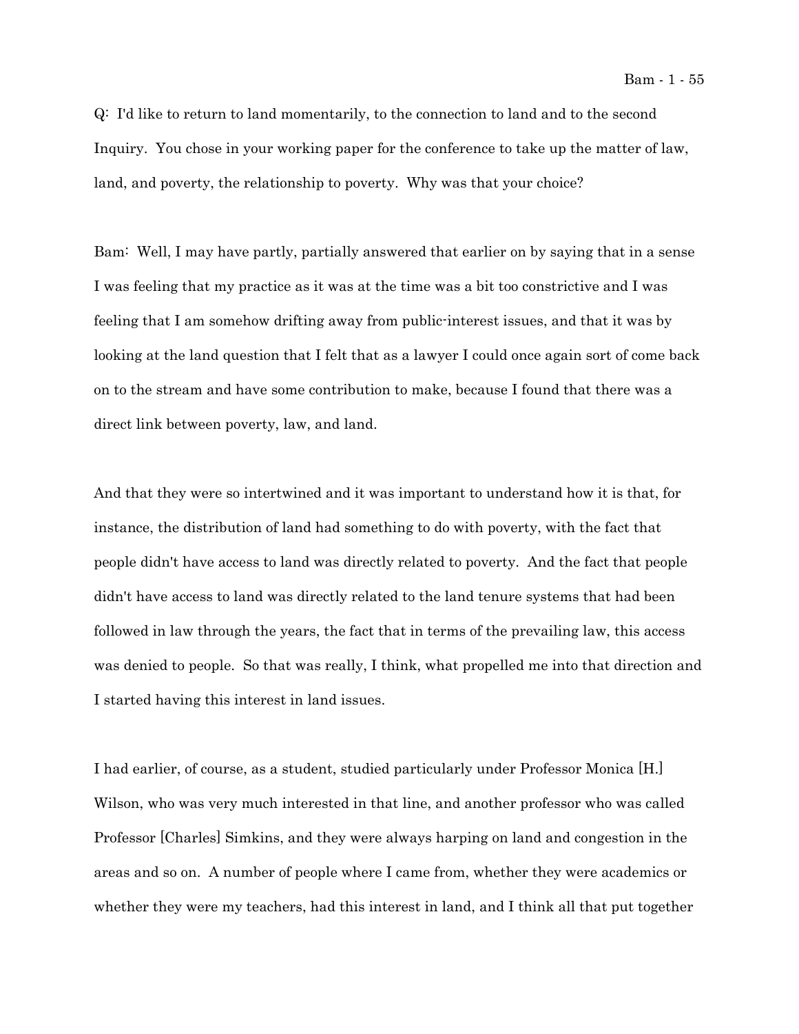Q: I'd like to return to land momentarily, to the connection to land and to the second Inquiry. You chose in your working paper for the conference to take up the matter of law, land, and poverty, the relationship to poverty. Why was that your choice?

Bam: Well, I may have partly, partially answered that earlier on by saying that in a sense I was feeling that my practice as it was at the time was a bit too constrictive and I was feeling that I am somehow drifting away from public-interest issues, and that it was by looking at the land question that I felt that as a lawyer I could once again sort of come back on to the stream and have some contribution to make, because I found that there was a direct link between poverty, law, and land.

And that they were so intertwined and it was important to understand how it is that, for instance, the distribution of land had something to do with poverty, with the fact that people didn't have access to land was directly related to poverty. And the fact that people didn't have access to land was directly related to the land tenure systems that had been followed in law through the years, the fact that in terms of the prevailing law, this access was denied to people. So that was really, I think, what propelled me into that direction and I started having this interest in land issues.

I had earlier, of course, as a student, studied particularly under Professor Monica [H.] Wilson, who was very much interested in that line, and another professor who was called Professor [Charles] Simkins, and they were always harping on land and congestion in the areas and so on. A number of people where I came from, whether they were academics or whether they were my teachers, had this interest in land, and I think all that put together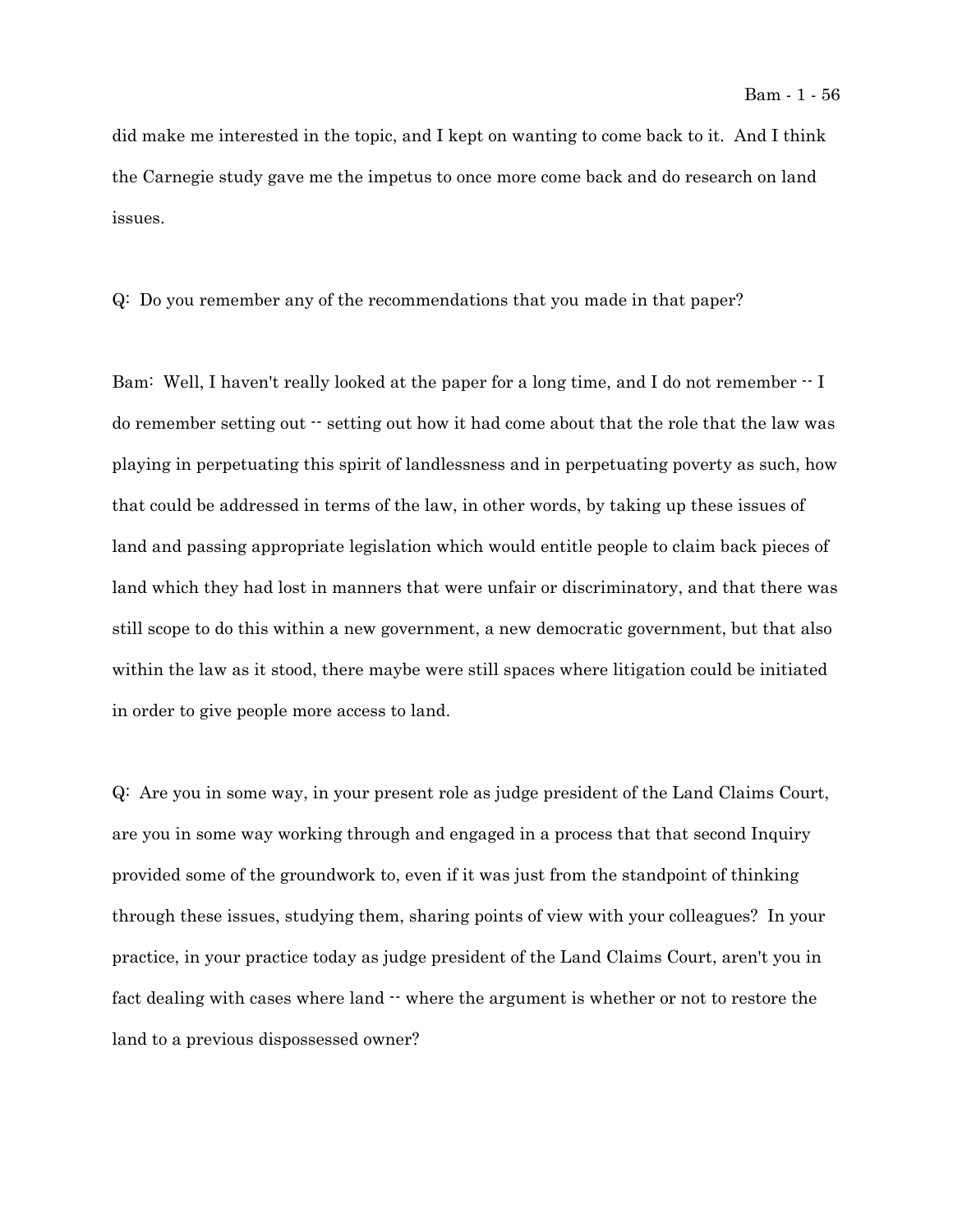did make me interested in the topic, and I kept on wanting to come back to it. And I think the Carnegie study gave me the impetus to once more come back and do research on land issues.

Q: Do you remember any of the recommendations that you made in that paper?

Bam: Well, I haven't really looked at the paper for a long time, and I do not remember -- I do remember setting out -- setting out how it had come about that the role that the law was playing in perpetuating this spirit of landlessness and in perpetuating poverty as such, how that could be addressed in terms of the law, in other words, by taking up these issues of land and passing appropriate legislation which would entitle people to claim back pieces of land which they had lost in manners that were unfair or discriminatory, and that there was still scope to do this within a new government, a new democratic government, but that also within the law as it stood, there maybe were still spaces where litigation could be initiated in order to give people more access to land.

Q: Are you in some way, in your present role as judge president of the Land Claims Court, are you in some way working through and engaged in a process that that second Inquiry provided some of the groundwork to, even if it was just from the standpoint of thinking through these issues, studying them, sharing points of view with your colleagues? In your practice, in your practice today as judge president of the Land Claims Court, aren't you in fact dealing with cases where land -- where the argument is whether or not to restore the land to a previous dispossessed owner?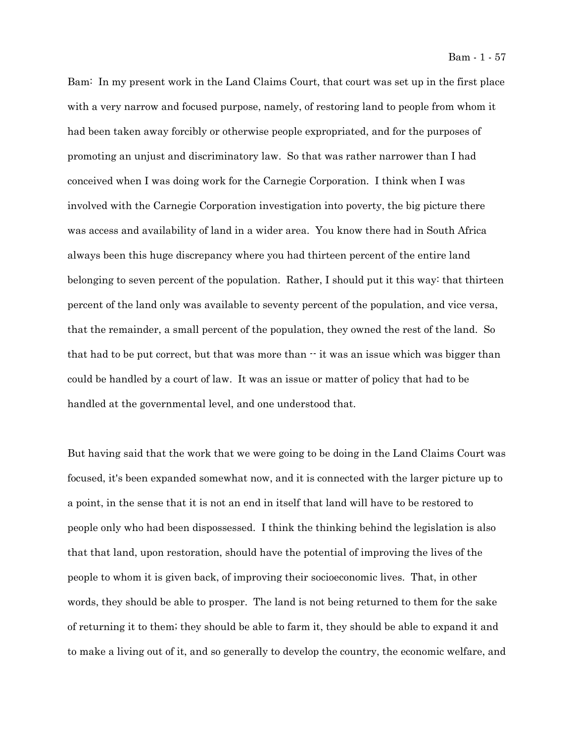Bam: In my present work in the Land Claims Court, that court was set up in the first place with a very narrow and focused purpose, namely, of restoring land to people from whom it had been taken away forcibly or otherwise people expropriated, and for the purposes of promoting an unjust and discriminatory law. So that was rather narrower than I had conceived when I was doing work for the Carnegie Corporation. I think when I was involved with the Carnegie Corporation investigation into poverty, the big picture there was access and availability of land in a wider area. You know there had in South Africa always been this huge discrepancy where you had thirteen percent of the entire land belonging to seven percent of the population. Rather, I should put it this way: that thirteen percent of the land only was available to seventy percent of the population, and vice versa, that the remainder, a small percent of the population, they owned the rest of the land. So that had to be put correct, but that was more than -- it was an issue which was bigger than could be handled by a court of law. It was an issue or matter of policy that had to be handled at the governmental level, and one understood that.

But having said that the work that we were going to be doing in the Land Claims Court was focused, it's been expanded somewhat now, and it is connected with the larger picture up to a point, in the sense that it is not an end in itself that land will have to be restored to people only who had been dispossessed. I think the thinking behind the legislation is also that that land, upon restoration, should have the potential of improving the lives of the people to whom it is given back, of improving their socioeconomic lives. That, in other words, they should be able to prosper. The land is not being returned to them for the sake of returning it to them; they should be able to farm it, they should be able to expand it and to make a living out of it, and so generally to develop the country, the economic welfare, and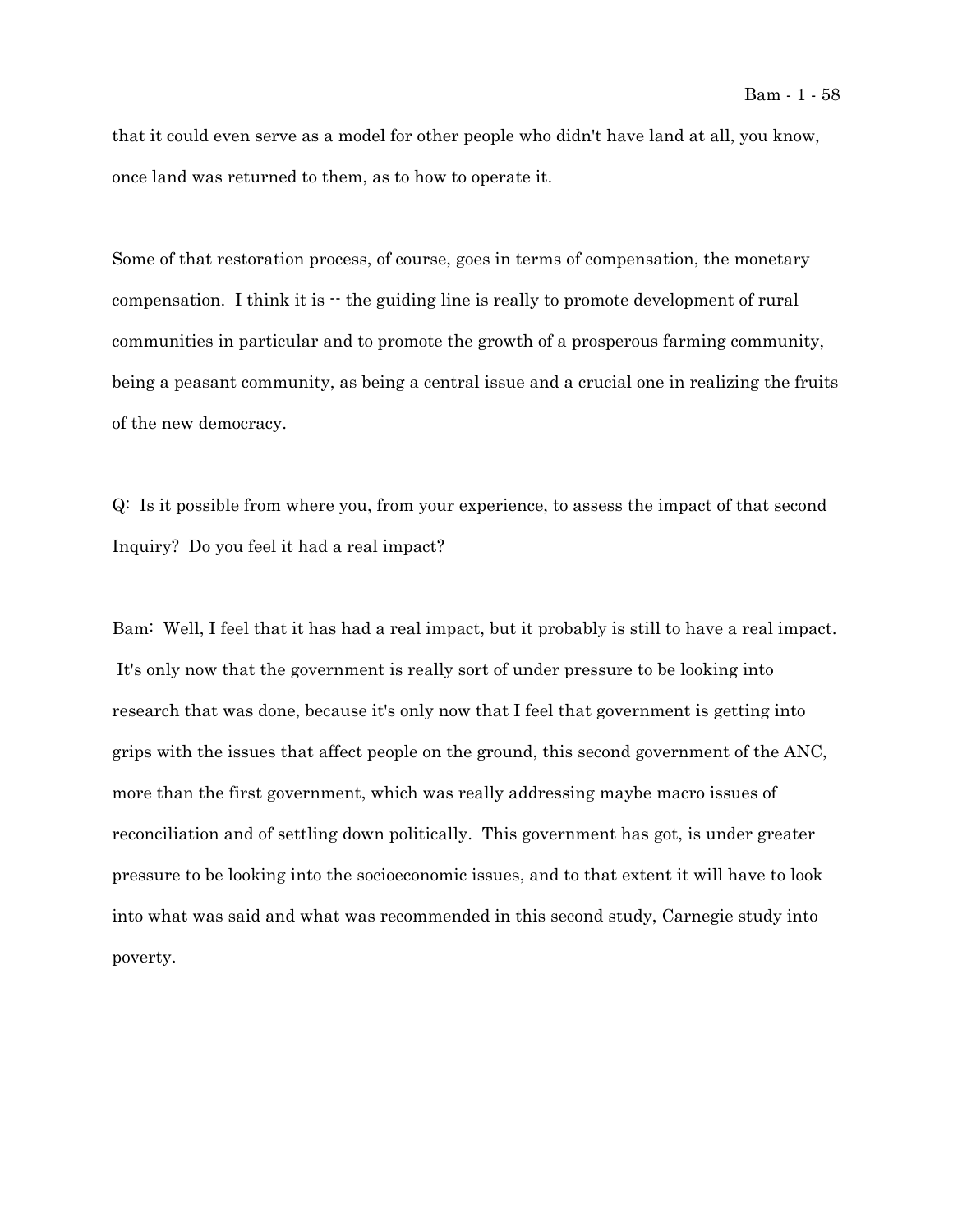that it could even serve as a model for other people who didn't have land at all, you know, once land was returned to them, as to how to operate it.

Some of that restoration process, of course, goes in terms of compensation, the monetary compensation. I think it is -- the guiding line is really to promote development of rural communities in particular and to promote the growth of a prosperous farming community, being a peasant community, as being a central issue and a crucial one in realizing the fruits of the new democracy.

Q: Is it possible from where you, from your experience, to assess the impact of that second Inquiry? Do you feel it had a real impact?

Bam: Well, I feel that it has had a real impact, but it probably is still to have a real impact. It's only now that the government is really sort of under pressure to be looking into research that was done, because it's only now that I feel that government is getting into grips with the issues that affect people on the ground, this second government of the ANC, more than the first government, which was really addressing maybe macro issues of reconciliation and of settling down politically. This government has got, is under greater pressure to be looking into the socioeconomic issues, and to that extent it will have to look into what was said and what was recommended in this second study, Carnegie study into poverty.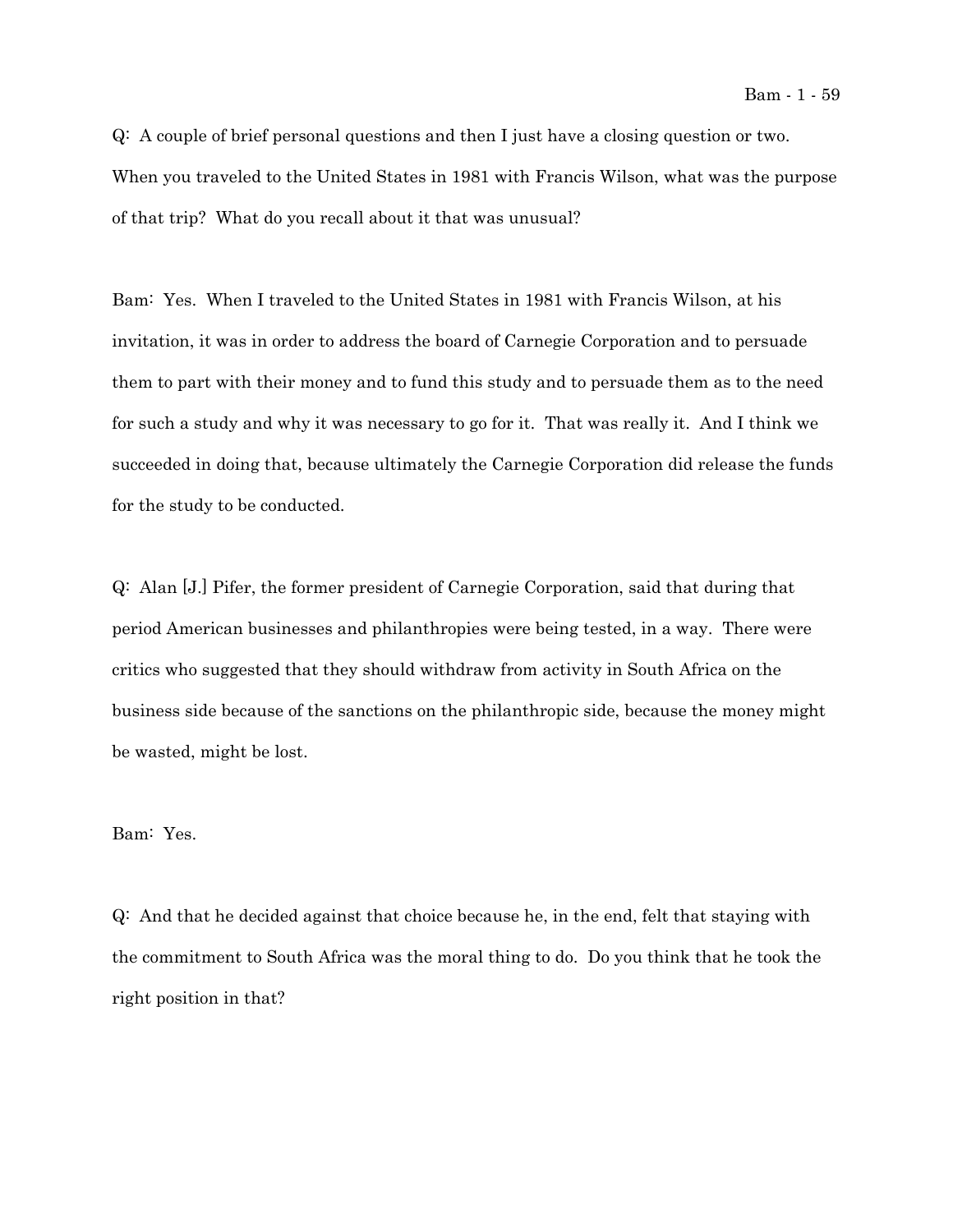Q: A couple of brief personal questions and then I just have a closing question or two. When you traveled to the United States in 1981 with Francis Wilson, what was the purpose of that trip? What do you recall about it that was unusual?

Bam: Yes. When I traveled to the United States in 1981 with Francis Wilson, at his invitation, it was in order to address the board of Carnegie Corporation and to persuade them to part with their money and to fund this study and to persuade them as to the need for such a study and why it was necessary to go for it. That was really it. And I think we succeeded in doing that, because ultimately the Carnegie Corporation did release the funds for the study to be conducted.

Q: Alan [J.] Pifer, the former president of Carnegie Corporation, said that during that period American businesses and philanthropies were being tested, in a way. There were critics who suggested that they should withdraw from activity in South Africa on the business side because of the sanctions on the philanthropic side, because the money might be wasted, might be lost.

Bam: Yes.

Q: And that he decided against that choice because he, in the end, felt that staying with the commitment to South Africa was the moral thing to do. Do you think that he took the right position in that?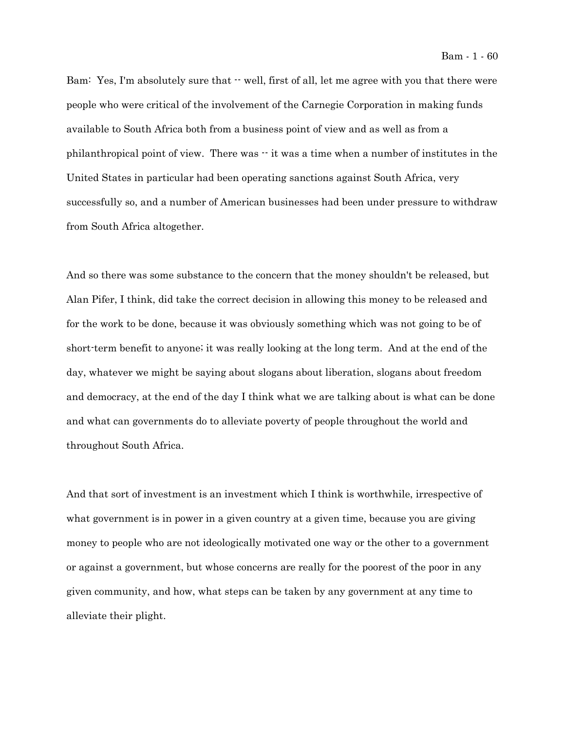Bam: Yes, I'm absolutely sure that -- well, first of all, let me agree with you that there were people who were critical of the involvement of the Carnegie Corporation in making funds available to South Africa both from a business point of view and as well as from a philanthropical point of view. There was -- it was a time when a number of institutes in the United States in particular had been operating sanctions against South Africa, very successfully so, and a number of American businesses had been under pressure to withdraw from South Africa altogether.

And so there was some substance to the concern that the money shouldn't be released, but Alan Pifer, I think, did take the correct decision in allowing this money to be released and for the work to be done, because it was obviously something which was not going to be of short-term benefit to anyone; it was really looking at the long term. And at the end of the day, whatever we might be saying about slogans about liberation, slogans about freedom and democracy, at the end of the day I think what we are talking about is what can be done and what can governments do to alleviate poverty of people throughout the world and throughout South Africa.

And that sort of investment is an investment which I think is worthwhile, irrespective of what government is in power in a given country at a given time, because you are giving money to people who are not ideologically motivated one way or the other to a government or against a government, but whose concerns are really for the poorest of the poor in any given community, and how, what steps can be taken by any government at any time to alleviate their plight.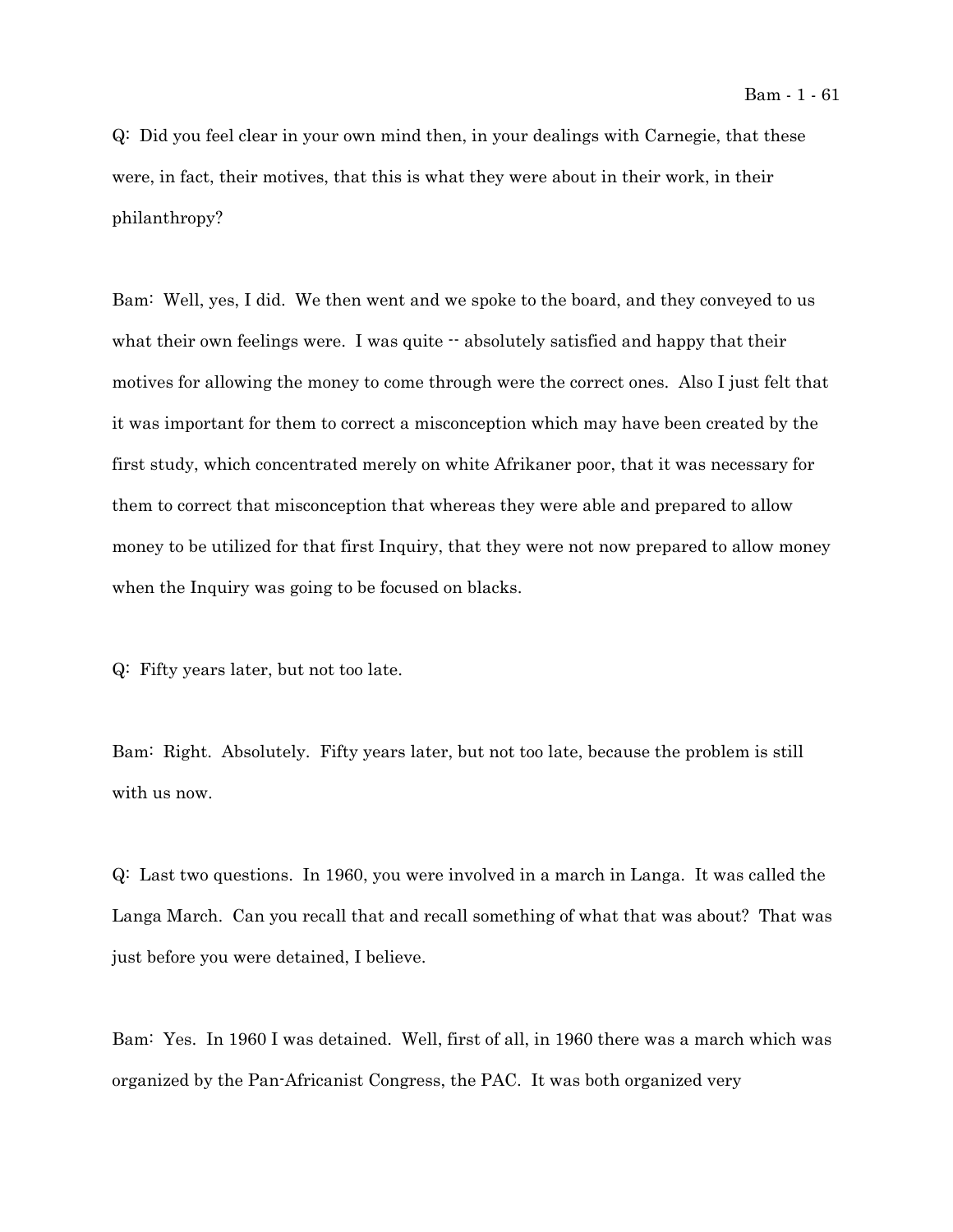Q: Did you feel clear in your own mind then, in your dealings with Carnegie, that these were, in fact, their motives, that this is what they were about in their work, in their philanthropy?

Bam: Well, yes, I did. We then went and we spoke to the board, and they conveyed to us what their own feelings were. I was quite -- absolutely satisfied and happy that their motives for allowing the money to come through were the correct ones. Also I just felt that it was important for them to correct a misconception which may have been created by the first study, which concentrated merely on white Afrikaner poor, that it was necessary for them to correct that misconception that whereas they were able and prepared to allow money to be utilized for that first Inquiry, that they were not now prepared to allow money when the Inquiry was going to be focused on blacks.

Q: Fifty years later, but not too late.

Bam: Right. Absolutely. Fifty years later, but not too late, because the problem is still with us now.

Q: Last two questions. In 1960, you were involved in a march in Langa. It was called the Langa March. Can you recall that and recall something of what that was about? That was just before you were detained, I believe.

Bam: Yes. In 1960 I was detained. Well, first of all, in 1960 there was a march which was organized by the Pan-Africanist Congress, the PAC. It was both organized very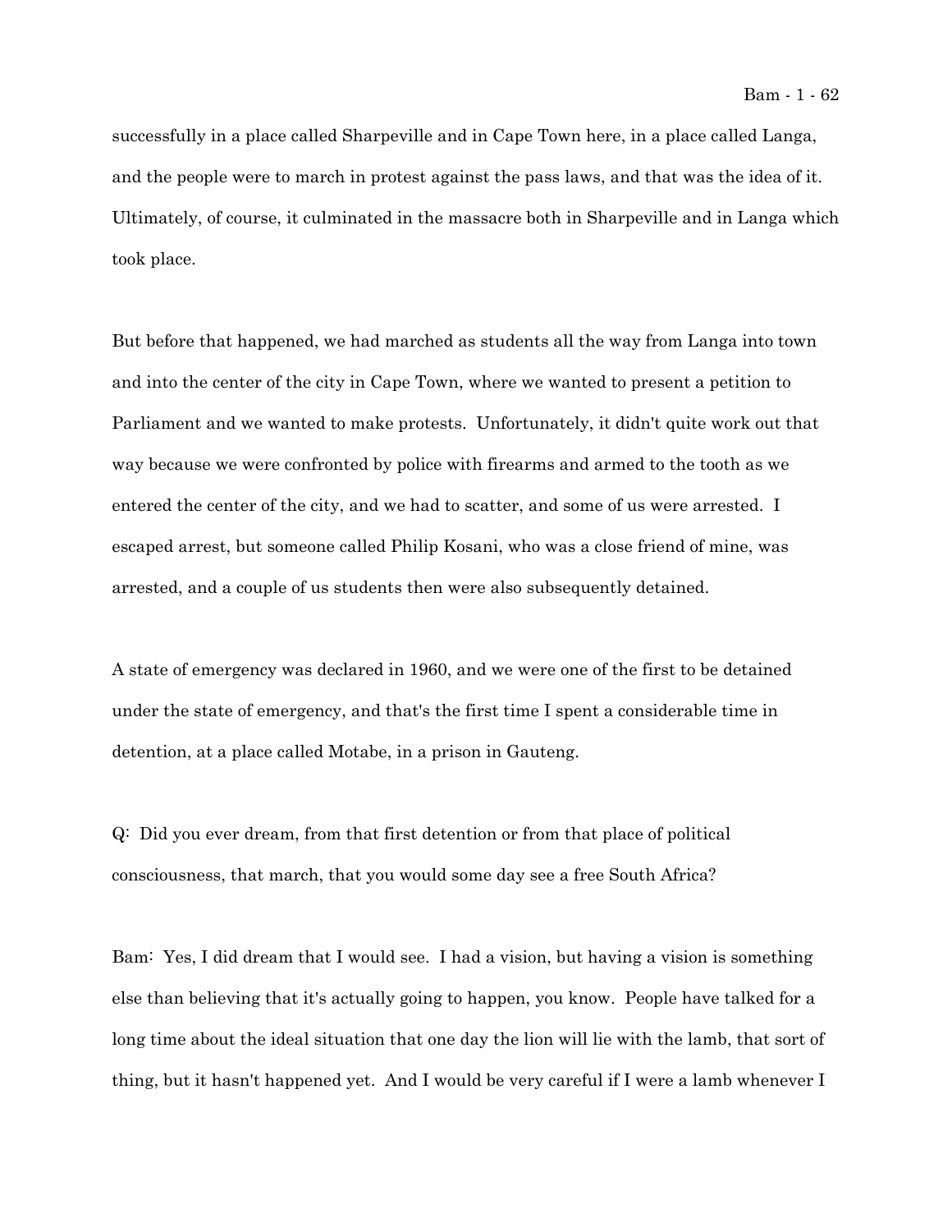successfully in a place called Sharpeville and in Cape Town here, in a place called Langa, and the people were to march in protest against the pass laws, and that was the idea of it. Ultimately, of course, it culminated in the massacre both in Sharpeville and in Langa which took place.

But before that happened, we had marched as students all the way from Langa into town and into the center of the city in Cape Town, where we wanted to present a petition to Parliament and we wanted to make protests. Unfortunately, it didn't quite work out that way because we were confronted by police with firearms and armed to the tooth as we entered the center of the city, and we had to scatter, and some of us were arrested. I escaped arrest, but someone called Philip Kosani, who was a close friend of mine, was arrested, and a couple of us students then were also subsequently detained.

A state of emergency was declared in 1960, and we were one of the first to be detained under the state of emergency, and that's the first time I spent a considerable time in detention, at a place called Motabe, in a prison in Gauteng.

Q: Did you ever dream, from that first detention or from that place of political consciousness, that march, that you would some day see a free South Africa?

Bam: Yes, I did dream that I would see. I had a vision, but having a vision is something else than believing that it's actually going to happen, you know. People have talked for a long time about the ideal situation that one day the lion will lie with the lamb, that sort of thing, but it hasn't happened yet. And I would be very careful if I were a lamb whenever I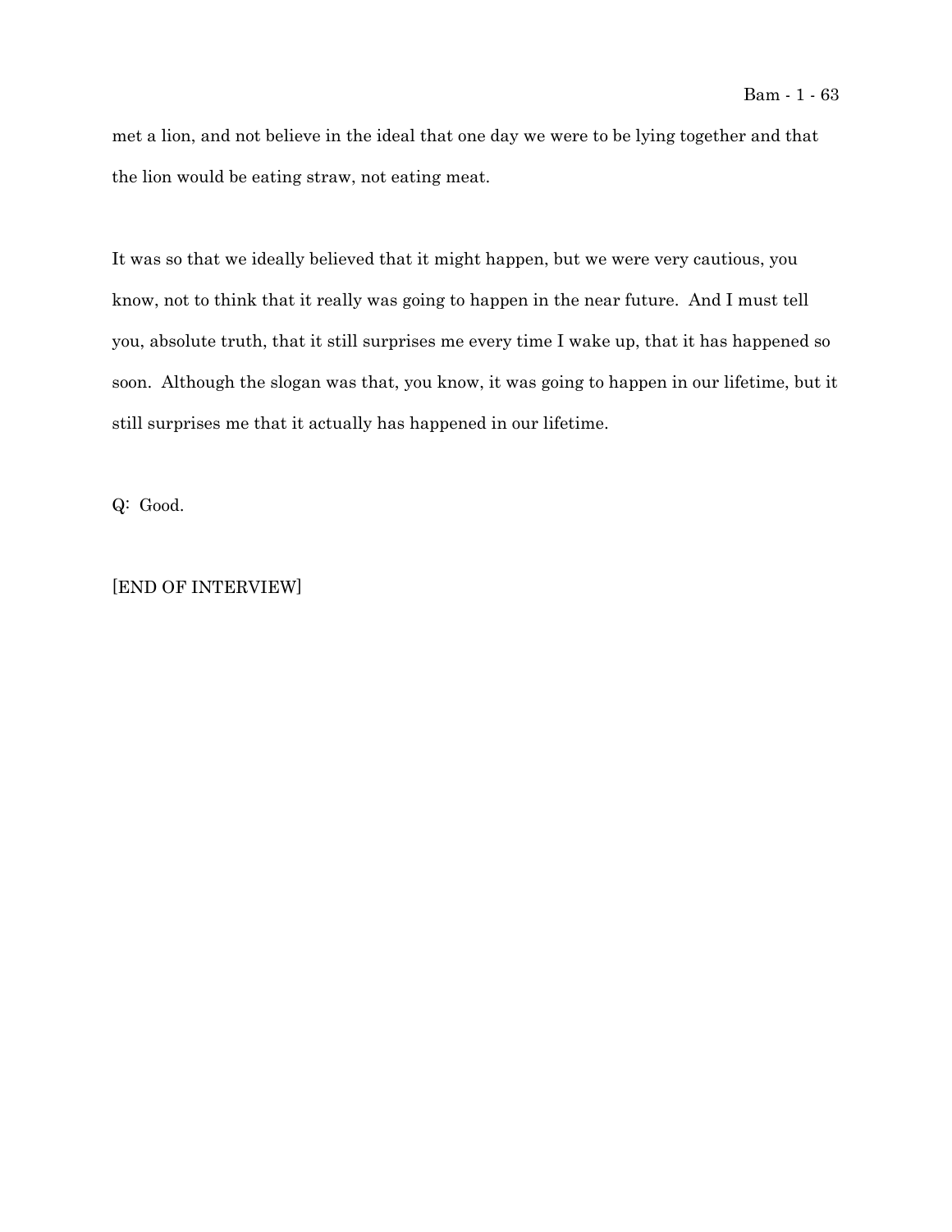met a lion, and not believe in the ideal that one day we were to be lying together and that the lion would be eating straw, not eating meat.

It was so that we ideally believed that it might happen, but we were very cautious, you know, not to think that it really was going to happen in the near future. And I must tell you, absolute truth, that it still surprises me every time I wake up, that it has happened so soon. Although the slogan was that, you know, it was going to happen in our lifetime, but it still surprises me that it actually has happened in our lifetime.

Q: Good.

[END OF INTERVIEW]